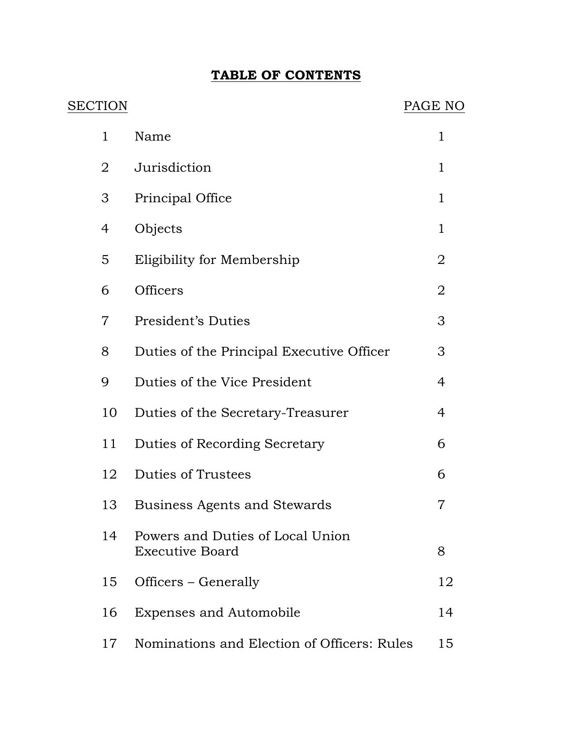# TABLE OF CONTENTS

| SECTION | | PAGE NO |
|---|---|---|
| 1 | Name | 1 |
| 2 | Jurisdiction | 1 |
| 3 | Principal Office | 1 |
| 4 | Objects | 1 |
| 5 | Eligibility for Membership | 2 |
| 6 | Officers | 2 |
| 7 | President's Duties | 3 |
| 8 | Duties of the Principal Executive Officer | 3 |
| 9 | Duties of the Vice President | 4 |
| 10 | Duties of the Secretary-Treasurer | 4 |
| 11 | Duties of Recording Secretary | 6 |
| 12 | Duties of Trustees | 6 |
| 13 | Business Agents and Stewards | 7 |
| 14 | Powers and Duties of Local Union Executive Board | 8 |
| 15 | Officers – Generally | 12 |
| 16 | Expenses and Automobile | 14 |
| 17 | Nominations and Election of Officers: Rules | 15 |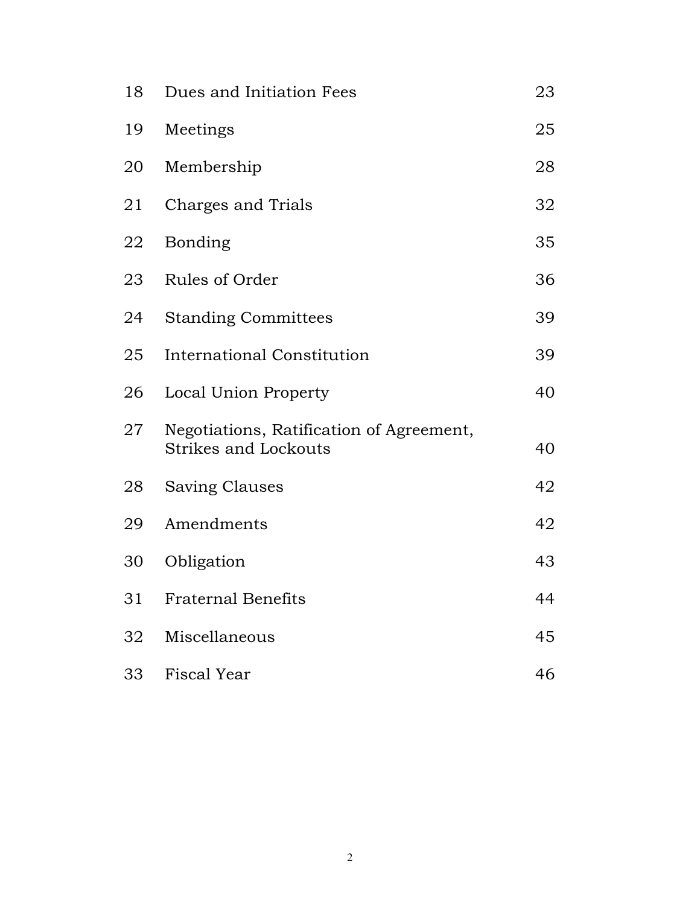| | | |
|---|---|---|
| 18 | Dues and Initiation Fees | 23 |
| 19 | Meetings | 25 |
| 20 | Membership | 28 |
| 21 | Charges and Trials | 32 |
| 22 | Bonding | 35 |
| 23 | Rules of Order | 36 |
| 24 | Standing Committees | 39 |
| 25 | International Constitution | 39 |
| 26 | Local Union Property | 40 |
| 27 | Negotiations, Ratification of Agreement, Strikes and Lockouts | 40 |
| 28 | Saving Clauses | 42 |
| 29 | Amendments | 42 |
| 30 | Obligation | 43 |
| 31 | Fraternal Benefits | 44 |
| 32 | Miscellaneous | 45 |
| 33 | Fiscal Year | 46 |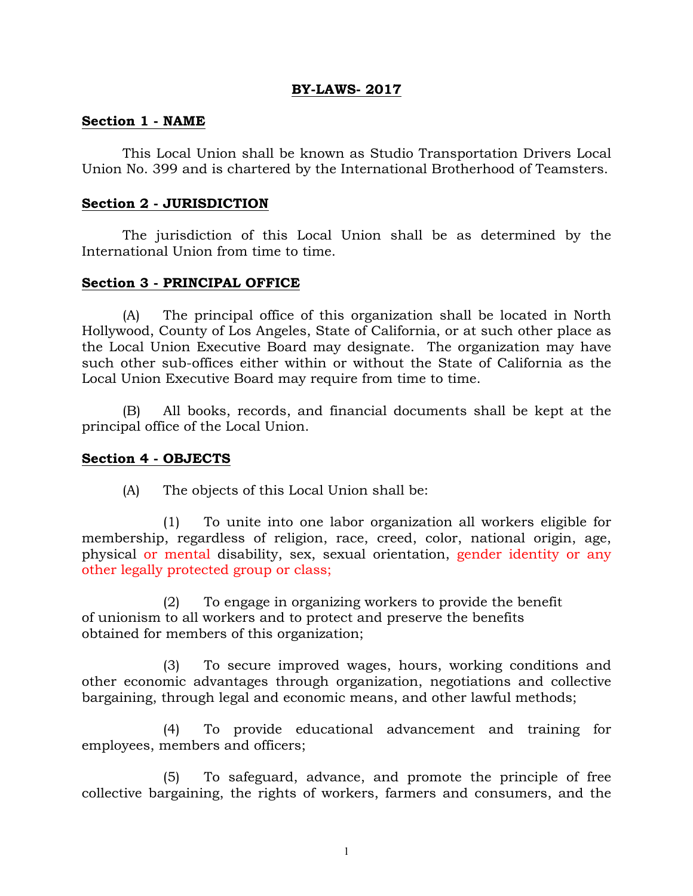# BY-LAWS- 2017

## Section 1 - NAME

This Local Union shall be known as Studio Transportation Drivers Local Union No. 399 and is chartered by the International Brotherhood of Teamsters.

## Section 2 - JURISDICTION

The jurisdiction of this Local Union shall be as determined by the International Union from time to time.

## Section 3 - PRINCIPAL OFFICE

(A) The principal office of this organization shall be located in North Hollywood, County of Los Angeles, State of California, or at such other place as the Local Union Executive Board may designate. The organization may have such other sub-offices either within or without the State of California as the Local Union Executive Board may require from time to time.

(B) All books, records, and financial documents shall be kept at the principal office of the Local Union.

## Section 4 - OBJECTS

(A) The objects of this Local Union shall be:

(1) To unite into one labor organization all workers eligible for membership, regardless of religion, race, creed, color, national origin, age, physical or mental disability, sex, sexual orientation, gender identity or any other legally protected group or class;

(2) To engage in organizing workers to provide the benefit of unionism to all workers and to protect and preserve the benefits obtained for members of this organization;

(3) To secure improved wages, hours, working conditions and other economic advantages through organization, negotiations and collective bargaining, through legal and economic means, and other lawful methods;

(4) To provide educational advancement and training for employees, members and officers;

(5) To safeguard, advance, and promote the principle of free collective bargaining, the rights of workers, farmers and consumers, and the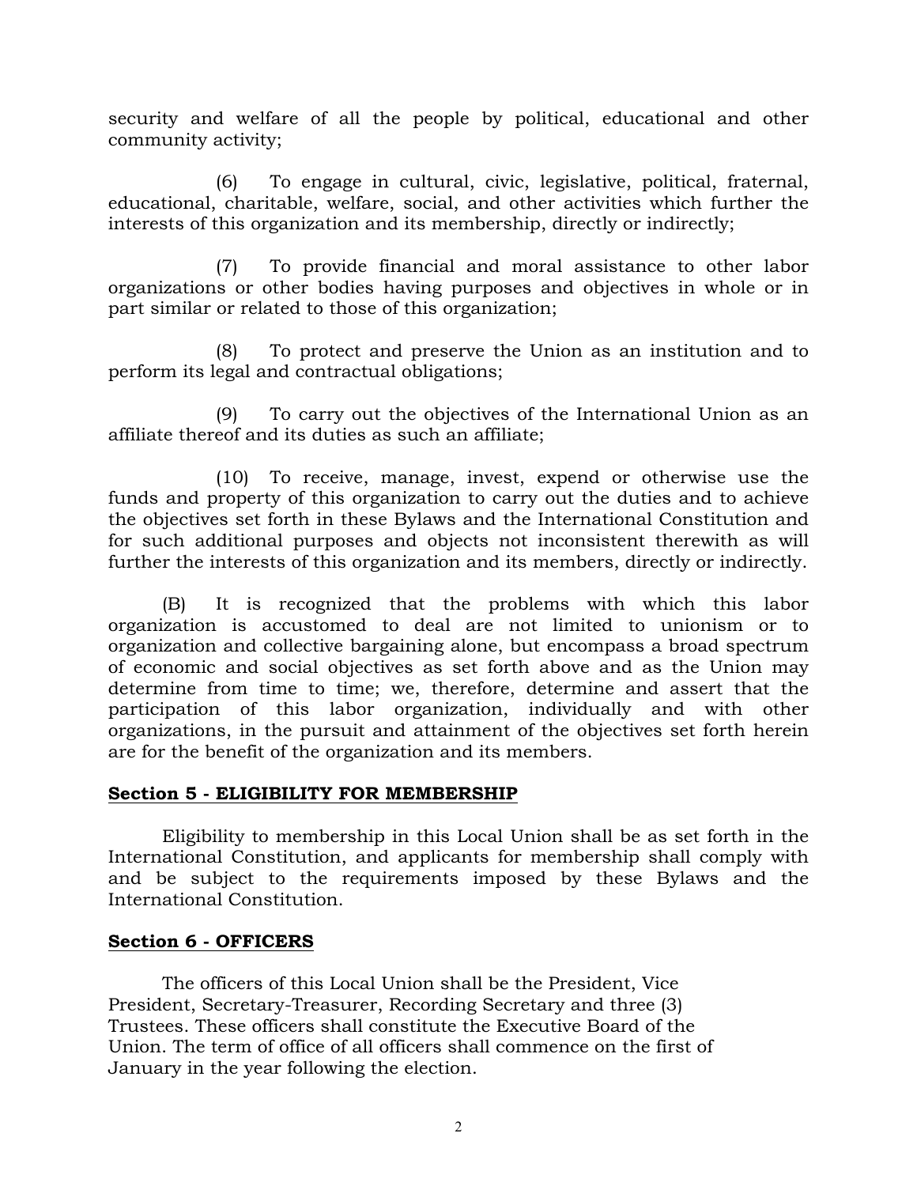security and welfare of all the people by political, educational and other community activity;

(6) To engage in cultural, civic, legislative, political, fraternal, educational, charitable, welfare, social, and other activities which further the interests of this organization and its membership, directly or indirectly;

(7) To provide financial and moral assistance to other labor organizations or other bodies having purposes and objectives in whole or in part similar or related to those of this organization;

(8) To protect and preserve the Union as an institution and to perform its legal and contractual obligations;

(9) To carry out the objectives of the International Union as an affiliate thereof and its duties as such an affiliate;

(10) To receive, manage, invest, expend or otherwise use the funds and property of this organization to carry out the duties and to achieve the objectives set forth in these Bylaws and the International Constitution and for such additional purposes and objects not inconsistent therewith as will further the interests of this organization and its members, directly or indirectly.

(B) It is recognized that the problems with which this labor organization is accustomed to deal are not limited to unionism or to organization and collective bargaining alone, but encompass a broad spectrum of economic and social objectives as set forth above and as the Union may determine from time to time; we, therefore, determine and assert that the participation of this labor organization, individually and with other organizations, in the pursuit and attainment of the objectives set forth herein are for the benefit of the organization and its members.

**Section 5 - ELIGIBILITY FOR MEMBERSHIP**

Eligibility to membership in this Local Union shall be as set forth in the International Constitution, and applicants for membership shall comply with and be subject to the requirements imposed by these Bylaws and the International Constitution.

**Section 6 - OFFICERS**

The officers of this Local Union shall be the President, Vice President, Secretary-Treasurer, Recording Secretary and three (3) Trustees. These officers shall constitute the Executive Board of the Union. The term of office of all officers shall commence on the first of January in the year following the election.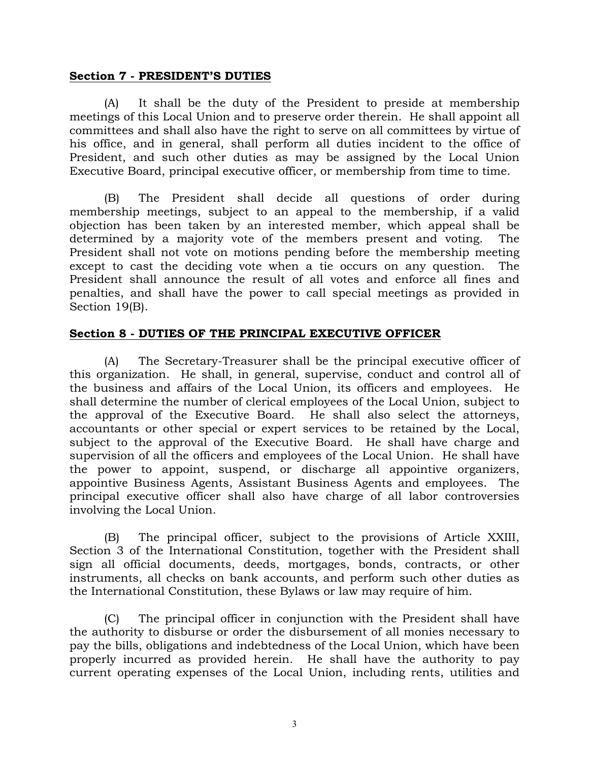**Section 7 - PRESIDENT'S DUTIES**

(A) It shall be the duty of the President to preside at membership meetings of this Local Union and to preserve order therein. He shall appoint all committees and shall also have the right to serve on all committees by virtue of his office, and in general, shall perform all duties incident to the office of President, and such other duties as may be assigned by the Local Union Executive Board, principal executive officer, or membership from time to time.

(B) The President shall decide all questions of order during membership meetings, subject to an appeal to the membership, if a valid objection has been taken by an interested member, which appeal shall be determined by a majority vote of the members present and voting. The President shall not vote on motions pending before the membership meeting except to cast the deciding vote when a tie occurs on any question. The President shall announce the result of all votes and enforce all fines and penalties, and shall have the power to call special meetings as provided in Section 19(B).

**Section 8 - DUTIES OF THE PRINCIPAL EXECUTIVE OFFICER**

(A) The Secretary-Treasurer shall be the principal executive officer of this organization. He shall, in general, supervise, conduct and control all of the business and affairs of the Local Union, its officers and employees. He shall determine the number of clerical employees of the Local Union, subject to the approval of the Executive Board. He shall also select the attorneys, accountants or other special or expert services to be retained by the Local, subject to the approval of the Executive Board. He shall have charge and supervision of all the officers and employees of the Local Union. He shall have the power to appoint, suspend, or discharge all appointive organizers, appointive Business Agents, Assistant Business Agents and employees. The principal executive officer shall also have charge of all labor controversies involving the Local Union.

(B) The principal officer, subject to the provisions of Article XXIII, Section 3 of the International Constitution, together with the President shall sign all official documents, deeds, mortgages, bonds, contracts, or other instruments, all checks on bank accounts, and perform such other duties as the International Constitution, these Bylaws or law may require of him.

(C) The principal officer in conjunction with the President shall have the authority to disburse or order the disbursement of all monies necessary to pay the bills, obligations and indebtedness of the Local Union, which have been properly incurred as provided herein. He shall have the authority to pay current operating expenses of the Local Union, including rents, utilities and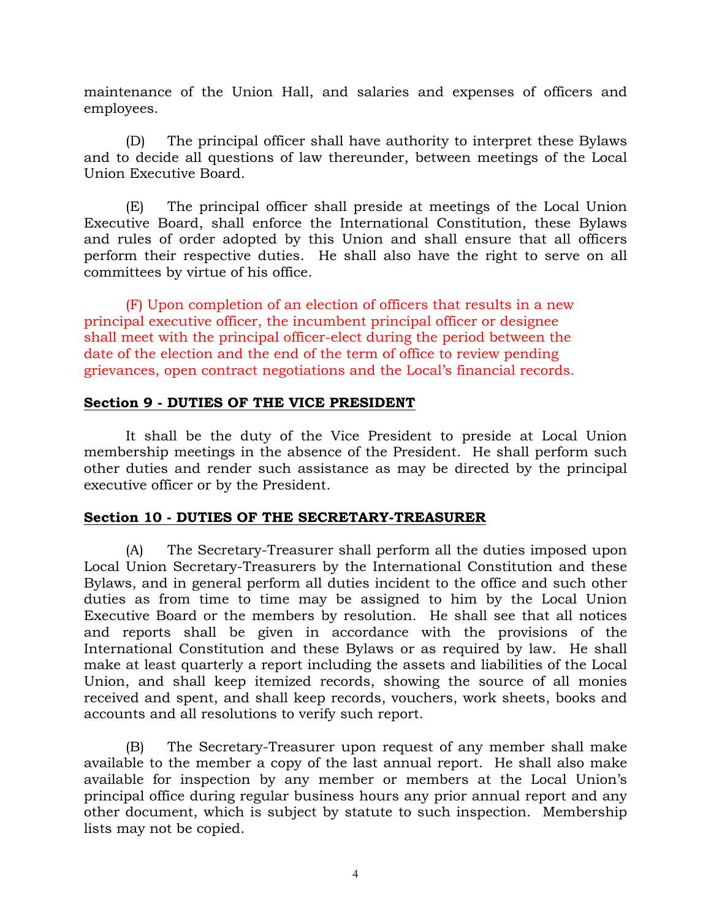maintenance of the Union Hall, and salaries and expenses of officers and employees.

(D) The principal officer shall have authority to interpret these Bylaws and to decide all questions of law thereunder, between meetings of the Local Union Executive Board.

(E) The principal officer shall preside at meetings of the Local Union Executive Board, shall enforce the International Constitution, these Bylaws and rules of order adopted by this Union and shall ensure that all officers perform their respective duties. He shall also have the right to serve on all committees by virtue of his office.

(F) Upon completion of an election of officers that results in a new principal executive officer, the incumbent principal officer or designee shall meet with the principal officer-elect during the period between the date of the election and the end of the term of office to review pending grievances, open contract negotiations and the Local's financial records.

**Section 9 - DUTIES OF THE VICE PRESIDENT**

It shall be the duty of the Vice President to preside at Local Union membership meetings in the absence of the President. He shall perform such other duties and render such assistance as may be directed by the principal executive officer or by the President.

**Section 10 - DUTIES OF THE SECRETARY-TREASURER**

(A) The Secretary-Treasurer shall perform all the duties imposed upon Local Union Secretary-Treasurers by the International Constitution and these Bylaws, and in general perform all duties incident to the office and such other duties as from time to time may be assigned to him by the Local Union Executive Board or the members by resolution. He shall see that all notices and reports shall be given in accordance with the provisions of the International Constitution and these Bylaws or as required by law. He shall make at least quarterly a report including the assets and liabilities of the Local Union, and shall keep itemized records, showing the source of all monies received and spent, and shall keep records, vouchers, work sheets, books and accounts and all resolutions to verify such report.

(B) The Secretary-Treasurer upon request of any member shall make available to the member a copy of the last annual report. He shall also make available for inspection by any member or members at the Local Union's principal office during regular business hours any prior annual report and any other document, which is subject by statute to such inspection. Membership lists may not be copied.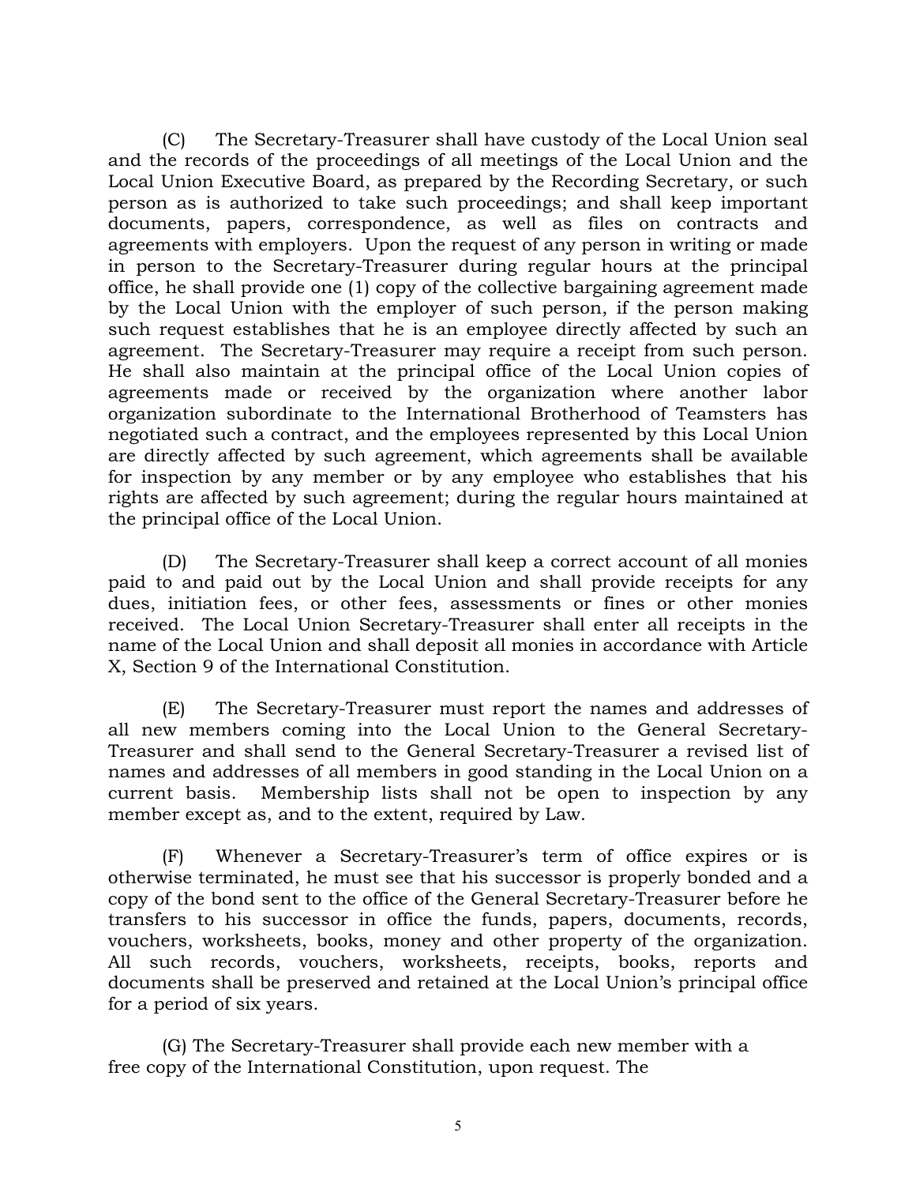(C) The Secretary-Treasurer shall have custody of the Local Union seal and the records of the proceedings of all meetings of the Local Union and the Local Union Executive Board, as prepared by the Recording Secretary, or such person as is authorized to take such proceedings; and shall keep important documents, papers, correspondence, as well as files on contracts and agreements with employers. Upon the request of any person in writing or made in person to the Secretary-Treasurer during regular hours at the principal office, he shall provide one (1) copy of the collective bargaining agreement made by the Local Union with the employer of such person, if the person making such request establishes that he is an employee directly affected by such an agreement. The Secretary-Treasurer may require a receipt from such person. He shall also maintain at the principal office of the Local Union copies of agreements made or received by the organization where another labor organization subordinate to the International Brotherhood of Teamsters has negotiated such a contract, and the employees represented by this Local Union are directly affected by such agreement, which agreements shall be available for inspection by any member or by any employee who establishes that his rights are affected by such agreement; during the regular hours maintained at the principal office of the Local Union.

(D) The Secretary-Treasurer shall keep a correct account of all monies paid to and paid out by the Local Union and shall provide receipts for any dues, initiation fees, or other fees, assessments or fines or other monies received. The Local Union Secretary-Treasurer shall enter all receipts in the name of the Local Union and shall deposit all monies in accordance with Article X, Section 9 of the International Constitution.

(E) The Secretary-Treasurer must report the names and addresses of all new members coming into the Local Union to the General Secretary-Treasurer and shall send to the General Secretary-Treasurer a revised list of names and addresses of all members in good standing in the Local Union on a current basis. Membership lists shall not be open to inspection by any member except as, and to the extent, required by Law.

(F) Whenever a Secretary-Treasurer's term of office expires or is otherwise terminated, he must see that his successor is properly bonded and a copy of the bond sent to the office of the General Secretary-Treasurer before he transfers to his successor in office the funds, papers, documents, records, vouchers, worksheets, books, money and other property of the organization. All such records, vouchers, worksheets, receipts, books, reports and documents shall be preserved and retained at the Local Union's principal office for a period of six years.

(G) The Secretary-Treasurer shall provide each new member with a free copy of the International Constitution, upon request. The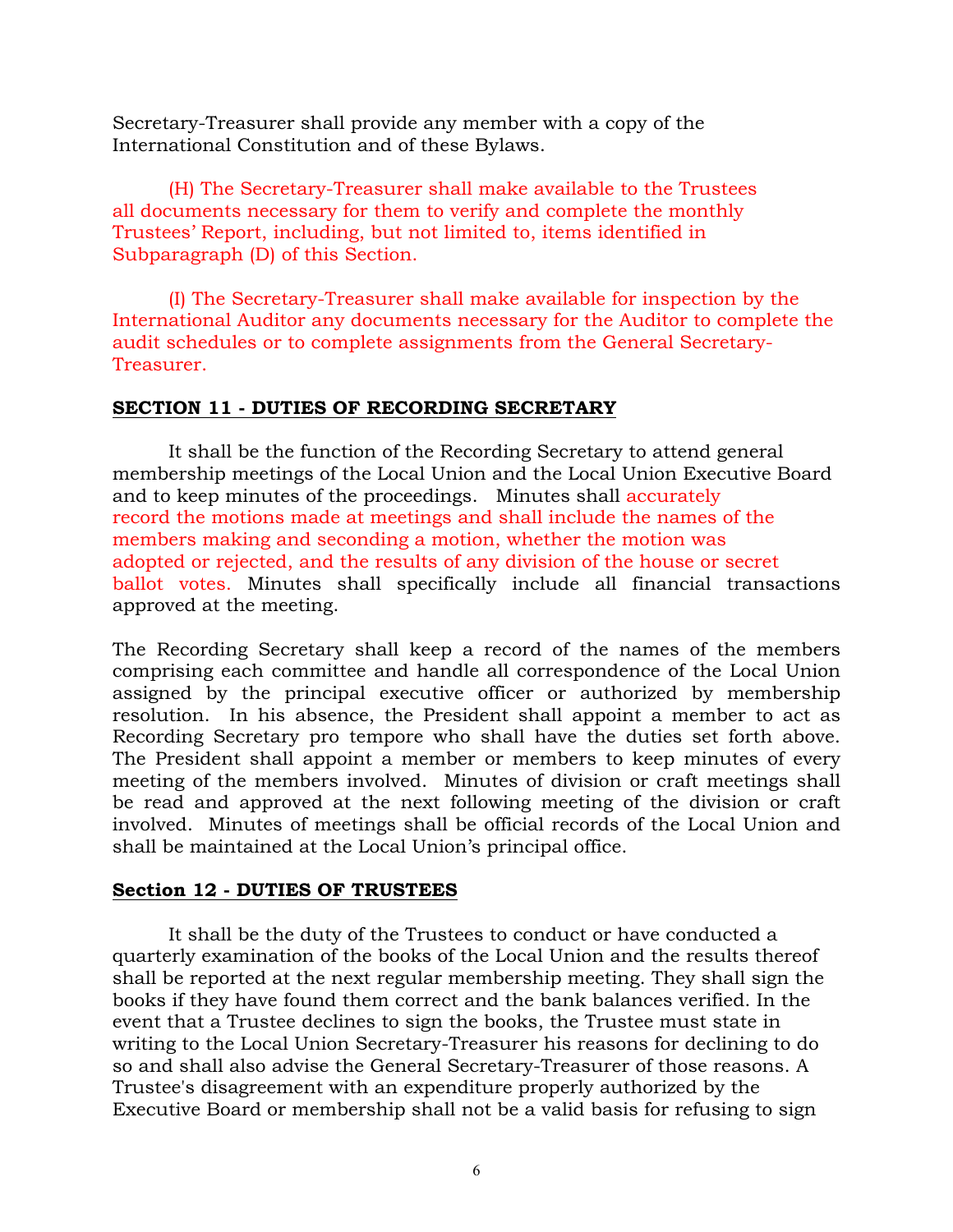Secretary-Treasurer shall provide any member with a copy of the International Constitution and of these Bylaws.

(H) The Secretary-Treasurer shall make available to the Trustees all documents necessary for them to verify and complete the monthly Trustees' Report, including, but not limited to, items identified in Subparagraph (D) of this Section.

(I) The Secretary-Treasurer shall make available for inspection by the International Auditor any documents necessary for the Auditor to complete the audit schedules or to complete assignments from the General Secretary-Treasurer.

## SECTION 11 - DUTIES OF RECORDING SECRETARY

It shall be the function of the Recording Secretary to attend general membership meetings of the Local Union and the Local Union Executive Board and to keep minutes of the proceedings. Minutes shall accurately record the motions made at meetings and shall include the names of the members making and seconding a motion, whether the motion was adopted or rejected, and the results of any division of the house or secret ballot votes. Minutes shall specifically include all financial transactions approved at the meeting.

The Recording Secretary shall keep a record of the names of the members comprising each committee and handle all correspondence of the Local Union assigned by the principal executive officer or authorized by membership resolution. In his absence, the President shall appoint a member to act as Recording Secretary pro tempore who shall have the duties set forth above. The President shall appoint a member or members to keep minutes of every meeting of the members involved. Minutes of division or craft meetings shall be read and approved at the next following meeting of the division or craft involved. Minutes of meetings shall be official records of the Local Union and shall be maintained at the Local Union's principal office.

## Section 12 - DUTIES OF TRUSTEES

It shall be the duty of the Trustees to conduct or have conducted a quarterly examination of the books of the Local Union and the results thereof shall be reported at the next regular membership meeting. They shall sign the books if they have found them correct and the bank balances verified. In the event that a Trustee declines to sign the books, the Trustee must state in writing to the Local Union Secretary-Treasurer his reasons for declining to do so and shall also advise the General Secretary-Treasurer of those reasons. A Trustee's disagreement with an expenditure properly authorized by the Executive Board or membership shall not be a valid basis for refusing to sign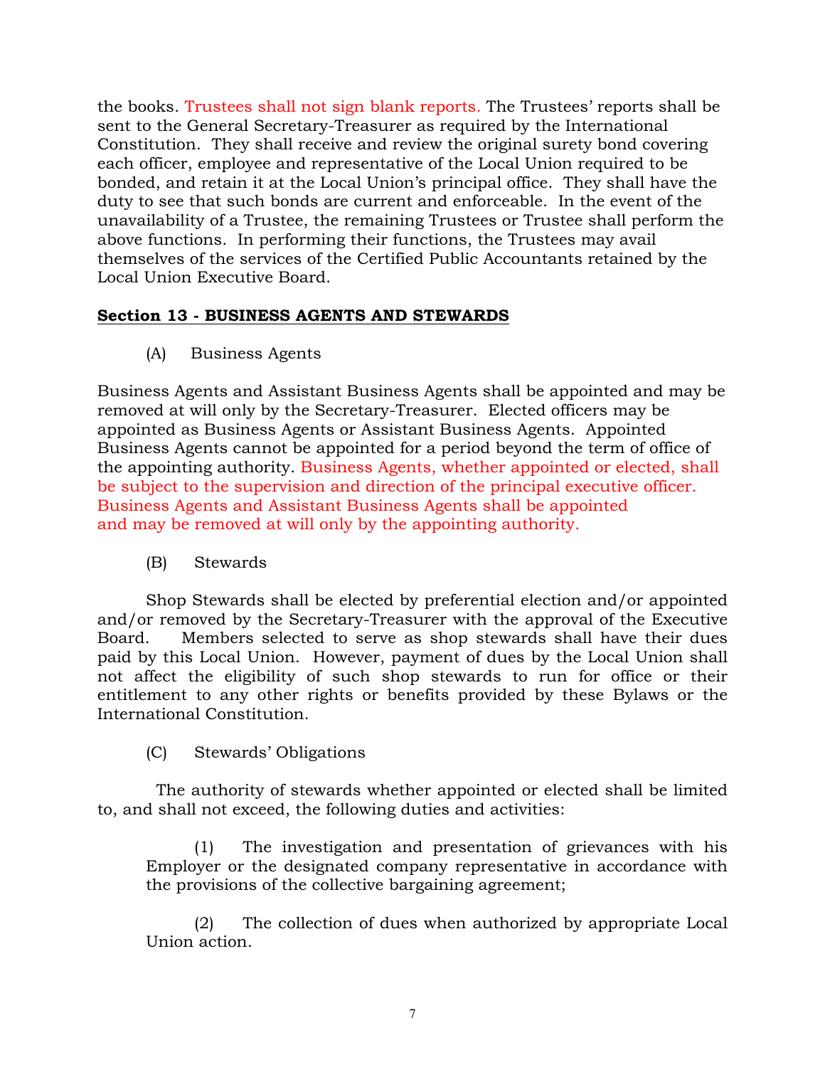the books. Trustees shall not sign blank reports. The Trustees' reports shall be sent to the General Secretary-Treasurer as required by the International Constitution. They shall receive and review the original surety bond covering each officer, employee and representative of the Local Union required to be bonded, and retain it at the Local Union's principal office. They shall have the duty to see that such bonds are current and enforceable. In the event of the unavailability of a Trustee, the remaining Trustees or Trustee shall perform the above functions. In performing their functions, the Trustees may avail themselves of the services of the Certified Public Accountants retained by the Local Union Executive Board.

## Section 13 - BUSINESS AGENTS AND STEWARDS

(A) Business Agents

Business Agents and Assistant Business Agents shall be appointed and may be removed at will only by the Secretary-Treasurer. Elected officers may be appointed as Business Agents or Assistant Business Agents. Appointed Business Agents cannot be appointed for a period beyond the term of office of the appointing authority. Business Agents, whether appointed or elected, shall be subject to the supervision and direction of the principal executive officer. Business Agents and Assistant Business Agents shall be appointed and may be removed at will only by the appointing authority.

(B) Stewards

Shop Stewards shall be elected by preferential election and/or appointed and/or removed by the Secretary-Treasurer with the approval of the Executive Board. Members selected to serve as shop stewards shall have their dues paid by this Local Union. However, payment of dues by the Local Union shall not affect the eligibility of such shop stewards to run for office or their entitlement to any other rights or benefits provided by these Bylaws or the International Constitution.

(C) Stewards' Obligations

The authority of stewards whether appointed or elected shall be limited to, and shall not exceed, the following duties and activities:

(1) The investigation and presentation of grievances with his Employer or the designated company representative in accordance with the provisions of the collective bargaining agreement;

(2) The collection of dues when authorized by appropriate Local Union action.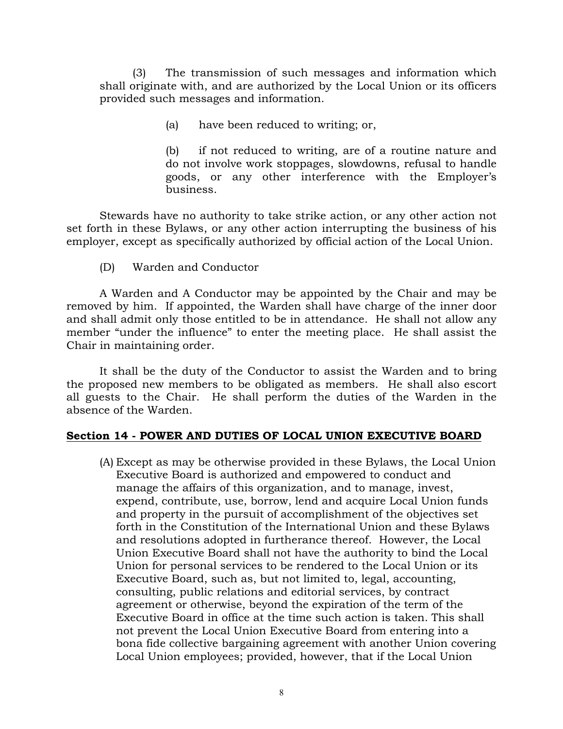(3) The transmission of such messages and information which shall originate with, and are authorized by the Local Union or its officers provided such messages and information.

(a) have been reduced to writing; or,

(b) if not reduced to writing, are of a routine nature and do not involve work stoppages, slowdowns, refusal to handle goods, or any other interference with the Employer's business.

Stewards have no authority to take strike action, or any other action not set forth in these Bylaws, or any other action interrupting the business of his employer, except as specifically authorized by official action of the Local Union.

(D) Warden and Conductor

A Warden and A Conductor may be appointed by the Chair and may be removed by him. If appointed, the Warden shall have charge of the inner door and shall admit only those entitled to be in attendance. He shall not allow any member "under the influence" to enter the meeting place. He shall assist the Chair in maintaining order.

It shall be the duty of the Conductor to assist the Warden and to bring the proposed new members to be obligated as members. He shall also escort all guests to the Chair. He shall perform the duties of the Warden in the absence of the Warden.

## Section 14 - POWER AND DUTIES OF LOCAL UNION EXECUTIVE BOARD

(A) Except as may be otherwise provided in these Bylaws, the Local Union Executive Board is authorized and empowered to conduct and manage the affairs of this organization, and to manage, invest, expend, contribute, use, borrow, lend and acquire Local Union funds and property in the pursuit of accomplishment of the objectives set forth in the Constitution of the International Union and these Bylaws and resolutions adopted in furtherance thereof. However, the Local Union Executive Board shall not have the authority to bind the Local Union for personal services to be rendered to the Local Union or its Executive Board, such as, but not limited to, legal, accounting, consulting, public relations and editorial services, by contract agreement or otherwise, beyond the expiration of the term of the Executive Board in office at the time such action is taken. This shall not prevent the Local Union Executive Board from entering into a bona fide collective bargaining agreement with another Union covering Local Union employees; provided, however, that if the Local Union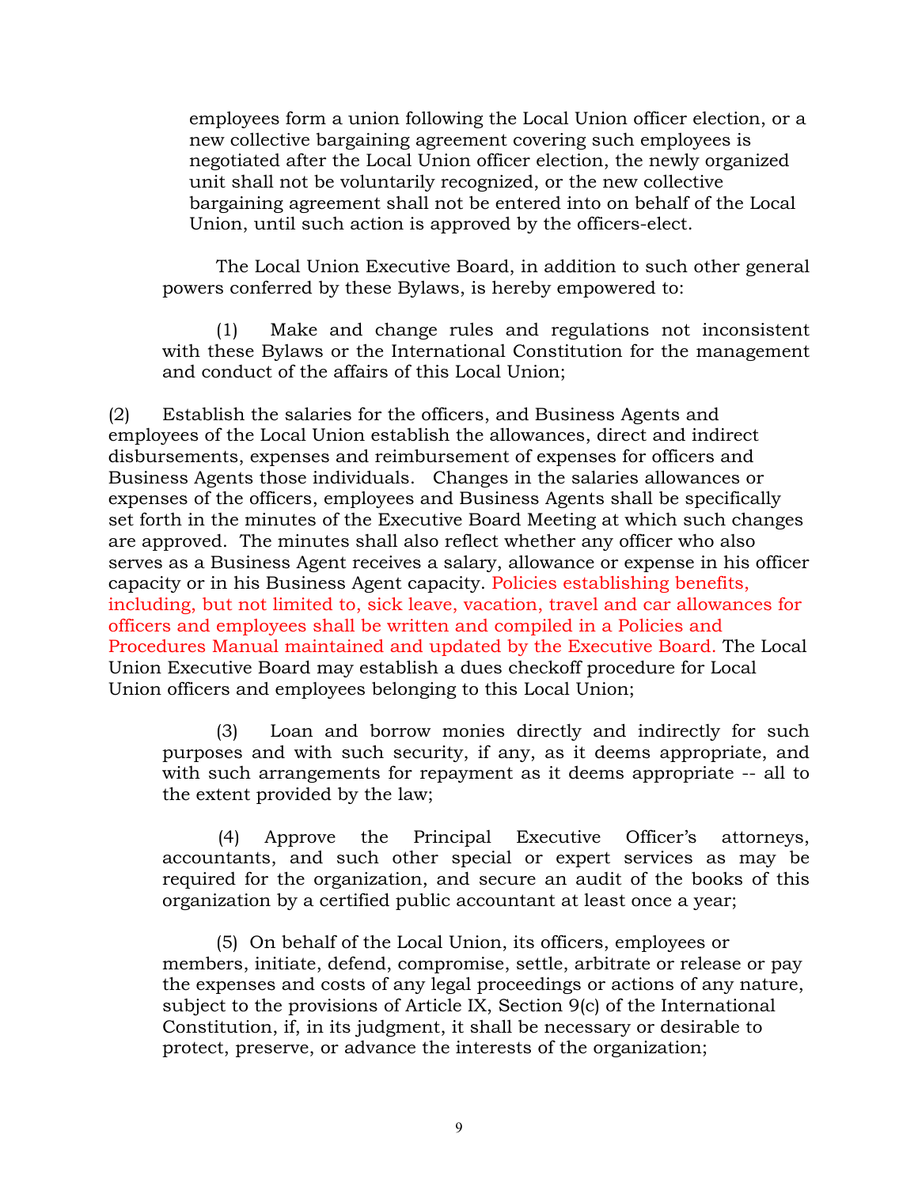employees form a union following the Local Union officer election, or a new collective bargaining agreement covering such employees is negotiated after the Local Union officer election, the newly organized unit shall not be voluntarily recognized, or the new collective bargaining agreement shall not be entered into on behalf of the Local Union, until such action is approved by the officers-elect.

The Local Union Executive Board, in addition to such other general powers conferred by these Bylaws, is hereby empowered to:

(1) Make and change rules and regulations not inconsistent with these Bylaws or the International Constitution for the management and conduct of the affairs of this Local Union;

(2) Establish the salaries for the officers, and Business Agents and employees of the Local Union establish the allowances, direct and indirect disbursements, expenses and reimbursement of expenses for officers and Business Agents those individuals. Changes in the salaries allowances or expenses of the officers, employees and Business Agents shall be specifically set forth in the minutes of the Executive Board Meeting at which such changes are approved. The minutes shall also reflect whether any officer who also serves as a Business Agent receives a salary, allowance or expense in his officer capacity or in his Business Agent capacity. Policies establishing benefits, including, but not limited to, sick leave, vacation, travel and car allowances for officers and employees shall be written and compiled in a Policies and Procedures Manual maintained and updated by the Executive Board. The Local Union Executive Board may establish a dues checkoff procedure for Local Union officers and employees belonging to this Local Union;

(3) Loan and borrow monies directly and indirectly for such purposes and with such security, if any, as it deems appropriate, and with such arrangements for repayment as it deems appropriate -- all to the extent provided by the law;

(4) Approve the Principal Executive Officer's attorneys, accountants, and such other special or expert services as may be required for the organization, and secure an audit of the books of this organization by a certified public accountant at least once a year;

(5) On behalf of the Local Union, its officers, employees or members, initiate, defend, compromise, settle, arbitrate or release or pay the expenses and costs of any legal proceedings or actions of any nature, subject to the provisions of Article IX, Section 9(c) of the International Constitution, if, in its judgment, it shall be necessary or desirable to protect, preserve, or advance the interests of the organization;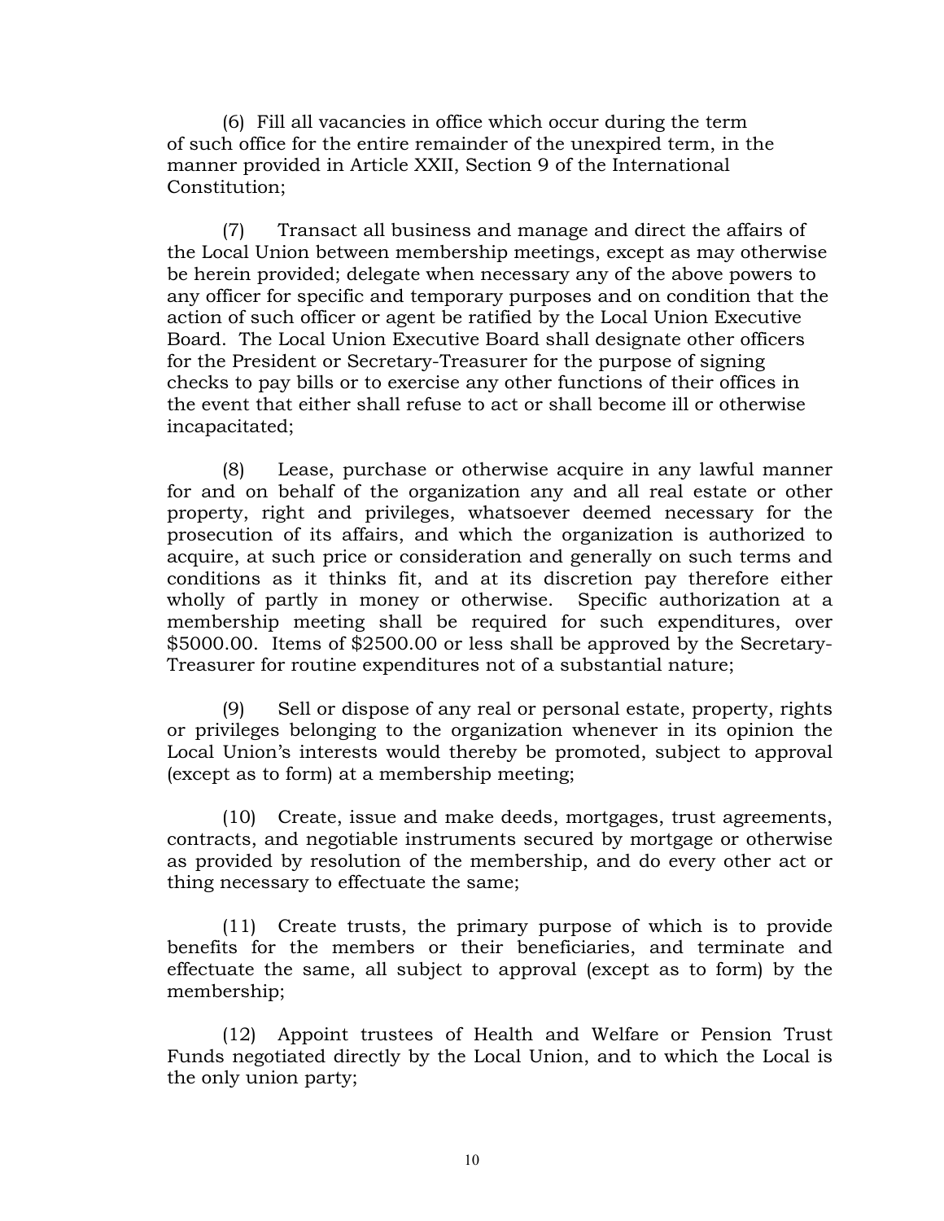(6) Fill all vacancies in office which occur during the term of such office for the entire remainder of the unexpired term, in the manner provided in Article XXII, Section 9 of the International Constitution;

(7) Transact all business and manage and direct the affairs of the Local Union between membership meetings, except as may otherwise be herein provided; delegate when necessary any of the above powers to any officer for specific and temporary purposes and on condition that the action of such officer or agent be ratified by the Local Union Executive Board. The Local Union Executive Board shall designate other officers for the President or Secretary-Treasurer for the purpose of signing checks to pay bills or to exercise any other functions of their offices in the event that either shall refuse to act or shall become ill or otherwise incapacitated;

(8) Lease, purchase or otherwise acquire in any lawful manner for and on behalf of the organization any and all real estate or other property, right and privileges, whatsoever deemed necessary for the prosecution of its affairs, and which the organization is authorized to acquire, at such price or consideration and generally on such terms and conditions as it thinks fit, and at its discretion pay therefore either wholly of partly in money or otherwise. Specific authorization at a membership meeting shall be required for such expenditures, over $5000.00. Items of $2500.00 or less shall be approved by the Secretary-Treasurer for routine expenditures not of a substantial nature;

(9) Sell or dispose of any real or personal estate, property, rights or privileges belonging to the organization whenever in its opinion the Local Union's interests would thereby be promoted, subject to approval (except as to form) at a membership meeting;

(10) Create, issue and make deeds, mortgages, trust agreements, contracts, and negotiable instruments secured by mortgage or otherwise as provided by resolution of the membership, and do every other act or thing necessary to effectuate the same;

(11) Create trusts, the primary purpose of which is to provide benefits for the members or their beneficiaries, and terminate and effectuate the same, all subject to approval (except as to form) by the membership;

(12) Appoint trustees of Health and Welfare or Pension Trust Funds negotiated directly by the Local Union, and to which the Local is the only union party;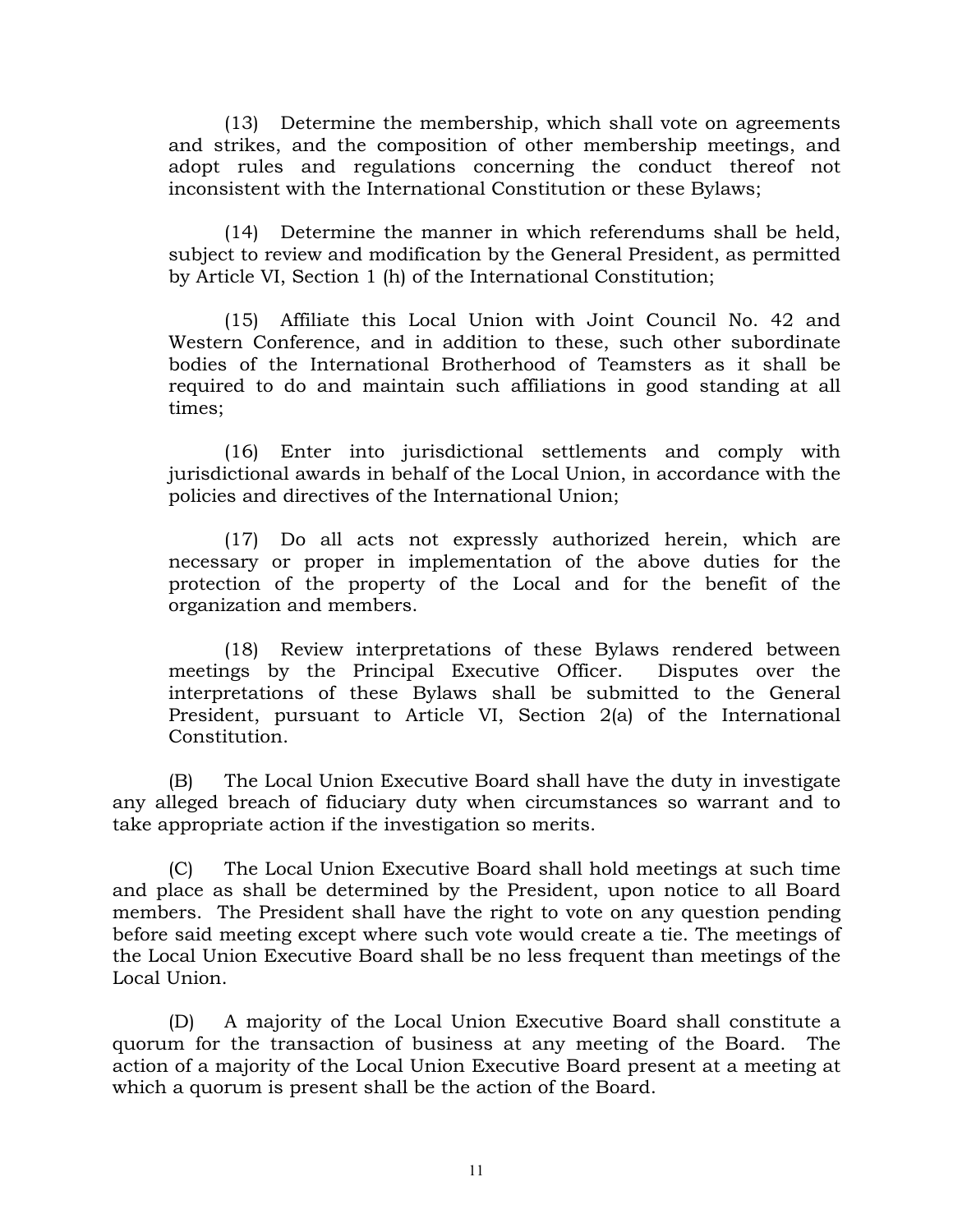(13) Determine the membership, which shall vote on agreements and strikes, and the composition of other membership meetings, and adopt rules and regulations concerning the conduct thereof not inconsistent with the International Constitution or these Bylaws;

(14) Determine the manner in which referendums shall be held, subject to review and modification by the General President, as permitted by Article VI, Section 1 (h) of the International Constitution;

(15) Affiliate this Local Union with Joint Council No. 42 and Western Conference, and in addition to these, such other subordinate bodies of the International Brotherhood of Teamsters as it shall be required to do and maintain such affiliations in good standing at all times;

(16) Enter into jurisdictional settlements and comply with jurisdictional awards in behalf of the Local Union, in accordance with the policies and directives of the International Union;

(17) Do all acts not expressly authorized herein, which are necessary or proper in implementation of the above duties for the protection of the property of the Local and for the benefit of the organization and members.

(18) Review interpretations of these Bylaws rendered between meetings by the Principal Executive Officer. Disputes over the interpretations of these Bylaws shall be submitted to the General President, pursuant to Article VI, Section 2(a) of the International Constitution.

(B) The Local Union Executive Board shall have the duty in investigate any alleged breach of fiduciary duty when circumstances so warrant and to take appropriate action if the investigation so merits.

(C) The Local Union Executive Board shall hold meetings at such time and place as shall be determined by the President, upon notice to all Board members. The President shall have the right to vote on any question pending before said meeting except where such vote would create a tie. The meetings of the Local Union Executive Board shall be no less frequent than meetings of the Local Union.

(D) A majority of the Local Union Executive Board shall constitute a quorum for the transaction of business at any meeting of the Board. The action of a majority of the Local Union Executive Board present at a meeting at which a quorum is present shall be the action of the Board.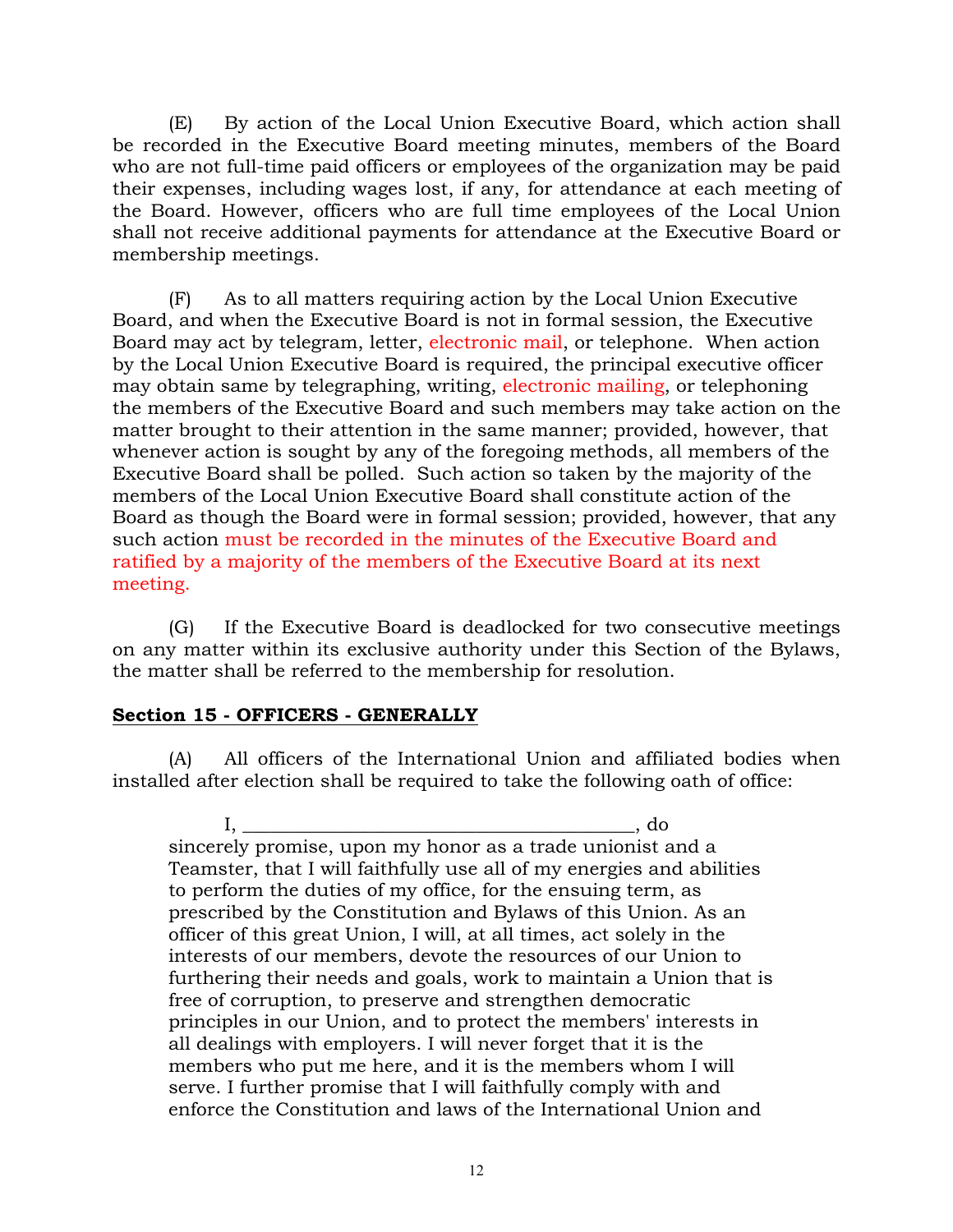(E) By action of the Local Union Executive Board, which action shall be recorded in the Executive Board meeting minutes, members of the Board who are not full-time paid officers or employees of the organization may be paid their expenses, including wages lost, if any, for attendance at each meeting of the Board. However, officers who are full time employees of the Local Union shall not receive additional payments for attendance at the Executive Board or membership meetings.

(F) As to all matters requiring action by the Local Union Executive Board, and when the Executive Board is not in formal session, the Executive Board may act by telegram, letter, electronic mail, or telephone. When action by the Local Union Executive Board is required, the principal executive officer may obtain same by telegraphing, writing, electronic mailing, or telephoning the members of the Executive Board and such members may take action on the matter brought to their attention in the same manner; provided, however, that whenever action is sought by any of the foregoing methods, all members of the Executive Board shall be polled. Such action so taken by the majority of the members of the Local Union Executive Board shall constitute action of the Board as though the Board were in formal session; provided, however, that any such action must be recorded in the minutes of the Executive Board and ratified by a majority of the members of the Executive Board at its next meeting.

(G) If the Executive Board is deadlocked for two consecutive meetings on any matter within its exclusive authority under this Section of the Bylaws, the matter shall be referred to the membership for resolution.

## Section 15 - OFFICERS - GENERALLY

(A) All officers of the International Union and affiliated bodies when installed after election shall be required to take the following oath of office:

> I, ________________________________________, do sincerely promise, upon my honor as a trade unionist and a Teamster, that I will faithfully use all of my energies and abilities to perform the duties of my office, for the ensuing term, as prescribed by the Constitution and Bylaws of this Union. As an officer of this great Union, I will, at all times, act solely in the interests of our members, devote the resources of our Union to furthering their needs and goals, work to maintain a Union that is free of corruption, to preserve and strengthen democratic principles in our Union, and to protect the members' interests in all dealings with employers. I will never forget that it is the members who put me here, and it is the members whom I will serve. I further promise that I will faithfully comply with and enforce the Constitution and laws of the International Union and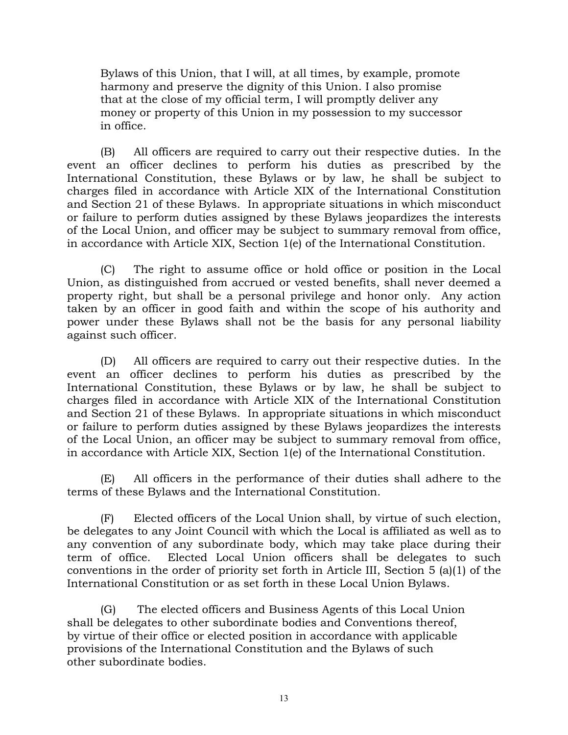Bylaws of this Union, that I will, at all times, by example, promote harmony and preserve the dignity of this Union. I also promise that at the close of my official term, I will promptly deliver any money or property of this Union in my possession to my successor in office.

(B) All officers are required to carry out their respective duties. In the event an officer declines to perform his duties as prescribed by the International Constitution, these Bylaws or by law, he shall be subject to charges filed in accordance with Article XIX of the International Constitution and Section 21 of these Bylaws. In appropriate situations in which misconduct or failure to perform duties assigned by these Bylaws jeopardizes the interests of the Local Union, and officer may be subject to summary removal from office, in accordance with Article XIX, Section 1(e) of the International Constitution.

(C) The right to assume office or hold office or position in the Local Union, as distinguished from accrued or vested benefits, shall never deemed a property right, but shall be a personal privilege and honor only. Any action taken by an officer in good faith and within the scope of his authority and power under these Bylaws shall not be the basis for any personal liability against such officer.

(D) All officers are required to carry out their respective duties. In the event an officer declines to perform his duties as prescribed by the International Constitution, these Bylaws or by law, he shall be subject to charges filed in accordance with Article XIX of the International Constitution and Section 21 of these Bylaws. In appropriate situations in which misconduct or failure to perform duties assigned by these Bylaws jeopardizes the interests of the Local Union, an officer may be subject to summary removal from office, in accordance with Article XIX, Section 1(e) of the International Constitution.

(E) All officers in the performance of their duties shall adhere to the terms of these Bylaws and the International Constitution.

(F) Elected officers of the Local Union shall, by virtue of such election, be delegates to any Joint Council with which the Local is affiliated as well as to any convention of any subordinate body, which may take place during their term of office. Elected Local Union officers shall be delegates to such conventions in the order of priority set forth in Article III, Section 5 (a)(1) of the International Constitution or as set forth in these Local Union Bylaws.

(G) The elected officers and Business Agents of this Local Union shall be delegates to other subordinate bodies and Conventions thereof, by virtue of their office or elected position in accordance with applicable provisions of the International Constitution and the Bylaws of such other subordinate bodies.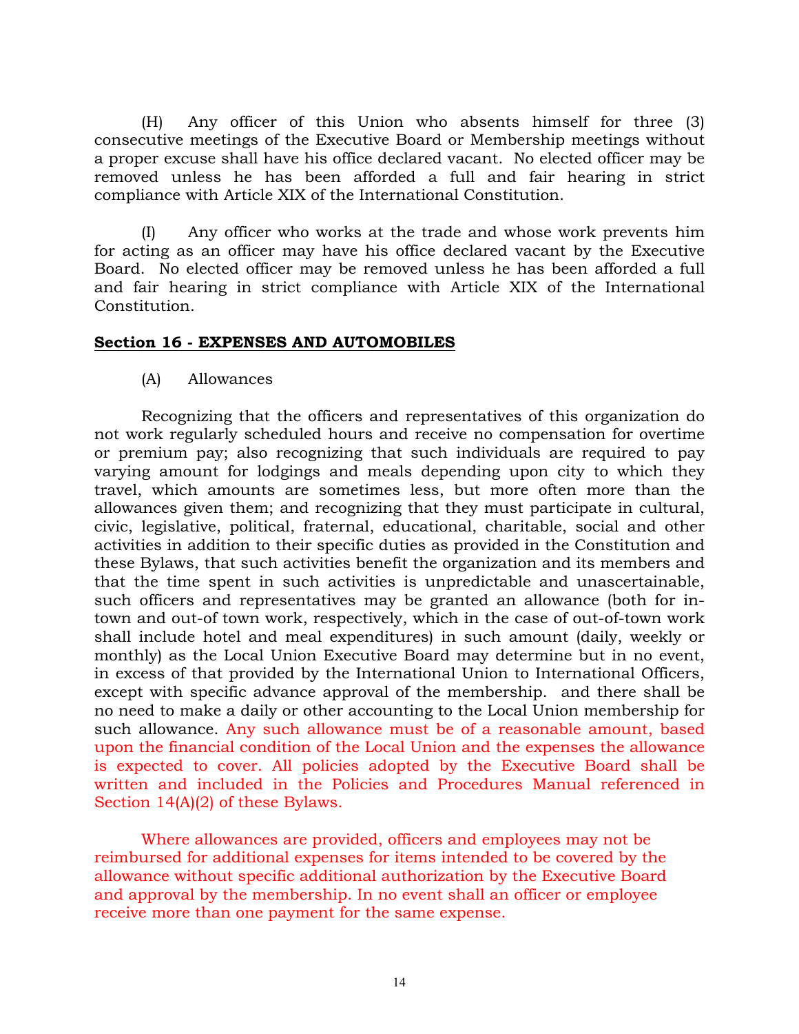(H) Any officer of this Union who absents himself for three (3) consecutive meetings of the Executive Board or Membership meetings without a proper excuse shall have his office declared vacant. No elected officer may be removed unless he has been afforded a full and fair hearing in strict compliance with Article XIX of the International Constitution.

(I) Any officer who works at the trade and whose work prevents him for acting as an officer may have his office declared vacant by the Executive Board. No elected officer may be removed unless he has been afforded a full and fair hearing in strict compliance with Article XIX of the International Constitution.

## Section 16 - EXPENSES AND AUTOMOBILES

(A) Allowances

Recognizing that the officers and representatives of this organization do not work regularly scheduled hours and receive no compensation for overtime or premium pay; also recognizing that such individuals are required to pay varying amount for lodgings and meals depending upon city to which they travel, which amounts are sometimes less, but more often more than the allowances given them; and recognizing that they must participate in cultural, civic, legislative, political, fraternal, educational, charitable, social and other activities in addition to their specific duties as provided in the Constitution and these Bylaws, that such activities benefit the organization and its members and that the time spent in such activities is unpredictable and unascertainable, such officers and representatives may be granted an allowance (both for in-town and out-of town work, respectively, which in the case of out-of-town work shall include hotel and meal expenditures) in such amount (daily, weekly or monthly) as the Local Union Executive Board may determine but in no event, in excess of that provided by the International Union to International Officers, except with specific advance approval of the membership. and there shall be no need to make a daily or other accounting to the Local Union membership for such allowance. Any such allowance must be of a reasonable amount, based upon the financial condition of the Local Union and the expenses the allowance is expected to cover. All policies adopted by the Executive Board shall be written and included in the Policies and Procedures Manual referenced in Section 14(A)(2) of these Bylaws.

Where allowances are provided, officers and employees may not be reimbursed for additional expenses for items intended to be covered by the allowance without specific additional authorization by the Executive Board and approval by the membership. In no event shall an officer or employee receive more than one payment for the same expense.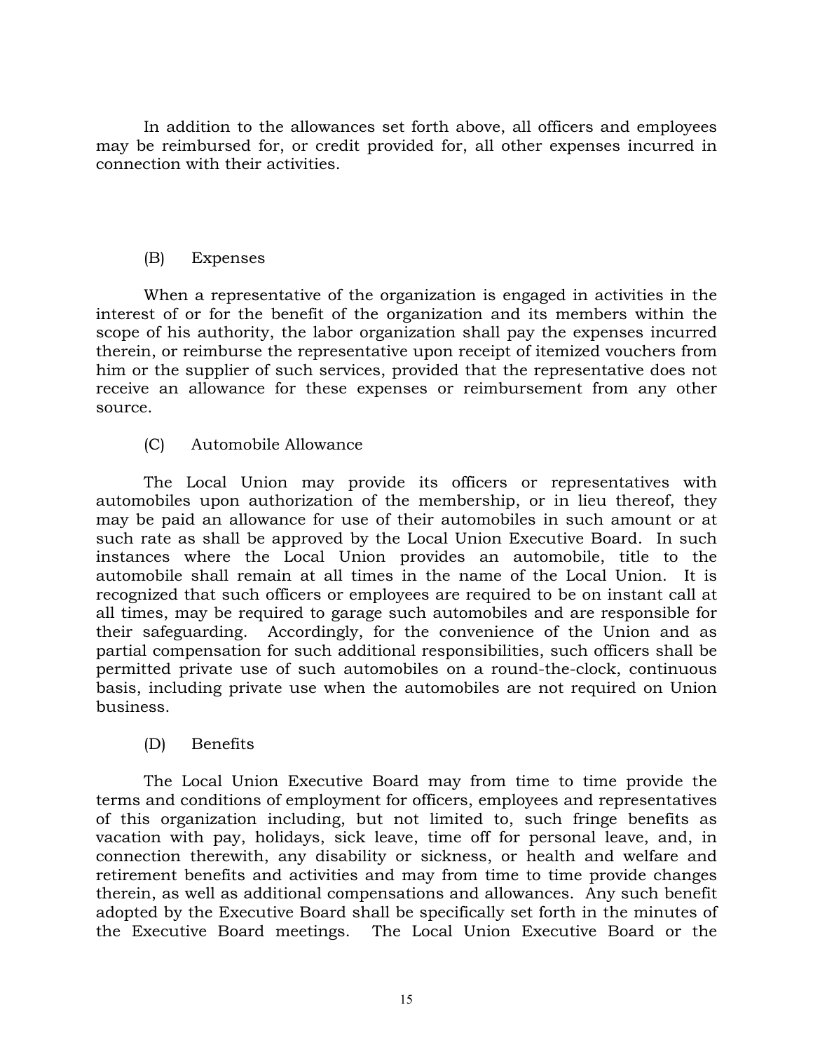In addition to the allowances set forth above, all officers and employees may be reimbursed for, or credit provided for, all other expenses incurred in connection with their activities.

(B) Expenses

When a representative of the organization is engaged in activities in the interest of or for the benefit of the organization and its members within the scope of his authority, the labor organization shall pay the expenses incurred therein, or reimburse the representative upon receipt of itemized vouchers from him or the supplier of such services, provided that the representative does not receive an allowance for these expenses or reimbursement from any other source.

(C) Automobile Allowance

The Local Union may provide its officers or representatives with automobiles upon authorization of the membership, or in lieu thereof, they may be paid an allowance for use of their automobiles in such amount or at such rate as shall be approved by the Local Union Executive Board. In such instances where the Local Union provides an automobile, title to the automobile shall remain at all times in the name of the Local Union. It is recognized that such officers or employees are required to be on instant call at all times, may be required to garage such automobiles and are responsible for their safeguarding. Accordingly, for the convenience of the Union and as partial compensation for such additional responsibilities, such officers shall be permitted private use of such automobiles on a round-the-clock, continuous basis, including private use when the automobiles are not required on Union business.

(D) Benefits

The Local Union Executive Board may from time to time provide the terms and conditions of employment for officers, employees and representatives of this organization including, but not limited to, such fringe benefits as vacation with pay, holidays, sick leave, time off for personal leave, and, in connection therewith, any disability or sickness, or health and welfare and retirement benefits and activities and may from time to time provide changes therein, as well as additional compensations and allowances. Any such benefit adopted by the Executive Board shall be specifically set forth in the minutes of the Executive Board meetings. The Local Union Executive Board or the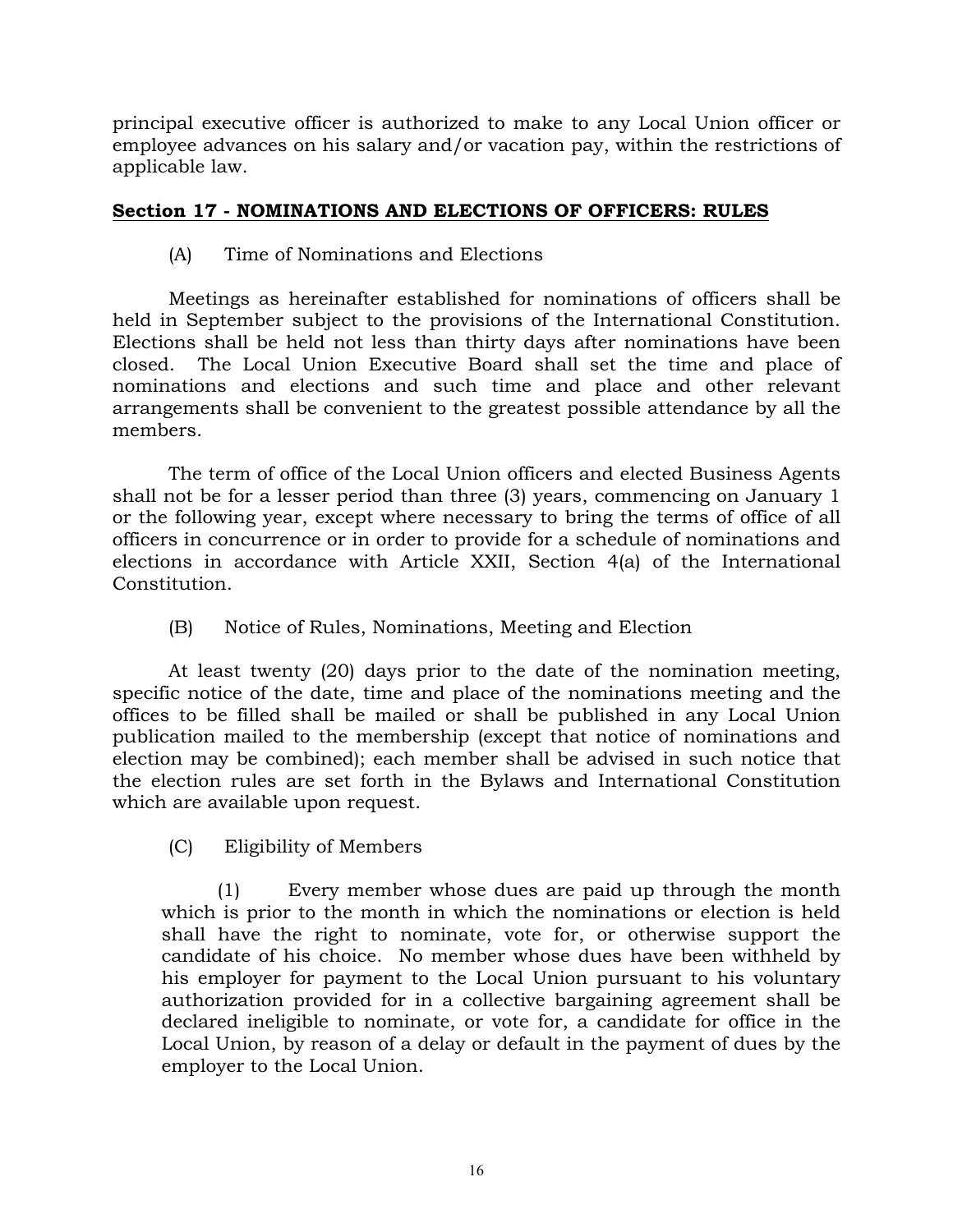principal executive officer is authorized to make to any Local Union officer or employee advances on his salary and/or vacation pay, within the restrictions of applicable law.

## Section 17 - NOMINATIONS AND ELECTIONS OF OFFICERS: RULES

(A) Time of Nominations and Elections

Meetings as hereinafter established for nominations of officers shall be held in September subject to the provisions of the International Constitution. Elections shall be held not less than thirty days after nominations have been closed. The Local Union Executive Board shall set the time and place of nominations and elections and such time and place and other relevant arrangements shall be convenient to the greatest possible attendance by all the members.

The term of office of the Local Union officers and elected Business Agents shall not be for a lesser period than three (3) years, commencing on January 1 or the following year, except where necessary to bring the terms of office of all officers in concurrence or in order to provide for a schedule of nominations and elections in accordance with Article XXII, Section 4(a) of the International Constitution.

(B) Notice of Rules, Nominations, Meeting and Election

At least twenty (20) days prior to the date of the nomination meeting, specific notice of the date, time and place of the nominations meeting and the offices to be filled shall be mailed or shall be published in any Local Union publication mailed to the membership (except that notice of nominations and election may be combined); each member shall be advised in such notice that the election rules are set forth in the Bylaws and International Constitution which are available upon request.

(C) Eligibility of Members

(1) Every member whose dues are paid up through the month which is prior to the month in which the nominations or election is held shall have the right to nominate, vote for, or otherwise support the candidate of his choice. No member whose dues have been withheld by his employer for payment to the Local Union pursuant to his voluntary authorization provided for in a collective bargaining agreement shall be declared ineligible to nominate, or vote for, a candidate for office in the Local Union, by reason of a delay or default in the payment of dues by the employer to the Local Union.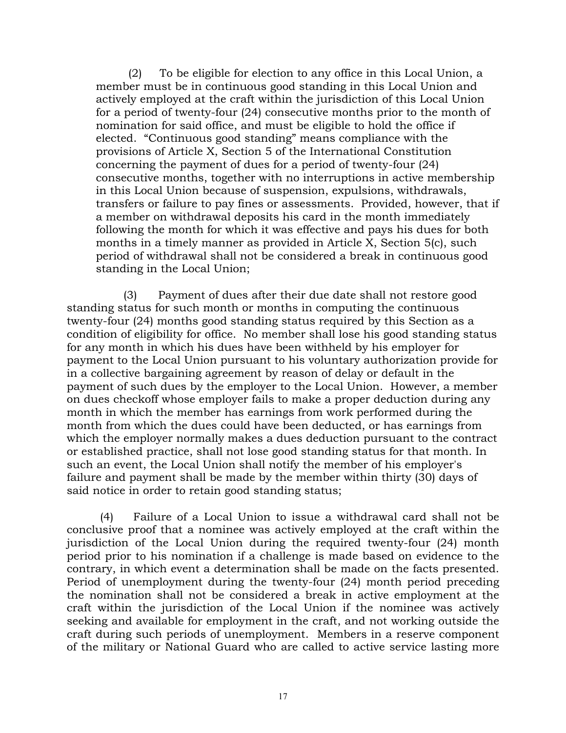(2) To be eligible for election to any office in this Local Union, a member must be in continuous good standing in this Local Union and actively employed at the craft within the jurisdiction of this Local Union for a period of twenty-four (24) consecutive months prior to the month of nomination for said office, and must be eligible to hold the office if elected. "Continuous good standing" means compliance with the provisions of Article X, Section 5 of the International Constitution concerning the payment of dues for a period of twenty-four (24) consecutive months, together with no interruptions in active membership in this Local Union because of suspension, expulsions, withdrawals, transfers or failure to pay fines or assessments. Provided, however, that if a member on withdrawal deposits his card in the month immediately following the month for which it was effective and pays his dues for both months in a timely manner as provided in Article X, Section 5(c), such period of withdrawal shall not be considered a break in continuous good standing in the Local Union;

(3) Payment of dues after their due date shall not restore good standing status for such month or months in computing the continuous twenty-four (24) months good standing status required by this Section as a condition of eligibility for office. No member shall lose his good standing status for any month in which his dues have been withheld by his employer for payment to the Local Union pursuant to his voluntary authorization provide for in a collective bargaining agreement by reason of delay or default in the payment of such dues by the employer to the Local Union. However, a member on dues checkoff whose employer fails to make a proper deduction during any month in which the member has earnings from work performed during the month from which the dues could have been deducted, or has earnings from which the employer normally makes a dues deduction pursuant to the contract or established practice, shall not lose good standing status for that month. In such an event, the Local Union shall notify the member of his employer's failure and payment shall be made by the member within thirty (30) days of said notice in order to retain good standing status;

(4) Failure of a Local Union to issue a withdrawal card shall not be conclusive proof that a nominee was actively employed at the craft within the jurisdiction of the Local Union during the required twenty-four (24) month period prior to his nomination if a challenge is made based on evidence to the contrary, in which event a determination shall be made on the facts presented. Period of unemployment during the twenty-four (24) month period preceding the nomination shall not be considered a break in active employment at the craft within the jurisdiction of the Local Union if the nominee was actively seeking and available for employment in the craft, and not working outside the craft during such periods of unemployment. Members in a reserve component of the military or National Guard who are called to active service lasting more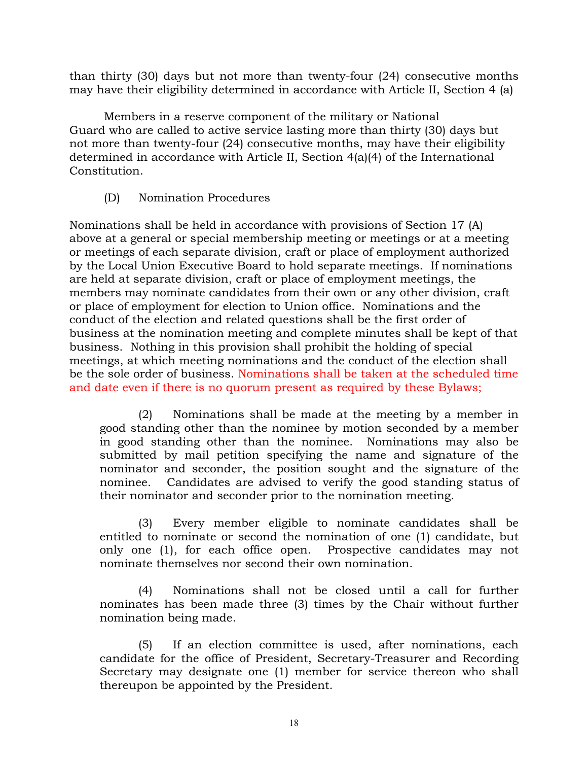than thirty (30) days but not more than twenty-four (24) consecutive months may have their eligibility determined in accordance with Article II, Section 4 (a)

Members in a reserve component of the military or National Guard who are called to active service lasting more than thirty (30) days but not more than twenty-four (24) consecutive months, may have their eligibility determined in accordance with Article II, Section 4(a)(4) of the International Constitution.

(D) Nomination Procedures

Nominations shall be held in accordance with provisions of Section 17 (A) above at a general or special membership meeting or meetings or at a meeting or meetings of each separate division, craft or place of employment authorized by the Local Union Executive Board to hold separate meetings. If nominations are held at separate division, craft or place of employment meetings, the members may nominate candidates from their own or any other division, craft or place of employment for election to Union office. Nominations and the conduct of the election and related questions shall be the first order of business at the nomination meeting and complete minutes shall be kept of that business. Nothing in this provision shall prohibit the holding of special meetings, at which meeting nominations and the conduct of the election shall be the sole order of business. Nominations shall be taken at the scheduled time and date even if there is no quorum present as required by these Bylaws;

(2) Nominations shall be made at the meeting by a member in good standing other than the nominee by motion seconded by a member in good standing other than the nominee. Nominations may also be submitted by mail petition specifying the name and signature of the nominator and seconder, the position sought and the signature of the nominee. Candidates are advised to verify the good standing status of their nominator and seconder prior to the nomination meeting.

(3) Every member eligible to nominate candidates shall be entitled to nominate or second the nomination of one (1) candidate, but only one (1), for each office open. Prospective candidates may not nominate themselves nor second their own nomination.

(4) Nominations shall not be closed until a call for further nominates has been made three (3) times by the Chair without further nomination being made.

(5) If an election committee is used, after nominations, each candidate for the office of President, Secretary-Treasurer and Recording Secretary may designate one (1) member for service thereon who shall thereupon be appointed by the President.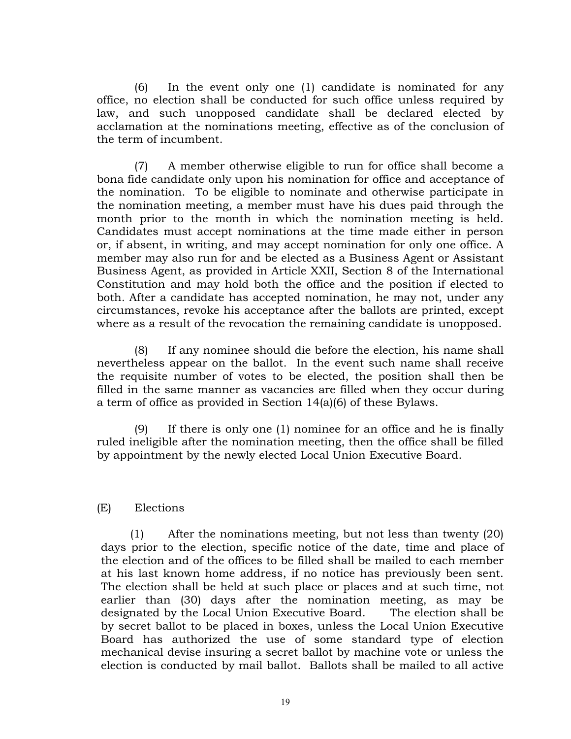(6) In the event only one (1) candidate is nominated for any office, no election shall be conducted for such office unless required by law, and such unopposed candidate shall be declared elected by acclamation at the nominations meeting, effective as of the conclusion of the term of incumbent.

(7) A member otherwise eligible to run for office shall become a bona fide candidate only upon his nomination for office and acceptance of the nomination. To be eligible to nominate and otherwise participate in the nomination meeting, a member must have his dues paid through the month prior to the month in which the nomination meeting is held. Candidates must accept nominations at the time made either in person or, if absent, in writing, and may accept nomination for only one office. A member may also run for and be elected as a Business Agent or Assistant Business Agent, as provided in Article XXII, Section 8 of the International Constitution and may hold both the office and the position if elected to both. After a candidate has accepted nomination, he may not, under any circumstances, revoke his acceptance after the ballots are printed, except where as a result of the revocation the remaining candidate is unopposed.

(8) If any nominee should die before the election, his name shall nevertheless appear on the ballot. In the event such name shall receive the requisite number of votes to be elected, the position shall then be filled in the same manner as vacancies are filled when they occur during a term of office as provided in Section 14(a)(6) of these Bylaws.

(9) If there is only one (1) nominee for an office and he is finally ruled ineligible after the nomination meeting, then the office shall be filled by appointment by the newly elected Local Union Executive Board.

(E) Elections

(1) After the nominations meeting, but not less than twenty (20) days prior to the election, specific notice of the date, time and place of the election and of the offices to be filled shall be mailed to each member at his last known home address, if no notice has previously been sent. The election shall be held at such place or places and at such time, not earlier than (30) days after the nomination meeting, as may be designated by the Local Union Executive Board. The election shall be by secret ballot to be placed in boxes, unless the Local Union Executive Board has authorized the use of some standard type of election mechanical devise insuring a secret ballot by machine vote or unless the election is conducted by mail ballot. Ballots shall be mailed to all active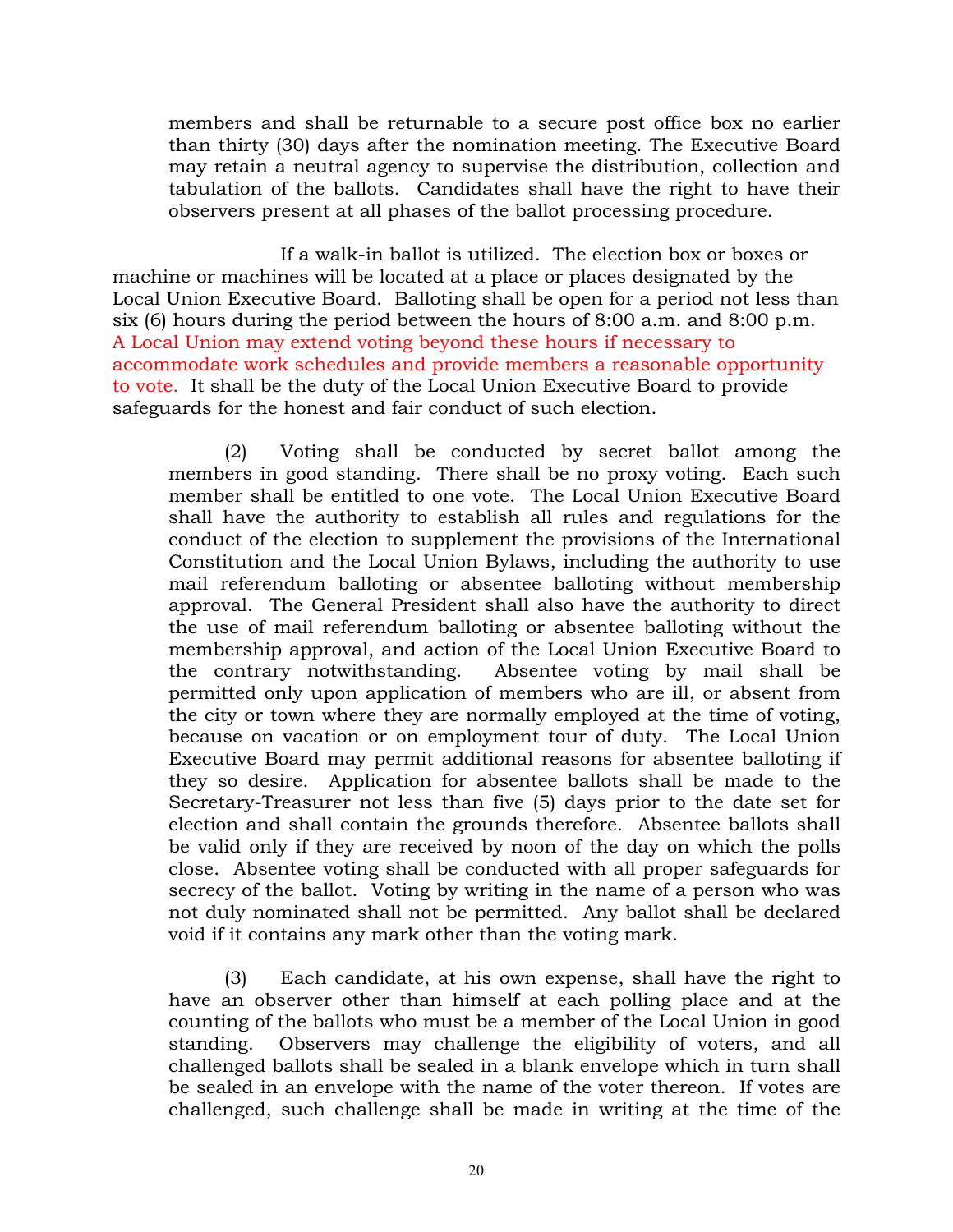members and shall be returnable to a secure post office box no earlier than thirty (30) days after the nomination meeting. The Executive Board may retain a neutral agency to supervise the distribution, collection and tabulation of the ballots. Candidates shall have the right to have their observers present at all phases of the ballot processing procedure.

If a walk-in ballot is utilized. The election box or boxes or machine or machines will be located at a place or places designated by the Local Union Executive Board. Balloting shall be open for a period not less than six (6) hours during the period between the hours of 8:00 a.m. and 8:00 p.m. A Local Union may extend voting beyond these hours if necessary to accommodate work schedules and provide members a reasonable opportunity to vote. It shall be the duty of the Local Union Executive Board to provide safeguards for the honest and fair conduct of such election.

(2) Voting shall be conducted by secret ballot among the members in good standing. There shall be no proxy voting. Each such member shall be entitled to one vote. The Local Union Executive Board shall have the authority to establish all rules and regulations for the conduct of the election to supplement the provisions of the International Constitution and the Local Union Bylaws, including the authority to use mail referendum balloting or absentee balloting without membership approval. The General President shall also have the authority to direct the use of mail referendum balloting or absentee balloting without the membership approval, and action of the Local Union Executive Board to the contrary notwithstanding. Absentee voting by mail shall be permitted only upon application of members who are ill, or absent from the city or town where they are normally employed at the time of voting, because on vacation or on employment tour of duty. The Local Union Executive Board may permit additional reasons for absentee balloting if they so desire. Application for absentee ballots shall be made to the Secretary-Treasurer not less than five (5) days prior to the date set for election and shall contain the grounds therefore. Absentee ballots shall be valid only if they are received by noon of the day on which the polls close. Absentee voting shall be conducted with all proper safeguards for secrecy of the ballot. Voting by writing in the name of a person who was not duly nominated shall not be permitted. Any ballot shall be declared void if it contains any mark other than the voting mark.

(3) Each candidate, at his own expense, shall have the right to have an observer other than himself at each polling place and at the counting of the ballots who must be a member of the Local Union in good standing. Observers may challenge the eligibility of voters, and all challenged ballots shall be sealed in a blank envelope which in turn shall be sealed in an envelope with the name of the voter thereon. If votes are challenged, such challenge shall be made in writing at the time of the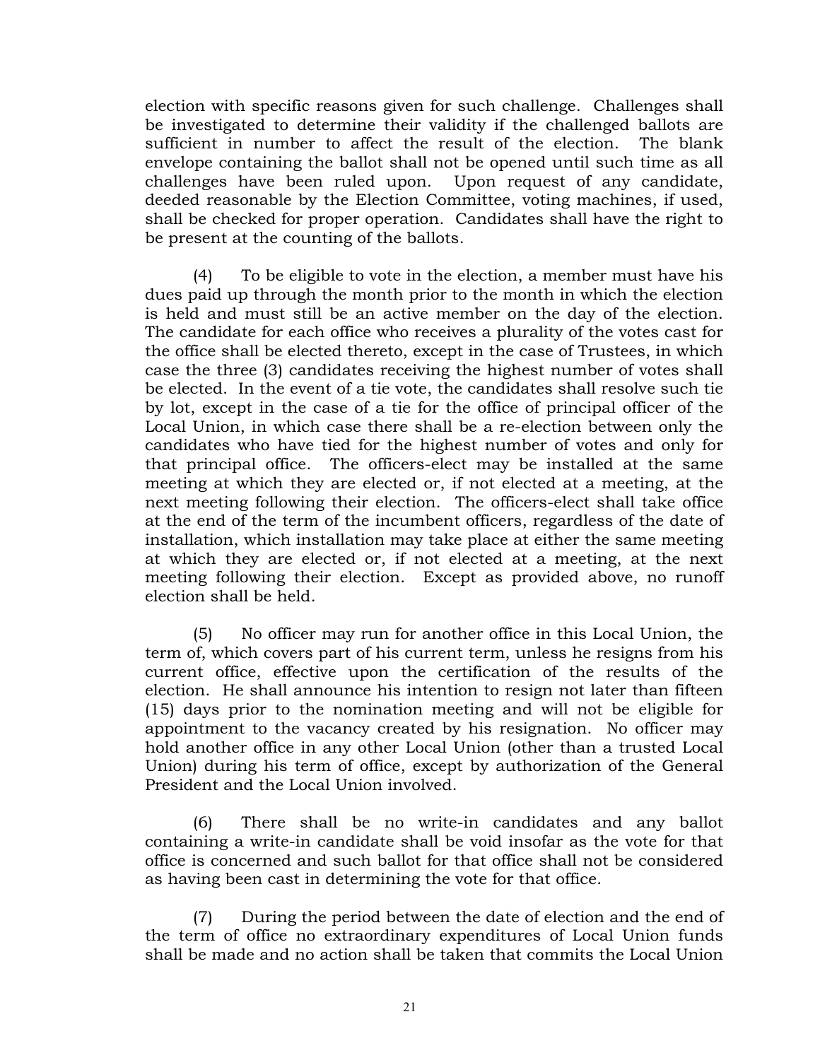election with specific reasons given for such challenge. Challenges shall be investigated to determine their validity if the challenged ballots are sufficient in number to affect the result of the election. The blank envelope containing the ballot shall not be opened until such time as all challenges have been ruled upon. Upon request of any candidate, deeded reasonable by the Election Committee, voting machines, if used, shall be checked for proper operation. Candidates shall have the right to be present at the counting of the ballots.

(4) To be eligible to vote in the election, a member must have his dues paid up through the month prior to the month in which the election is held and must still be an active member on the day of the election. The candidate for each office who receives a plurality of the votes cast for the office shall be elected thereto, except in the case of Trustees, in which case the three (3) candidates receiving the highest number of votes shall be elected. In the event of a tie vote, the candidates shall resolve such tie by lot, except in the case of a tie for the office of principal officer of the Local Union, in which case there shall be a re-election between only the candidates who have tied for the highest number of votes and only for that principal office. The officers-elect may be installed at the same meeting at which they are elected or, if not elected at a meeting, at the next meeting following their election. The officers-elect shall take office at the end of the term of the incumbent officers, regardless of the date of installation, which installation may take place at either the same meeting at which they are elected or, if not elected at a meeting, at the next meeting following their election. Except as provided above, no runoff election shall be held.

(5) No officer may run for another office in this Local Union, the term of, which covers part of his current term, unless he resigns from his current office, effective upon the certification of the results of the election. He shall announce his intention to resign not later than fifteen (15) days prior to the nomination meeting and will not be eligible for appointment to the vacancy created by his resignation. No officer may hold another office in any other Local Union (other than a trusted Local Union) during his term of office, except by authorization of the General President and the Local Union involved.

(6) There shall be no write-in candidates and any ballot containing a write-in candidate shall be void insofar as the vote for that office is concerned and such ballot for that office shall not be considered as having been cast in determining the vote for that office.

(7) During the period between the date of election and the end of the term of office no extraordinary expenditures of Local Union funds shall be made and no action shall be taken that commits the Local Union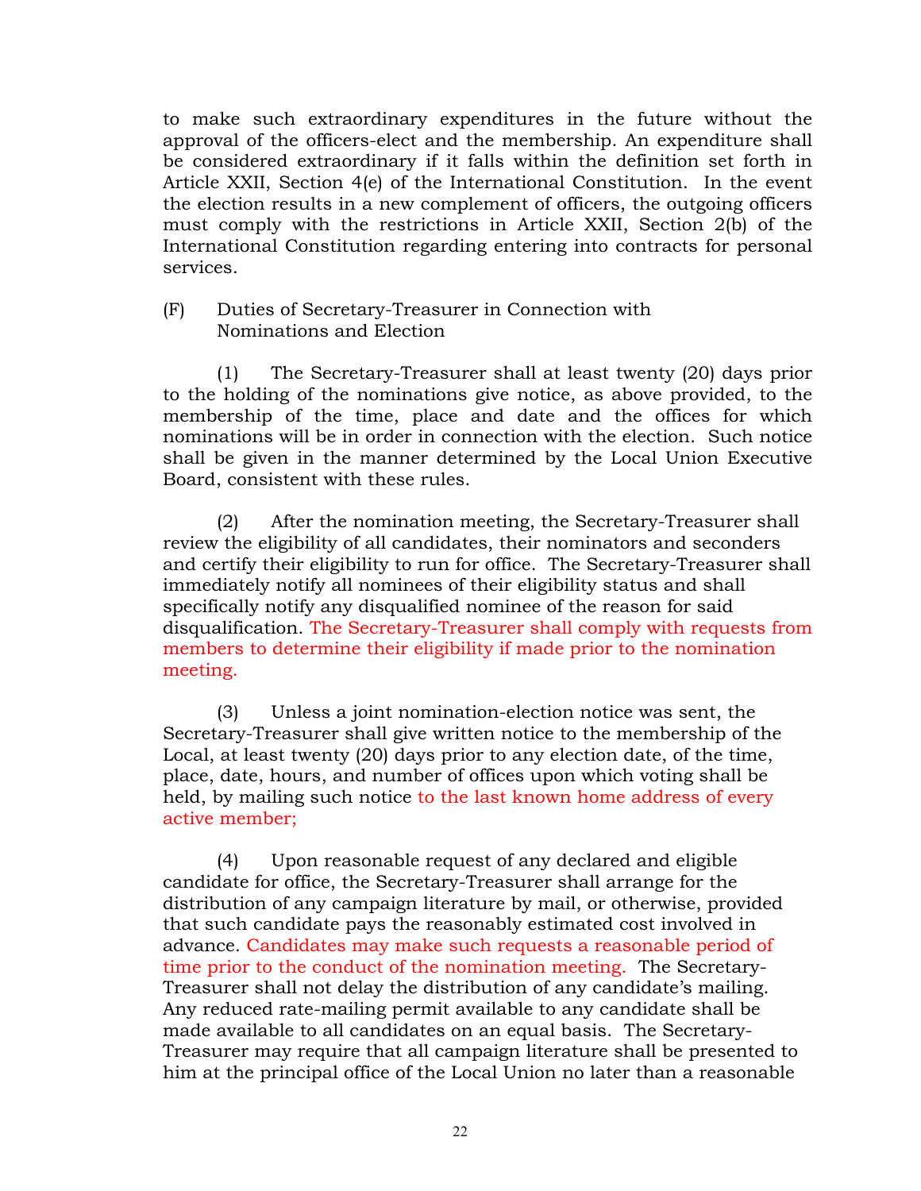to make such extraordinary expenditures in the future without the approval of the officers-elect and the membership. An expenditure shall be considered extraordinary if it falls within the definition set forth in Article XXII, Section 4(e) of the International Constitution. In the event the election results in a new complement of officers, the outgoing officers must comply with the restrictions in Article XXII, Section 2(b) of the International Constitution regarding entering into contracts for personal services.

(F) Duties of Secretary-Treasurer in Connection with Nominations and Election

(1) The Secretary-Treasurer shall at least twenty (20) days prior to the holding of the nominations give notice, as above provided, to the membership of the time, place and date and the offices for which nominations will be in order in connection with the election. Such notice shall be given in the manner determined by the Local Union Executive Board, consistent with these rules.

(2) After the nomination meeting, the Secretary-Treasurer shall review the eligibility of all candidates, their nominators and seconders and certify their eligibility to run for office. The Secretary-Treasurer shall immediately notify all nominees of their eligibility status and shall specifically notify any disqualified nominee of the reason for said disqualification. The Secretary-Treasurer shall comply with requests from members to determine their eligibility if made prior to the nomination meeting.

(3) Unless a joint nomination-election notice was sent, the Secretary-Treasurer shall give written notice to the membership of the Local, at least twenty (20) days prior to any election date, of the time, place, date, hours, and number of offices upon which voting shall be held, by mailing such notice to the last known home address of every active member;

(4) Upon reasonable request of any declared and eligible candidate for office, the Secretary-Treasurer shall arrange for the distribution of any campaign literature by mail, or otherwise, provided that such candidate pays the reasonably estimated cost involved in advance. Candidates may make such requests a reasonable period of time prior to the conduct of the nomination meeting. The Secretary-Treasurer shall not delay the distribution of any candidate's mailing. Any reduced rate-mailing permit available to any candidate shall be made available to all candidates on an equal basis. The Secretary-Treasurer may require that all campaign literature shall be presented to him at the principal office of the Local Union no later than a reasonable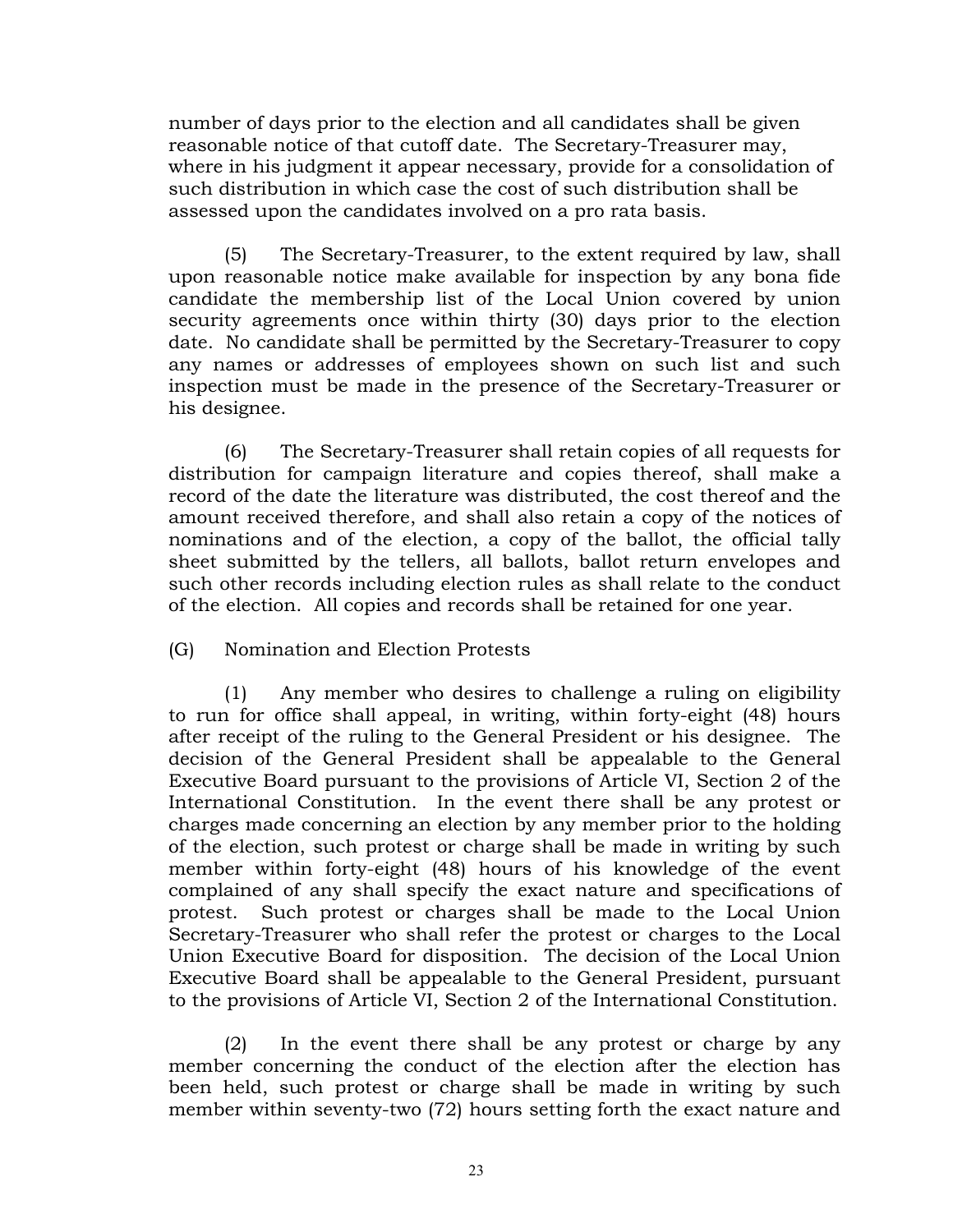number of days prior to the election and all candidates shall be given reasonable notice of that cutoff date. The Secretary-Treasurer may, where in his judgment it appear necessary, provide for a consolidation of such distribution in which case the cost of such distribution shall be assessed upon the candidates involved on a pro rata basis.

(5) The Secretary-Treasurer, to the extent required by law, shall upon reasonable notice make available for inspection by any bona fide candidate the membership list of the Local Union covered by union security agreements once within thirty (30) days prior to the election date. No candidate shall be permitted by the Secretary-Treasurer to copy any names or addresses of employees shown on such list and such inspection must be made in the presence of the Secretary-Treasurer or his designee.

(6) The Secretary-Treasurer shall retain copies of all requests for distribution for campaign literature and copies thereof, shall make a record of the date the literature was distributed, the cost thereof and the amount received therefore, and shall also retain a copy of the notices of nominations and of the election, a copy of the ballot, the official tally sheet submitted by the tellers, all ballots, ballot return envelopes and such other records including election rules as shall relate to the conduct of the election. All copies and records shall be retained for one year.

(G) Nomination and Election Protests

(1) Any member who desires to challenge a ruling on eligibility to run for office shall appeal, in writing, within forty-eight (48) hours after receipt of the ruling to the General President or his designee. The decision of the General President shall be appealable to the General Executive Board pursuant to the provisions of Article VI, Section 2 of the International Constitution. In the event there shall be any protest or charges made concerning an election by any member prior to the holding of the election, such protest or charge shall be made in writing by such member within forty-eight (48) hours of his knowledge of the event complained of any shall specify the exact nature and specifications of protest. Such protest or charges shall be made to the Local Union Secretary-Treasurer who shall refer the protest or charges to the Local Union Executive Board for disposition. The decision of the Local Union Executive Board shall be appealable to the General President, pursuant to the provisions of Article VI, Section 2 of the International Constitution.

(2) In the event there shall be any protest or charge by any member concerning the conduct of the election after the election has been held, such protest or charge shall be made in writing by such member within seventy-two (72) hours setting forth the exact nature and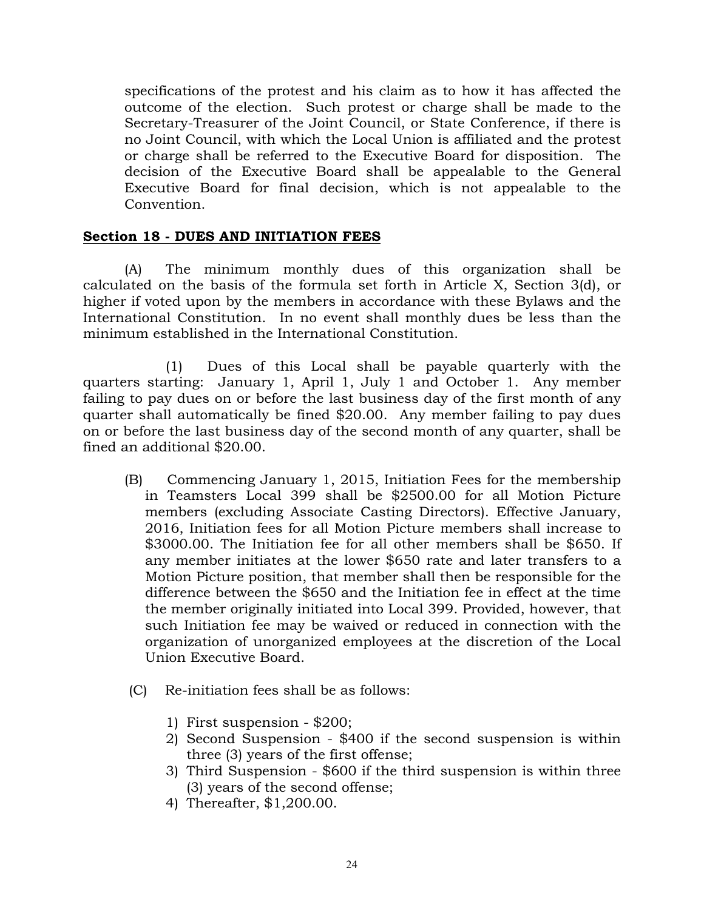specifications of the protest and his claim as to how it has affected the outcome of the election. Such protest or charge shall be made to the Secretary-Treasurer of the Joint Council, or State Conference, if there is no Joint Council, with which the Local Union is affiliated and the protest or charge shall be referred to the Executive Board for disposition. The decision of the Executive Board shall be appealable to the General Executive Board for final decision, which is not appealable to the Convention.

**Section 18 - DUES AND INITIATION FEES**

(A) The minimum monthly dues of this organization shall be calculated on the basis of the formula set forth in Article X, Section 3(d), or higher if voted upon by the members in accordance with these Bylaws and the International Constitution. In no event shall monthly dues be less than the minimum established in the International Constitution.

(1) Dues of this Local shall be payable quarterly with the quarters starting: January 1, April 1, July 1 and October 1. Any member failing to pay dues on or before the last business day of the first month of any quarter shall automatically be fined $20.00. Any member failing to pay dues on or before the last business day of the second month of any quarter, shall be fined an additional $20.00.

(B) Commencing January 1, 2015, Initiation Fees for the membership in Teamsters Local 399 shall be $2500.00 for all Motion Picture members (excluding Associate Casting Directors). Effective January, 2016, Initiation fees for all Motion Picture members shall increase to $3000.00. The Initiation fee for all other members shall be $650. If any member initiates at the lower $650 rate and later transfers to a Motion Picture position, that member shall then be responsible for the difference between the $650 and the Initiation fee in effect at the time the member originally initiated into Local 399. Provided, however, that such Initiation fee may be waived or reduced in connection with the organization of unorganized employees at the discretion of the Local Union Executive Board.

(C) Re-initiation fees shall be as follows:

1) First suspension - $200;
2) Second Suspension - $400 if the second suspension is within three (3) years of the first offense;
3) Third Suspension - $600 if the third suspension is within three (3) years of the second offense;
4) Thereafter, $1,200.00.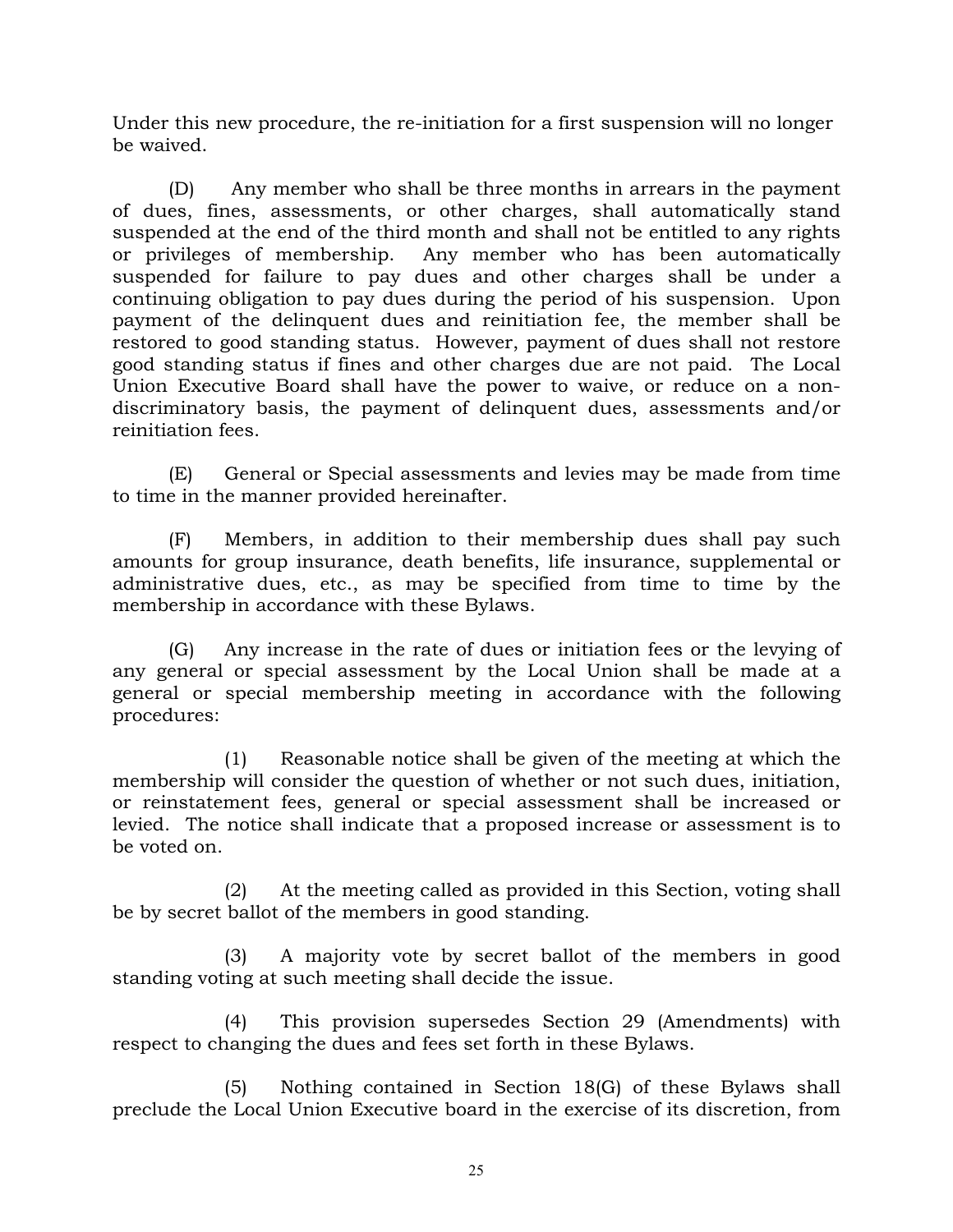Under this new procedure, the re-initiation for a first suspension will no longer be waived.

(D) Any member who shall be three months in arrears in the payment of dues, fines, assessments, or other charges, shall automatically stand suspended at the end of the third month and shall not be entitled to any rights or privileges of membership. Any member who has been automatically suspended for failure to pay dues and other charges shall be under a continuing obligation to pay dues during the period of his suspension. Upon payment of the delinquent dues and reinitiation fee, the member shall be restored to good standing status. However, payment of dues shall not restore good standing status if fines and other charges due are not paid. The Local Union Executive Board shall have the power to waive, or reduce on a non-discriminatory basis, the payment of delinquent dues, assessments and/or reinitiation fees.

(E) General or Special assessments and levies may be made from time to time in the manner provided hereinafter.

(F) Members, in addition to their membership dues shall pay such amounts for group insurance, death benefits, life insurance, supplemental or administrative dues, etc., as may be specified from time to time by the membership in accordance with these Bylaws.

(G) Any increase in the rate of dues or initiation fees or the levying of any general or special assessment by the Local Union shall be made at a general or special membership meeting in accordance with the following procedures:

(1) Reasonable notice shall be given of the meeting at which the membership will consider the question of whether or not such dues, initiation, or reinstatement fees, general or special assessment shall be increased or levied. The notice shall indicate that a proposed increase or assessment is to be voted on.

(2) At the meeting called as provided in this Section, voting shall be by secret ballot of the members in good standing.

(3) A majority vote by secret ballot of the members in good standing voting at such meeting shall decide the issue.

(4) This provision supersedes Section 29 (Amendments) with respect to changing the dues and fees set forth in these Bylaws.

(5) Nothing contained in Section 18(G) of these Bylaws shall preclude the Local Union Executive board in the exercise of its discretion, from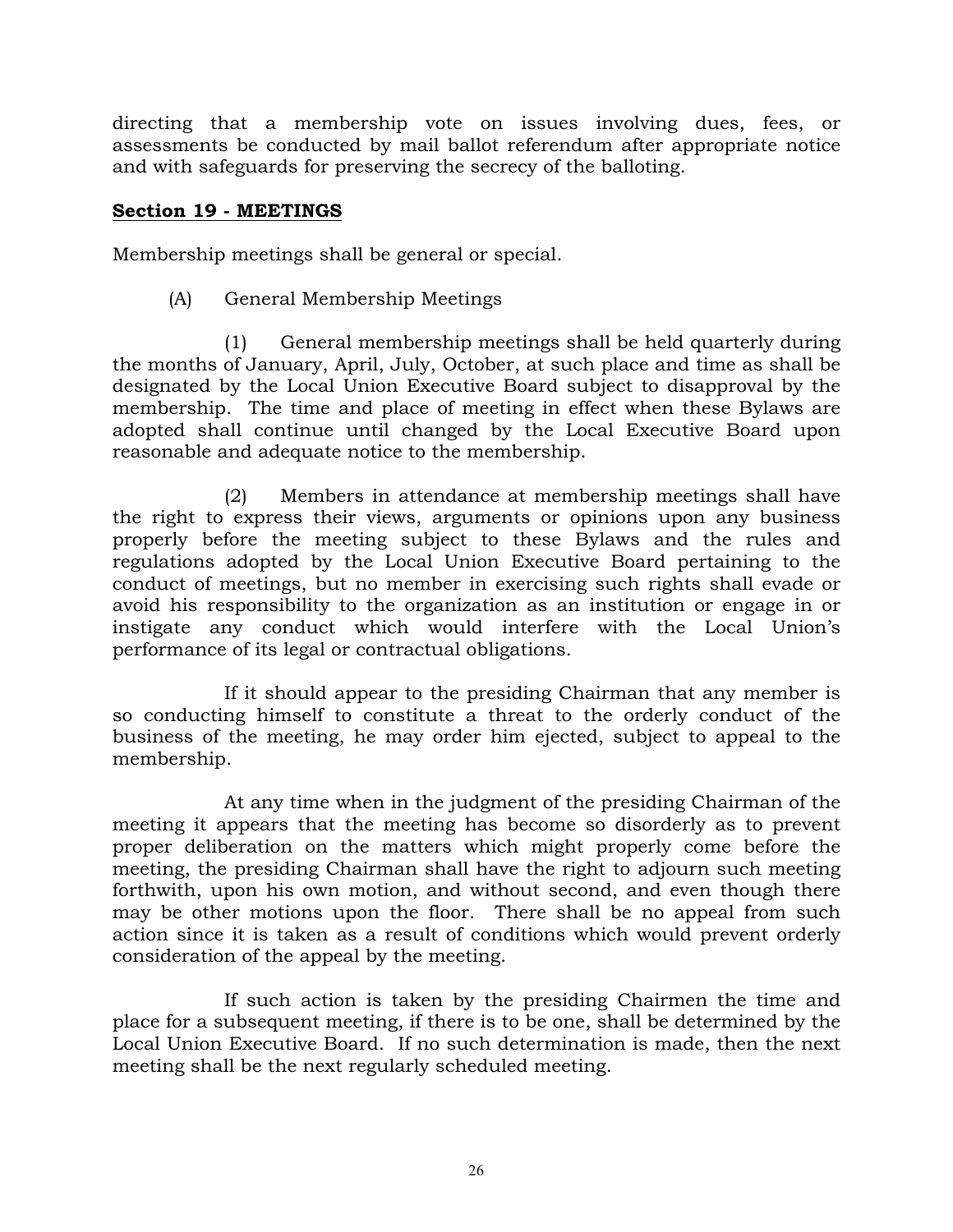directing that a membership vote on issues involving dues, fees, or assessments be conducted by mail ballot referendum after appropriate notice and with safeguards for preserving the secrecy of the balloting.

## Section 19 - MEETINGS

Membership meetings shall be general or special.

(A) General Membership Meetings

(1) General membership meetings shall be held quarterly during the months of January, April, July, October, at such place and time as shall be designated by the Local Union Executive Board subject to disapproval by the membership. The time and place of meeting in effect when these Bylaws are adopted shall continue until changed by the Local Executive Board upon reasonable and adequate notice to the membership.

(2) Members in attendance at membership meetings shall have the right to express their views, arguments or opinions upon any business properly before the meeting subject to these Bylaws and the rules and regulations adopted by the Local Union Executive Board pertaining to the conduct of meetings, but no member in exercising such rights shall evade or avoid his responsibility to the organization as an institution or engage in or instigate any conduct which would interfere with the Local Union's performance of its legal or contractual obligations.

If it should appear to the presiding Chairman that any member is so conducting himself to constitute a threat to the orderly conduct of the business of the meeting, he may order him ejected, subject to appeal to the membership.

At any time when in the judgment of the presiding Chairman of the meeting it appears that the meeting has become so disorderly as to prevent proper deliberation on the matters which might properly come before the meeting, the presiding Chairman shall have the right to adjourn such meeting forthwith, upon his own motion, and without second, and even though there may be other motions upon the floor. There shall be no appeal from such action since it is taken as a result of conditions which would prevent orderly consideration of the appeal by the meeting.

If such action is taken by the presiding Chairmen the time and place for a subsequent meeting, if there is to be one, shall be determined by the Local Union Executive Board. If no such determination is made, then the next meeting shall be the next regularly scheduled meeting.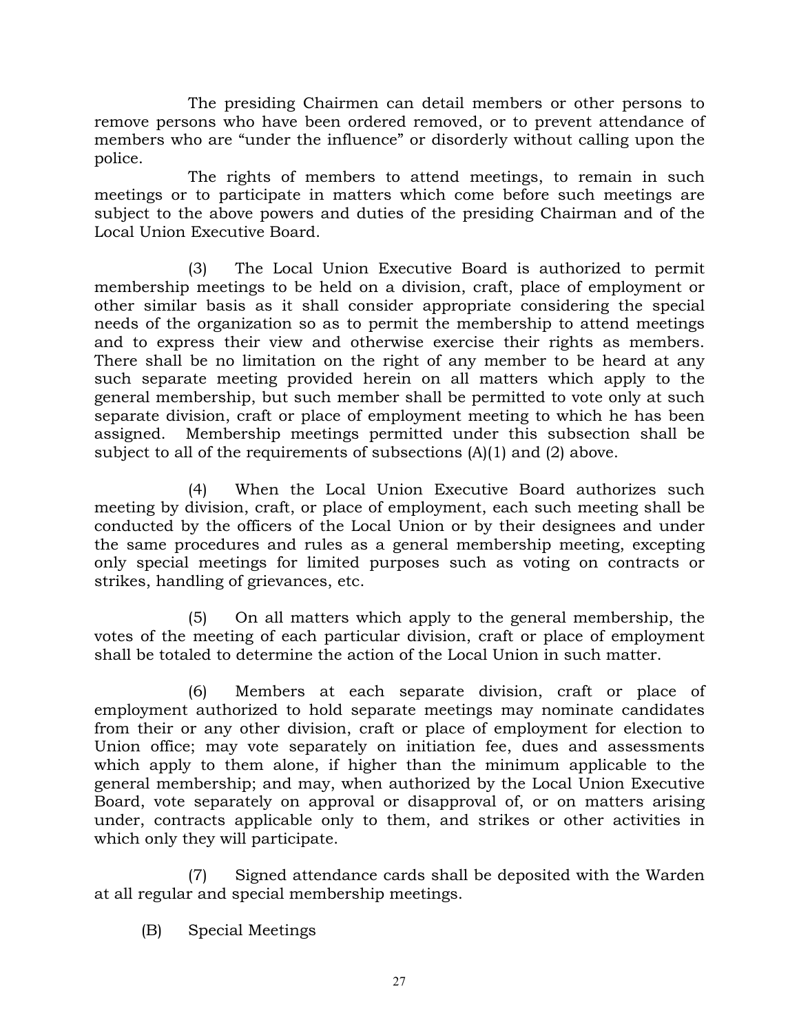The presiding Chairmen can detail members or other persons to remove persons who have been ordered removed, or to prevent attendance of members who are "under the influence" or disorderly without calling upon the police.

The rights of members to attend meetings, to remain in such meetings or to participate in matters which come before such meetings are subject to the above powers and duties of the presiding Chairman and of the Local Union Executive Board.

(3) The Local Union Executive Board is authorized to permit membership meetings to be held on a division, craft, place of employment or other similar basis as it shall consider appropriate considering the special needs of the organization so as to permit the membership to attend meetings and to express their view and otherwise exercise their rights as members. There shall be no limitation on the right of any member to be heard at any such separate meeting provided herein on all matters which apply to the general membership, but such member shall be permitted to vote only at such separate division, craft or place of employment meeting to which he has been assigned. Membership meetings permitted under this subsection shall be subject to all of the requirements of subsections (A)(1) and (2) above.

(4) When the Local Union Executive Board authorizes such meeting by division, craft, or place of employment, each such meeting shall be conducted by the officers of the Local Union or by their designees and under the same procedures and rules as a general membership meeting, excepting only special meetings for limited purposes such as voting on contracts or strikes, handling of grievances, etc.

(5) On all matters which apply to the general membership, the votes of the meeting of each particular division, craft or place of employment shall be totaled to determine the action of the Local Union in such matter.

(6) Members at each separate division, craft or place of employment authorized to hold separate meetings may nominate candidates from their or any other division, craft or place of employment for election to Union office; may vote separately on initiation fee, dues and assessments which apply to them alone, if higher than the minimum applicable to the general membership; and may, when authorized by the Local Union Executive Board, vote separately on approval or disapproval of, or on matters arising under, contracts applicable only to them, and strikes or other activities in which only they will participate.

(7) Signed attendance cards shall be deposited with the Warden at all regular and special membership meetings.

(B) Special Meetings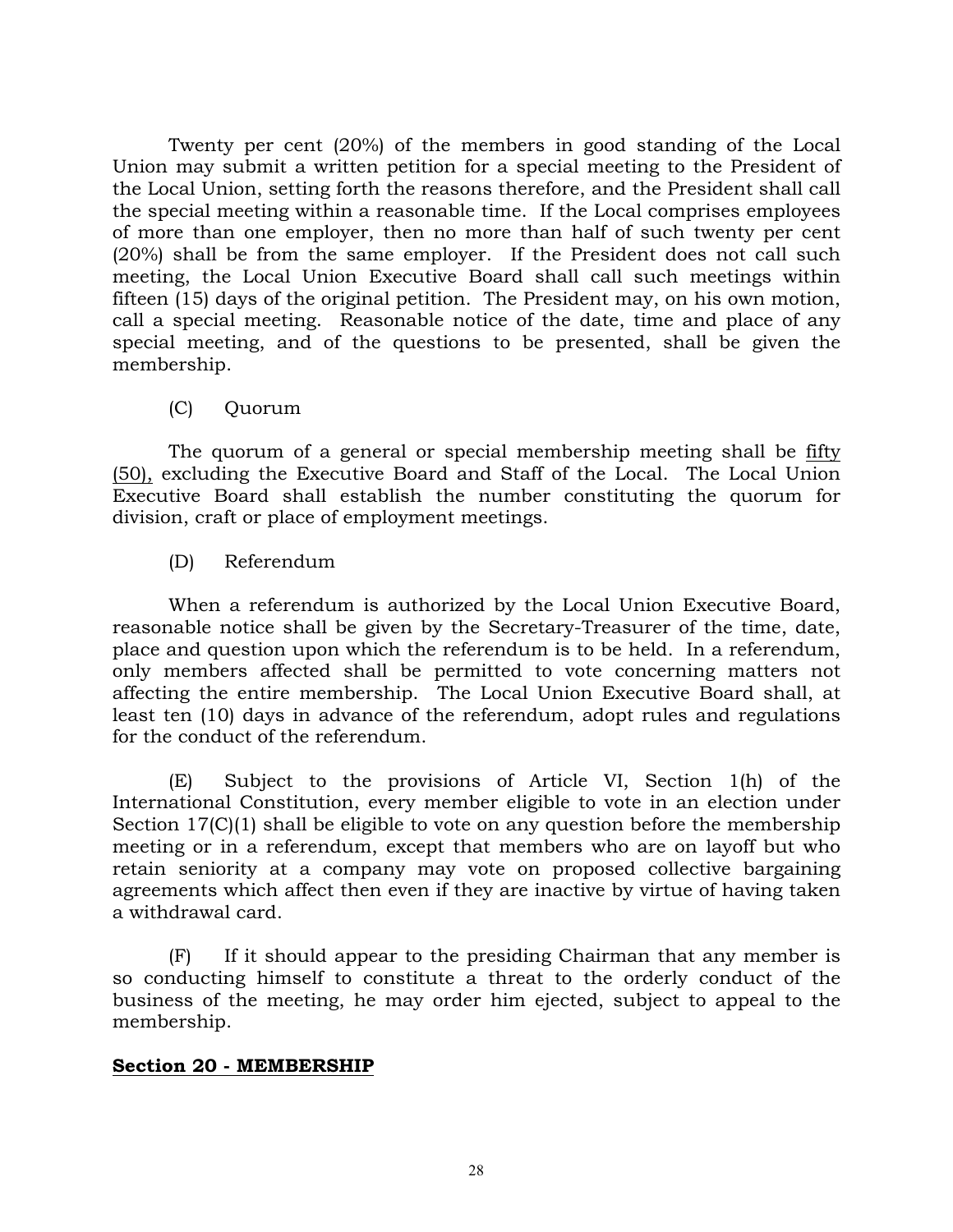Twenty per cent (20%) of the members in good standing of the Local Union may submit a written petition for a special meeting to the President of the Local Union, setting forth the reasons therefore, and the President shall call the special meeting within a reasonable time. If the Local comprises employees of more than one employer, then no more than half of such twenty per cent (20%) shall be from the same employer. If the President does not call such meeting, the Local Union Executive Board shall call such meetings within fifteen (15) days of the original petition. The President may, on his own motion, call a special meeting. Reasonable notice of the date, time and place of any special meeting, and of the questions to be presented, shall be given the membership.

(C) Quorum

The quorum of a general or special membership meeting shall be fifty (50), excluding the Executive Board and Staff of the Local. The Local Union Executive Board shall establish the number constituting the quorum for division, craft or place of employment meetings.

(D) Referendum

When a referendum is authorized by the Local Union Executive Board, reasonable notice shall be given by the Secretary-Treasurer of the time, date, place and question upon which the referendum is to be held. In a referendum, only members affected shall be permitted to vote concerning matters not affecting the entire membership. The Local Union Executive Board shall, at least ten (10) days in advance of the referendum, adopt rules and regulations for the conduct of the referendum.

(E) Subject to the provisions of Article VI, Section 1(h) of the International Constitution, every member eligible to vote in an election under Section 17(C)(1) shall be eligible to vote on any question before the membership meeting or in a referendum, except that members who are on layoff but who retain seniority at a company may vote on proposed collective bargaining agreements which affect then even if they are inactive by virtue of having taken a withdrawal card.

(F) If it should appear to the presiding Chairman that any member is so conducting himself to constitute a threat to the orderly conduct of the business of the meeting, he may order him ejected, subject to appeal to the membership.

**Section 20 - MEMBERSHIP**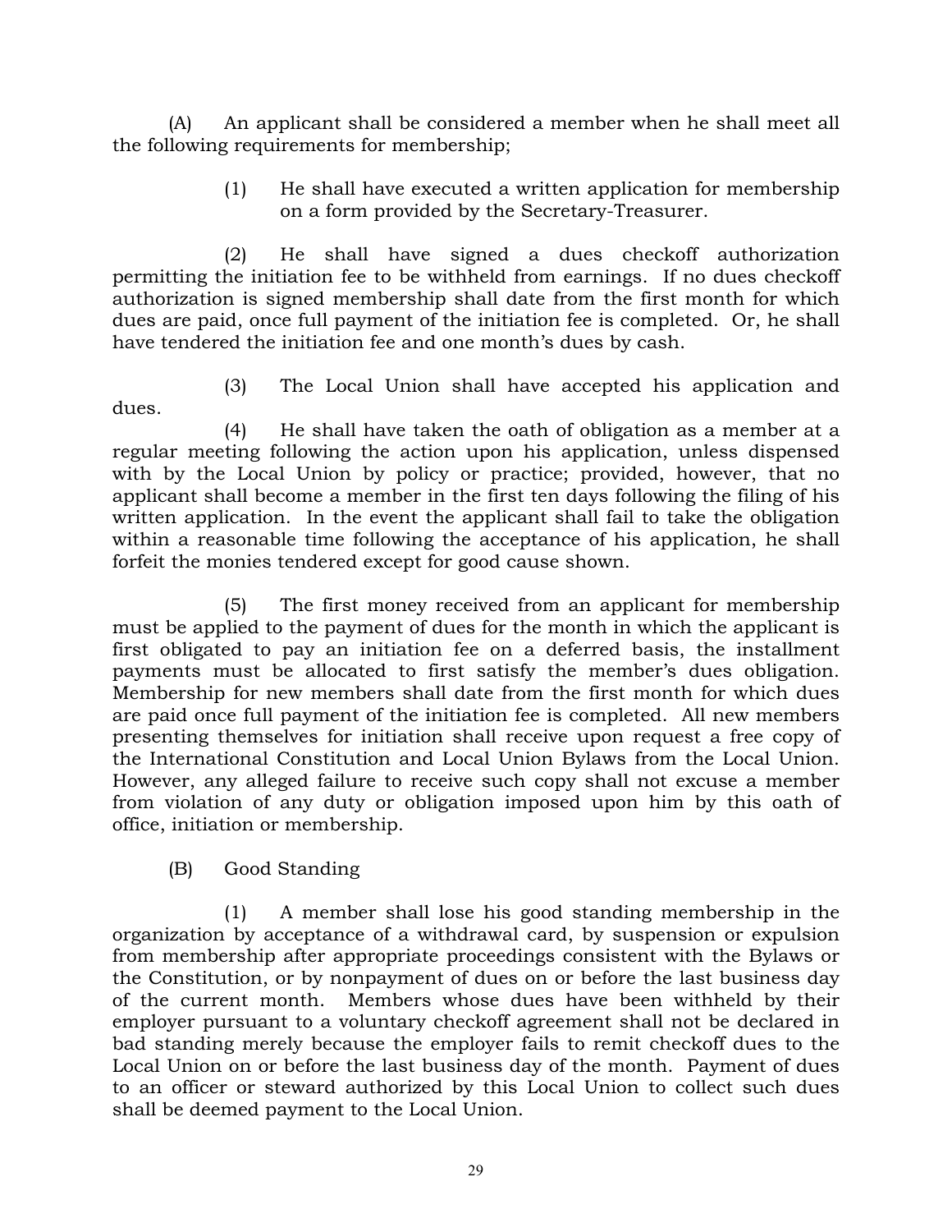(A) An applicant shall be considered a member when he shall meet all the following requirements for membership;

(1) He shall have executed a written application for membership on a form provided by the Secretary-Treasurer.

(2) He shall have signed a dues checkoff authorization permitting the initiation fee to be withheld from earnings. If no dues checkoff authorization is signed membership shall date from the first month for which dues are paid, once full payment of the initiation fee is completed. Or, he shall have tendered the initiation fee and one month's dues by cash.

(3) The Local Union shall have accepted his application and dues.

(4) He shall have taken the oath of obligation as a member at a regular meeting following the action upon his application, unless dispensed with by the Local Union by policy or practice; provided, however, that no applicant shall become a member in the first ten days following the filing of his written application. In the event the applicant shall fail to take the obligation within a reasonable time following the acceptance of his application, he shall forfeit the monies tendered except for good cause shown.

(5) The first money received from an applicant for membership must be applied to the payment of dues for the month in which the applicant is first obligated to pay an initiation fee on a deferred basis, the installment payments must be allocated to first satisfy the member's dues obligation. Membership for new members shall date from the first month for which dues are paid once full payment of the initiation fee is completed. All new members presenting themselves for initiation shall receive upon request a free copy of the International Constitution and Local Union Bylaws from the Local Union. However, any alleged failure to receive such copy shall not excuse a member from violation of any duty or obligation imposed upon him by this oath of office, initiation or membership.

(B) Good Standing

(1) A member shall lose his good standing membership in the organization by acceptance of a withdrawal card, by suspension or expulsion from membership after appropriate proceedings consistent with the Bylaws or the Constitution, or by nonpayment of dues on or before the last business day of the current month. Members whose dues have been withheld by their employer pursuant to a voluntary checkoff agreement shall not be declared in bad standing merely because the employer fails to remit checkoff dues to the Local Union on or before the last business day of the month. Payment of dues to an officer or steward authorized by this Local Union to collect such dues shall be deemed payment to the Local Union.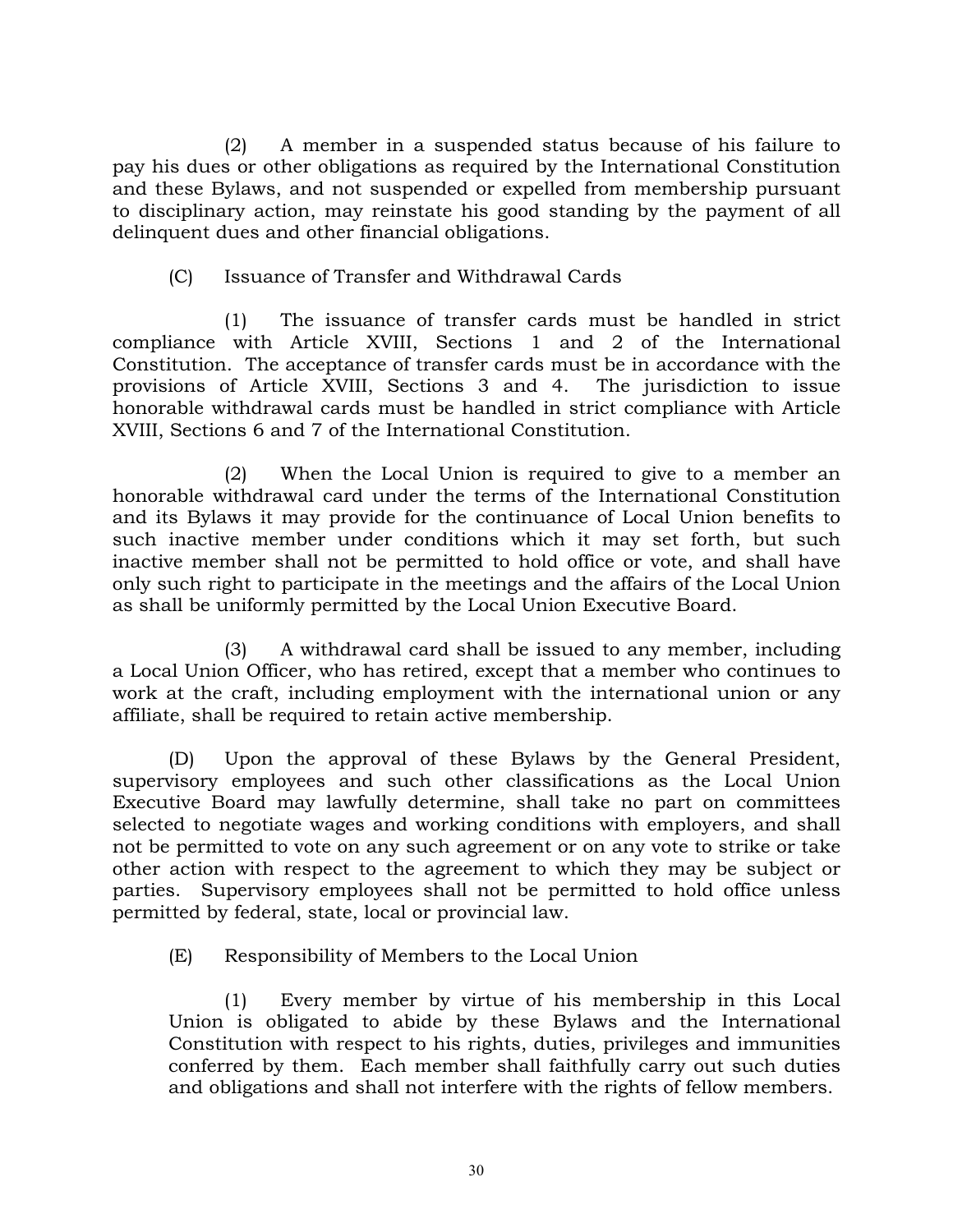(2) A member in a suspended status because of his failure to pay his dues or other obligations as required by the International Constitution and these Bylaws, and not suspended or expelled from membership pursuant to disciplinary action, may reinstate his good standing by the payment of all delinquent dues and other financial obligations.

(C) Issuance of Transfer and Withdrawal Cards

(1) The issuance of transfer cards must be handled in strict compliance with Article XVIII, Sections 1 and 2 of the International Constitution. The acceptance of transfer cards must be in accordance with the provisions of Article XVIII, Sections 3 and 4. The jurisdiction to issue honorable withdrawal cards must be handled in strict compliance with Article XVIII, Sections 6 and 7 of the International Constitution.

(2) When the Local Union is required to give to a member an honorable withdrawal card under the terms of the International Constitution and its Bylaws it may provide for the continuance of Local Union benefits to such inactive member under conditions which it may set forth, but such inactive member shall not be permitted to hold office or vote, and shall have only such right to participate in the meetings and the affairs of the Local Union as shall be uniformly permitted by the Local Union Executive Board.

(3) A withdrawal card shall be issued to any member, including a Local Union Officer, who has retired, except that a member who continues to work at the craft, including employment with the international union or any affiliate, shall be required to retain active membership.

(D) Upon the approval of these Bylaws by the General President, supervisory employees and such other classifications as the Local Union Executive Board may lawfully determine, shall take no part on committees selected to negotiate wages and working conditions with employers, and shall not be permitted to vote on any such agreement or on any vote to strike or take other action with respect to the agreement to which they may be subject or parties. Supervisory employees shall not be permitted to hold office unless permitted by federal, state, local or provincial law.

(E) Responsibility of Members to the Local Union

(1) Every member by virtue of his membership in this Local Union is obligated to abide by these Bylaws and the International Constitution with respect to his rights, duties, privileges and immunities conferred by them. Each member shall faithfully carry out such duties and obligations and shall not interfere with the rights of fellow members.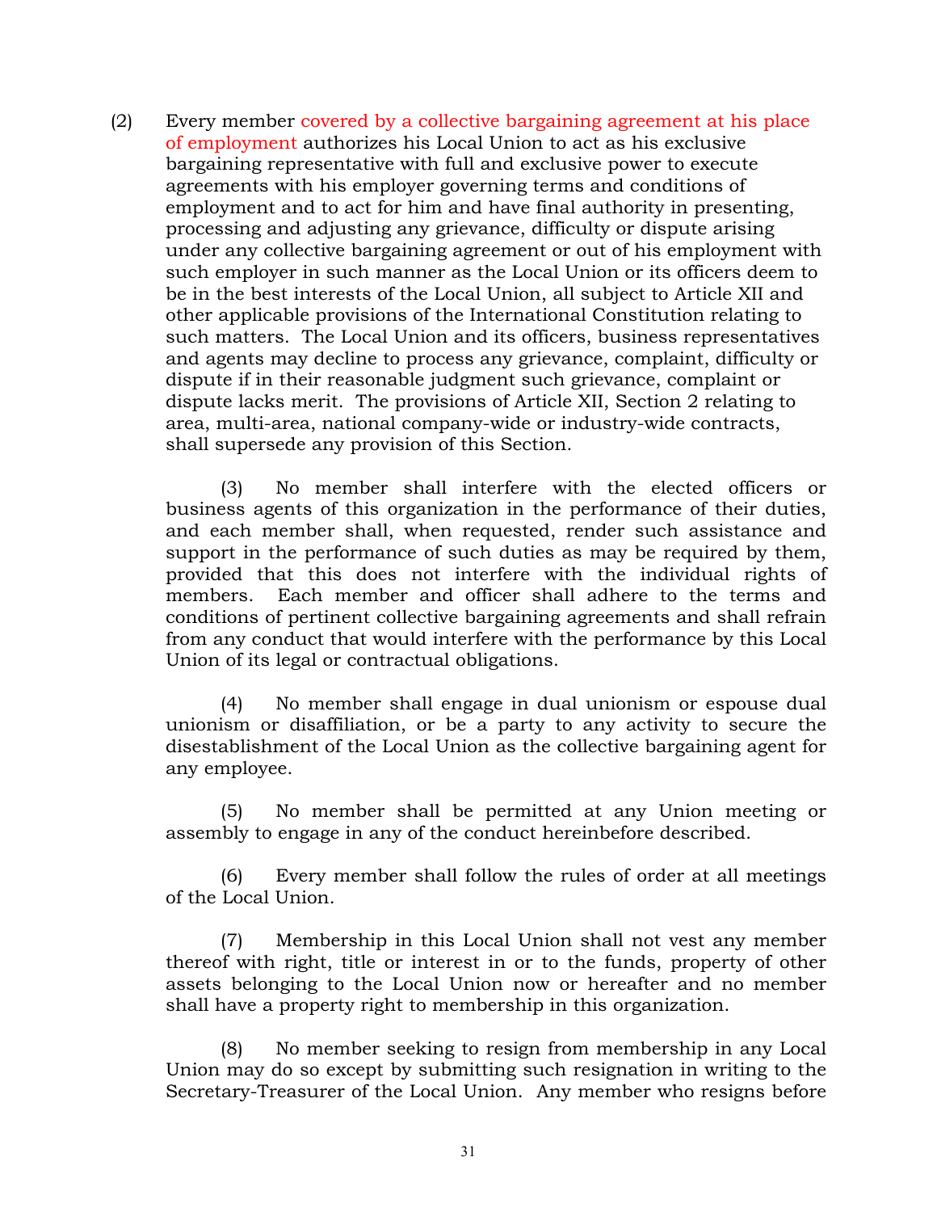(2) Every member covered by a collective bargaining agreement at his place of employment authorizes his Local Union to act as his exclusive bargaining representative with full and exclusive power to execute agreements with his employer governing terms and conditions of employment and to act for him and have final authority in presenting, processing and adjusting any grievance, difficulty or dispute arising under any collective bargaining agreement or out of his employment with such employer in such manner as the Local Union or its officers deem to be in the best interests of the Local Union, all subject to Article XII and other applicable provisions of the International Constitution relating to such matters. The Local Union and its officers, business representatives and agents may decline to process any grievance, complaint, difficulty or dispute if in their reasonable judgment such grievance, complaint or dispute lacks merit. The provisions of Article XII, Section 2 relating to area, multi-area, national company-wide or industry-wide contracts, shall supersede any provision of this Section.

(3) No member shall interfere with the elected officers or business agents of this organization in the performance of their duties, and each member shall, when requested, render such assistance and support in the performance of such duties as may be required by them, provided that this does not interfere with the individual rights of members. Each member and officer shall adhere to the terms and conditions of pertinent collective bargaining agreements and shall refrain from any conduct that would interfere with the performance by this Local Union of its legal or contractual obligations.

(4) No member shall engage in dual unionism or espouse dual unionism or disaffiliation, or be a party to any activity to secure the disestablishment of the Local Union as the collective bargaining agent for any employee.

(5) No member shall be permitted at any Union meeting or assembly to engage in any of the conduct hereinbefore described.

(6) Every member shall follow the rules of order at all meetings of the Local Union.

(7) Membership in this Local Union shall not vest any member thereof with right, title or interest in or to the funds, property of other assets belonging to the Local Union now or hereafter and no member shall have a property right to membership in this organization.

(8) No member seeking to resign from membership in any Local Union may do so except by submitting such resignation in writing to the Secretary-Treasurer of the Local Union. Any member who resigns before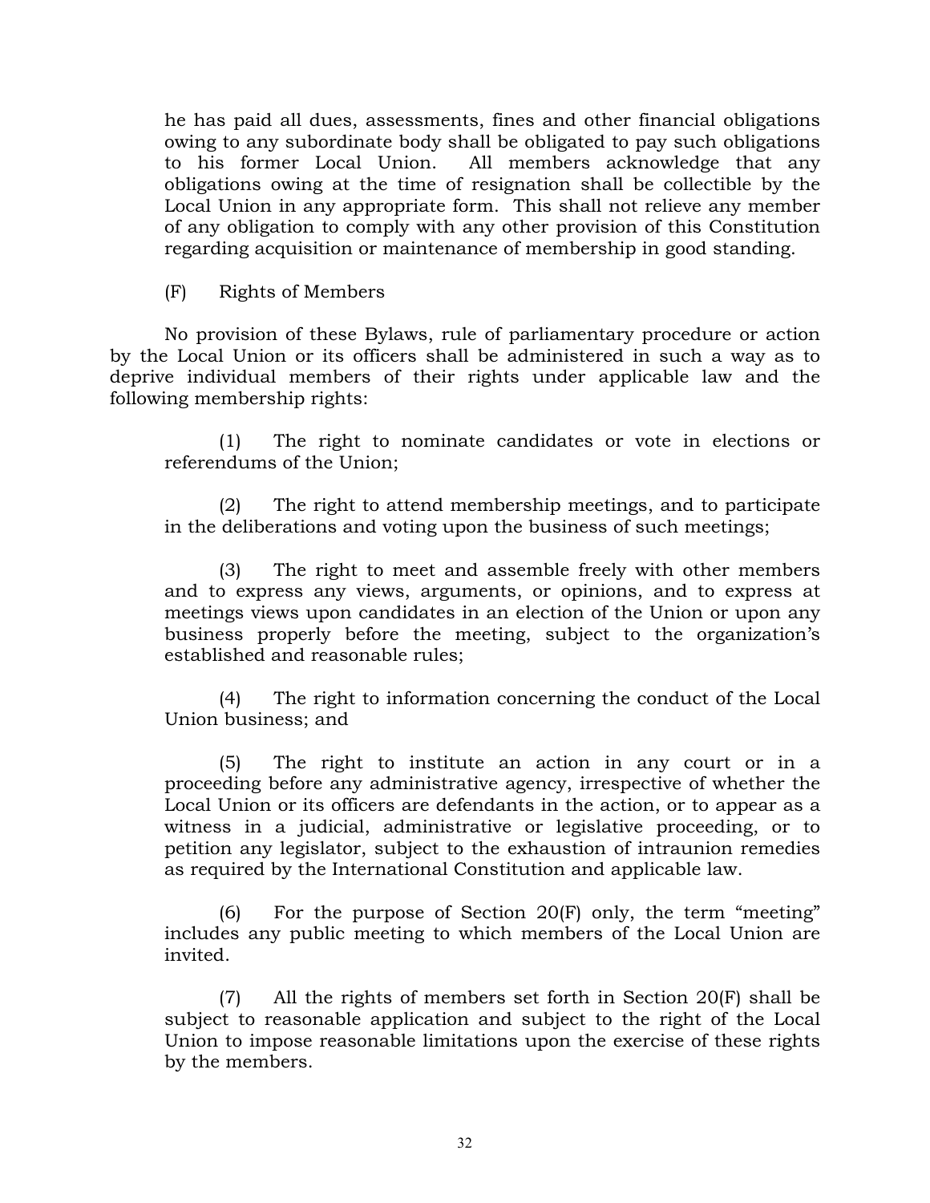he has paid all dues, assessments, fines and other financial obligations owing to any subordinate body shall be obligated to pay such obligations to his former Local Union. All members acknowledge that any obligations owing at the time of resignation shall be collectible by the Local Union in any appropriate form. This shall not relieve any member of any obligation to comply with any other provision of this Constitution regarding acquisition or maintenance of membership in good standing.

(F) Rights of Members

No provision of these Bylaws, rule of parliamentary procedure or action by the Local Union or its officers shall be administered in such a way as to deprive individual members of their rights under applicable law and the following membership rights:

(1) The right to nominate candidates or vote in elections or referendums of the Union;

(2) The right to attend membership meetings, and to participate in the deliberations and voting upon the business of such meetings;

(3) The right to meet and assemble freely with other members and to express any views, arguments, or opinions, and to express at meetings views upon candidates in an election of the Union or upon any business properly before the meeting, subject to the organization's established and reasonable rules;

(4) The right to information concerning the conduct of the Local Union business; and

(5) The right to institute an action in any court or in a proceeding before any administrative agency, irrespective of whether the Local Union or its officers are defendants in the action, or to appear as a witness in a judicial, administrative or legislative proceeding, or to petition any legislator, subject to the exhaustion of intraunion remedies as required by the International Constitution and applicable law.

(6) For the purpose of Section 20(F) only, the term "meeting" includes any public meeting to which members of the Local Union are invited.

(7) All the rights of members set forth in Section 20(F) shall be subject to reasonable application and subject to the right of the Local Union to impose reasonable limitations upon the exercise of these rights by the members.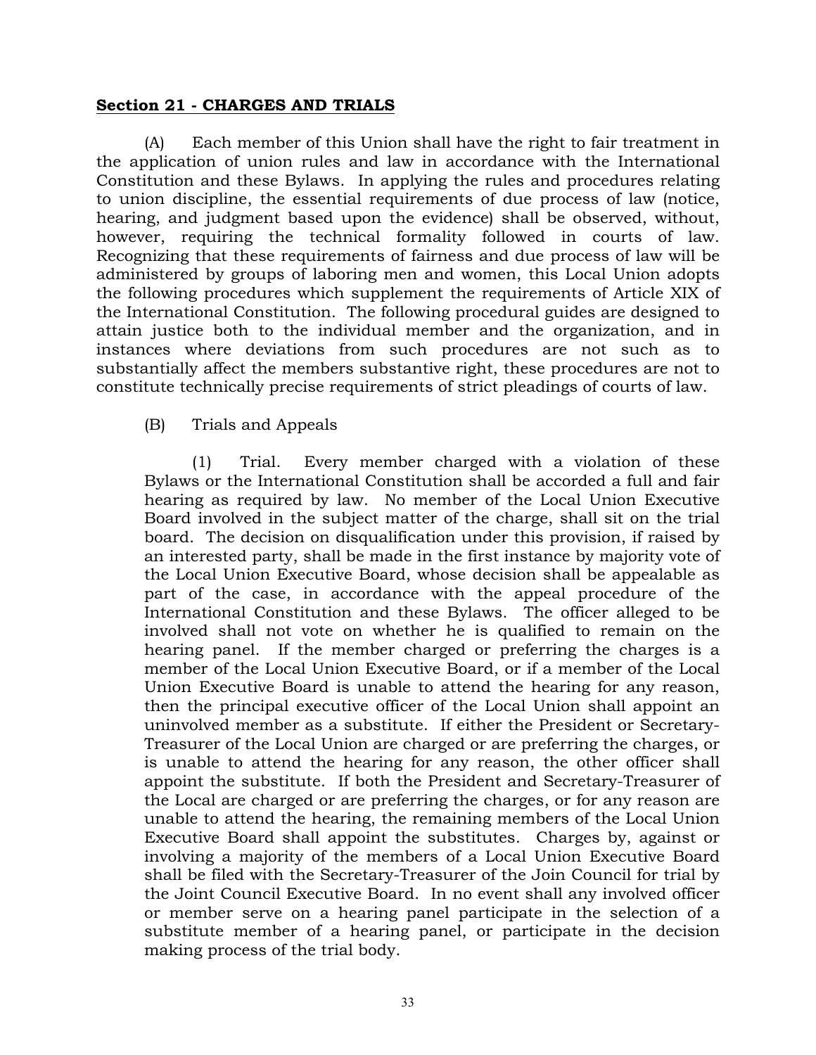**Section 21 - CHARGES AND TRIALS**

(A) Each member of this Union shall have the right to fair treatment in the application of union rules and law in accordance with the International Constitution and these Bylaws. In applying the rules and procedures relating to union discipline, the essential requirements of due process of law (notice, hearing, and judgment based upon the evidence) shall be observed, without, however, requiring the technical formality followed in courts of law. Recognizing that these requirements of fairness and due process of law will be administered by groups of laboring men and women, this Local Union adopts the following procedures which supplement the requirements of Article XIX of the International Constitution. The following procedural guides are designed to attain justice both to the individual member and the organization, and in instances where deviations from such procedures are not such as to substantially affect the members substantive right, these procedures are not to constitute technically precise requirements of strict pleadings of courts of law.

(B) Trials and Appeals

(1) Trial. Every member charged with a violation of these Bylaws or the International Constitution shall be accorded a full and fair hearing as required by law. No member of the Local Union Executive Board involved in the subject matter of the charge, shall sit on the trial board. The decision on disqualification under this provision, if raised by an interested party, shall be made in the first instance by majority vote of the Local Union Executive Board, whose decision shall be appealable as part of the case, in accordance with the appeal procedure of the International Constitution and these Bylaws. The officer alleged to be involved shall not vote on whether he is qualified to remain on the hearing panel. If the member charged or preferring the charges is a member of the Local Union Executive Board, or if a member of the Local Union Executive Board is unable to attend the hearing for any reason, then the principal executive officer of the Local Union shall appoint an uninvolved member as a substitute. If either the President or Secretary-Treasurer of the Local Union are charged or are preferring the charges, or is unable to attend the hearing for any reason, the other officer shall appoint the substitute. If both the President and Secretary-Treasurer of the Local are charged or are preferring the charges, or for any reason are unable to attend the hearing, the remaining members of the Local Union Executive Board shall appoint the substitutes. Charges by, against or involving a majority of the members of a Local Union Executive Board shall be filed with the Secretary-Treasurer of the Join Council for trial by the Joint Council Executive Board. In no event shall any involved officer or member serve on a hearing panel participate in the selection of a substitute member of a hearing panel, or participate in the decision making process of the trial body.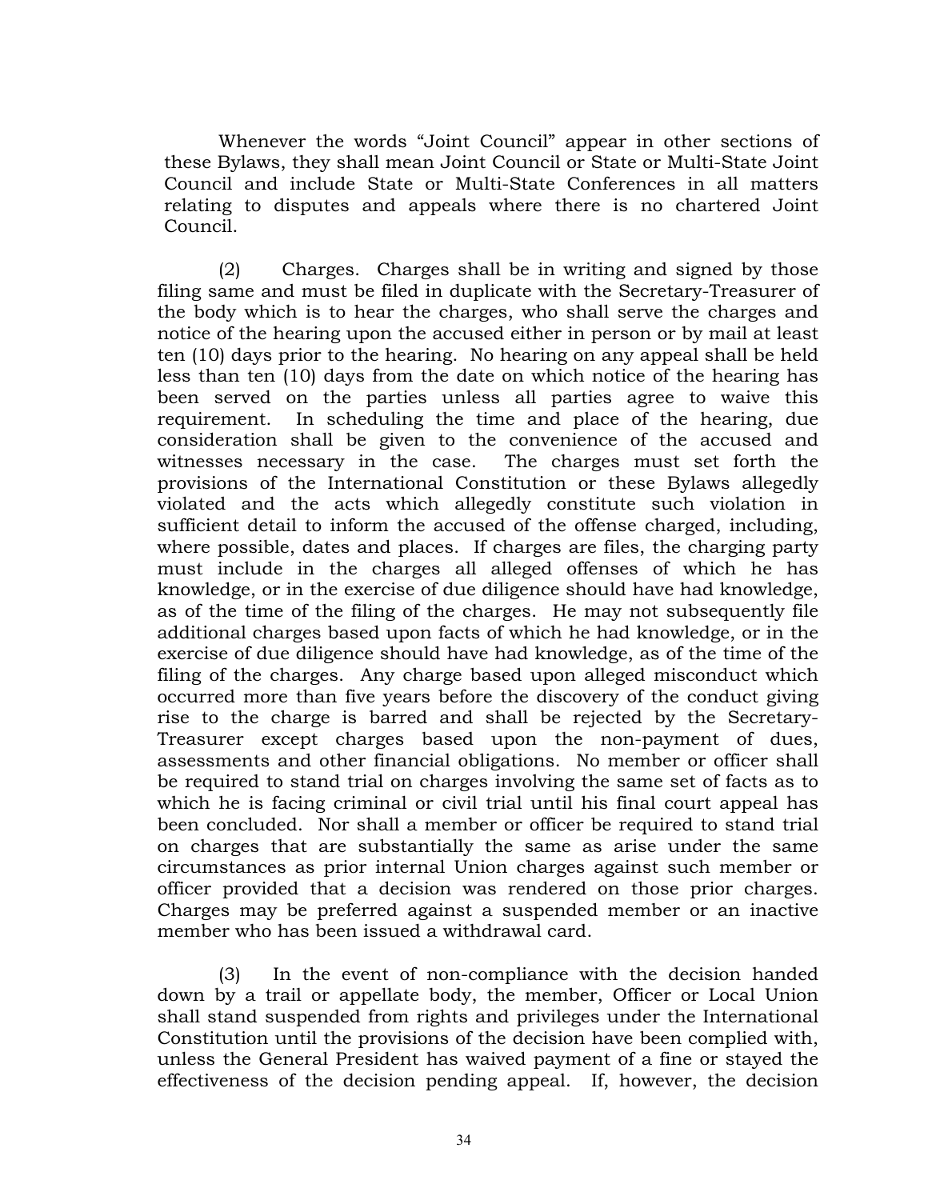Whenever the words "Joint Council" appear in other sections of these Bylaws, they shall mean Joint Council or State or Multi-State Joint Council and include State or Multi-State Conferences in all matters relating to disputes and appeals where there is no chartered Joint Council.

(2) Charges. Charges shall be in writing and signed by those filing same and must be filed in duplicate with the Secretary-Treasurer of the body which is to hear the charges, who shall serve the charges and notice of the hearing upon the accused either in person or by mail at least ten (10) days prior to the hearing. No hearing on any appeal shall be held less than ten (10) days from the date on which notice of the hearing has been served on the parties unless all parties agree to waive this requirement. In scheduling the time and place of the hearing, due consideration shall be given to the convenience of the accused and witnesses necessary in the case. The charges must set forth the provisions of the International Constitution or these Bylaws allegedly violated and the acts which allegedly constitute such violation in sufficient detail to inform the accused of the offense charged, including, where possible, dates and places. If charges are files, the charging party must include in the charges all alleged offenses of which he has knowledge, or in the exercise of due diligence should have had knowledge, as of the time of the filing of the charges. He may not subsequently file additional charges based upon facts of which he had knowledge, or in the exercise of due diligence should have had knowledge, as of the time of the filing of the charges. Any charge based upon alleged misconduct which occurred more than five years before the discovery of the conduct giving rise to the charge is barred and shall be rejected by the Secretary-Treasurer except charges based upon the non-payment of dues, assessments and other financial obligations. No member or officer shall be required to stand trial on charges involving the same set of facts as to which he is facing criminal or civil trial until his final court appeal has been concluded. Nor shall a member or officer be required to stand trial on charges that are substantially the same as arise under the same circumstances as prior internal Union charges against such member or officer provided that a decision was rendered on those prior charges. Charges may be preferred against a suspended member or an inactive member who has been issued a withdrawal card.

(3) In the event of non-compliance with the decision handed down by a trail or appellate body, the member, Officer or Local Union shall stand suspended from rights and privileges under the International Constitution until the provisions of the decision have been complied with, unless the General President has waived payment of a fine or stayed the effectiveness of the decision pending appeal. If, however, the decision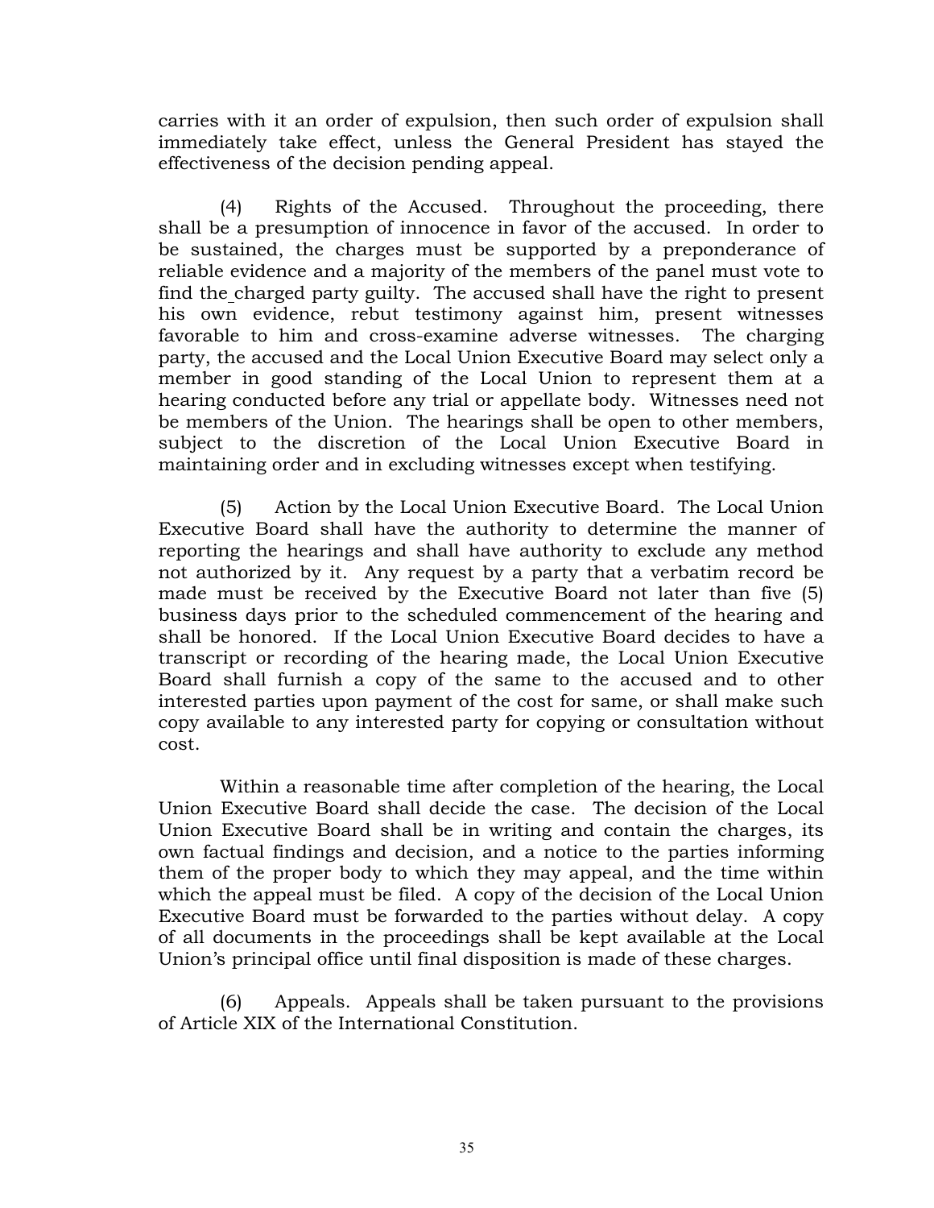carries with it an order of expulsion, then such order of expulsion shall immediately take effect, unless the General President has stayed the effectiveness of the decision pending appeal.

(4) Rights of the Accused. Throughout the proceeding, there shall be a presumption of innocence in favor of the accused. In order to be sustained, the charges must be supported by a preponderance of reliable evidence and a majority of the members of the panel must vote to find the charged party guilty. The accused shall have the right to present his own evidence, rebut testimony against him, present witnesses favorable to him and cross-examine adverse witnesses. The charging party, the accused and the Local Union Executive Board may select only a member in good standing of the Local Union to represent them at a hearing conducted before any trial or appellate body. Witnesses need not be members of the Union. The hearings shall be open to other members, subject to the discretion of the Local Union Executive Board in maintaining order and in excluding witnesses except when testifying.

(5) Action by the Local Union Executive Board. The Local Union Executive Board shall have the authority to determine the manner of reporting the hearings and shall have authority to exclude any method not authorized by it. Any request by a party that a verbatim record be made must be received by the Executive Board not later than five (5) business days prior to the scheduled commencement of the hearing and shall be honored. If the Local Union Executive Board decides to have a transcript or recording of the hearing made, the Local Union Executive Board shall furnish a copy of the same to the accused and to other interested parties upon payment of the cost for same, or shall make such copy available to any interested party for copying or consultation without cost.

Within a reasonable time after completion of the hearing, the Local Union Executive Board shall decide the case. The decision of the Local Union Executive Board shall be in writing and contain the charges, its own factual findings and decision, and a notice to the parties informing them of the proper body to which they may appeal, and the time within which the appeal must be filed. A copy of the decision of the Local Union Executive Board must be forwarded to the parties without delay. A copy of all documents in the proceedings shall be kept available at the Local Union's principal office until final disposition is made of these charges.

(6) Appeals. Appeals shall be taken pursuant to the provisions of Article XIX of the International Constitution.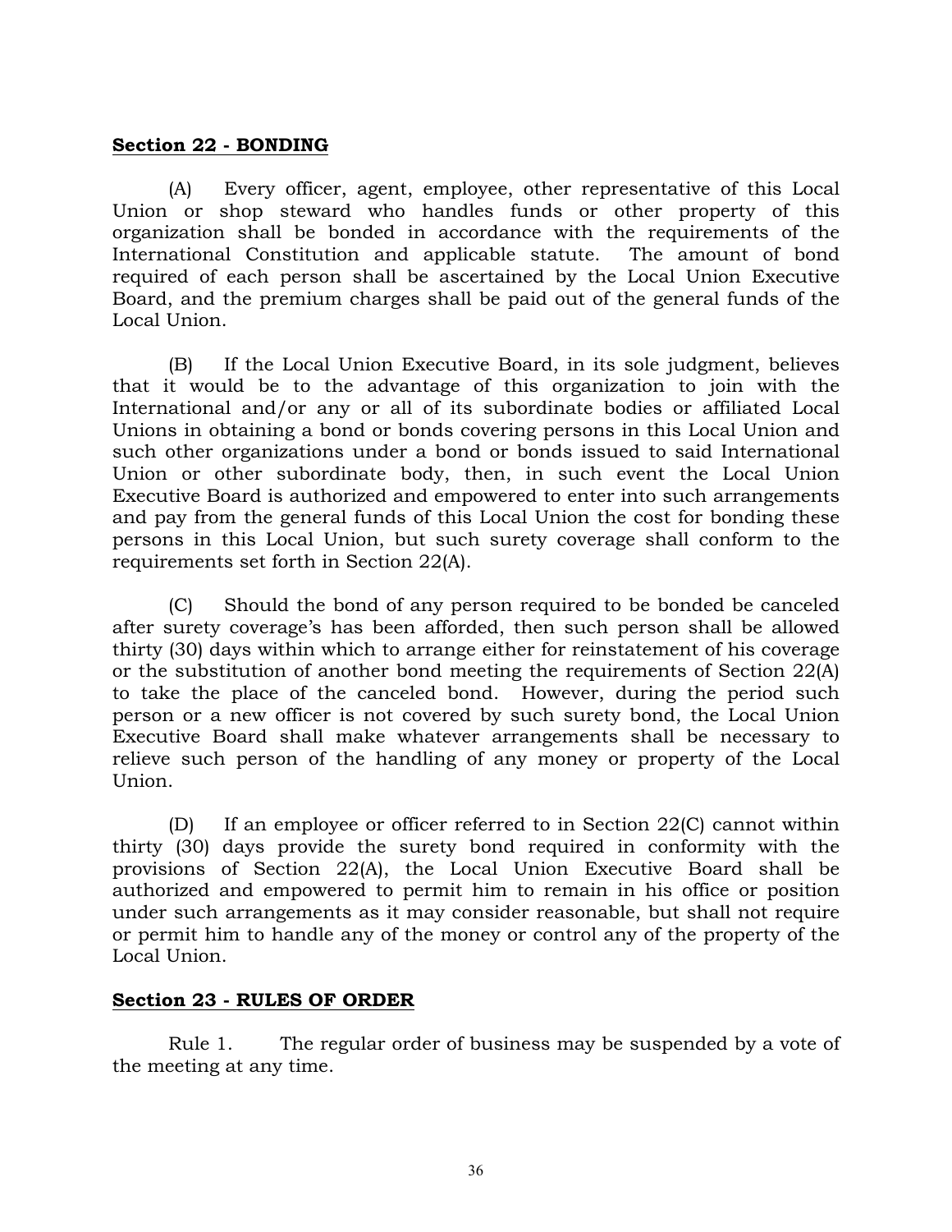## Section 22 - BONDING

(A) Every officer, agent, employee, other representative of this Local Union or shop steward who handles funds or other property of this organization shall be bonded in accordance with the requirements of the International Constitution and applicable statute. The amount of bond required of each person shall be ascertained by the Local Union Executive Board, and the premium charges shall be paid out of the general funds of the Local Union.

(B) If the Local Union Executive Board, in its sole judgment, believes that it would be to the advantage of this organization to join with the International and/or any or all of its subordinate bodies or affiliated Local Unions in obtaining a bond or bonds covering persons in this Local Union and such other organizations under a bond or bonds issued to said International Union or other subordinate body, then, in such event the Local Union Executive Board is authorized and empowered to enter into such arrangements and pay from the general funds of this Local Union the cost for bonding these persons in this Local Union, but such surety coverage shall conform to the requirements set forth in Section 22(A).

(C) Should the bond of any person required to be bonded be canceled after surety coverage's has been afforded, then such person shall be allowed thirty (30) days within which to arrange either for reinstatement of his coverage or the substitution of another bond meeting the requirements of Section 22(A) to take the place of the canceled bond. However, during the period such person or a new officer is not covered by such surety bond, the Local Union Executive Board shall make whatever arrangements shall be necessary to relieve such person of the handling of any money or property of the Local Union.

(D) If an employee or officer referred to in Section 22(C) cannot within thirty (30) days provide the surety bond required in conformity with the provisions of Section 22(A), the Local Union Executive Board shall be authorized and empowered to permit him to remain in his office or position under such arrangements as it may consider reasonable, but shall not require or permit him to handle any of the money or control any of the property of the Local Union.

## Section 23 - RULES OF ORDER

Rule 1. The regular order of business may be suspended by a vote of the meeting at any time.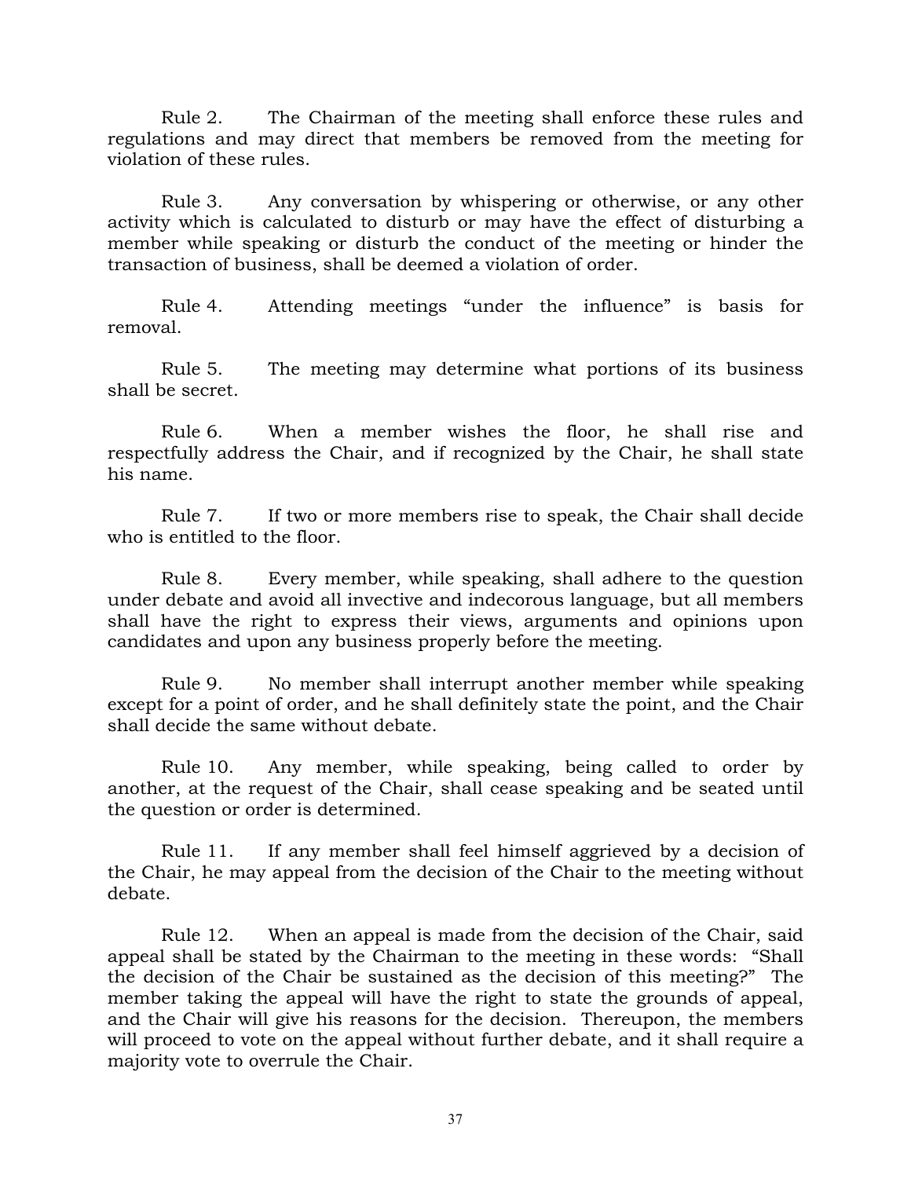Rule 2. The Chairman of the meeting shall enforce these rules and regulations and may direct that members be removed from the meeting for violation of these rules.

Rule 3. Any conversation by whispering or otherwise, or any other activity which is calculated to disturb or may have the effect of disturbing a member while speaking or disturb the conduct of the meeting or hinder the transaction of business, shall be deemed a violation of order.

Rule 4. Attending meetings "under the influence" is basis for removal.

Rule 5. The meeting may determine what portions of its business shall be secret.

Rule 6. When a member wishes the floor, he shall rise and respectfully address the Chair, and if recognized by the Chair, he shall state his name.

Rule 7. If two or more members rise to speak, the Chair shall decide who is entitled to the floor.

Rule 8. Every member, while speaking, shall adhere to the question under debate and avoid all invective and indecorous language, but all members shall have the right to express their views, arguments and opinions upon candidates and upon any business properly before the meeting.

Rule 9. No member shall interrupt another member while speaking except for a point of order, and he shall definitely state the point, and the Chair shall decide the same without debate.

Rule 10. Any member, while speaking, being called to order by another, at the request of the Chair, shall cease speaking and be seated until the question or order is determined.

Rule 11. If any member shall feel himself aggrieved by a decision of the Chair, he may appeal from the decision of the Chair to the meeting without debate.

Rule 12. When an appeal is made from the decision of the Chair, said appeal shall be stated by the Chairman to the meeting in these words: "Shall the decision of the Chair be sustained as the decision of this meeting?" The member taking the appeal will have the right to state the grounds of appeal, and the Chair will give his reasons for the decision. Thereupon, the members will proceed to vote on the appeal without further debate, and it shall require a majority vote to overrule the Chair.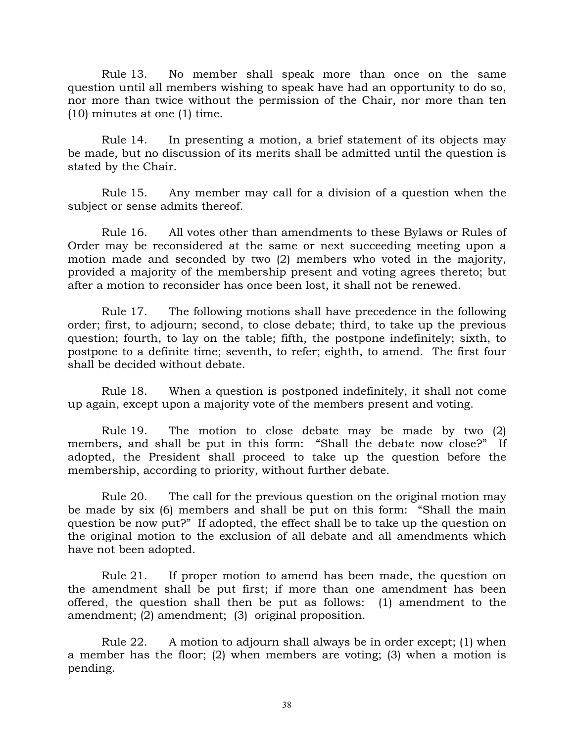Rule 13. No member shall speak more than once on the same question until all members wishing to speak have had an opportunity to do so, nor more than twice without the permission of the Chair, nor more than ten (10) minutes at one (1) time.

Rule 14. In presenting a motion, a brief statement of its objects may be made, but no discussion of its merits shall be admitted until the question is stated by the Chair.

Rule 15. Any member may call for a division of a question when the subject or sense admits thereof.

Rule 16. All votes other than amendments to these Bylaws or Rules of Order may be reconsidered at the same or next succeeding meeting upon a motion made and seconded by two (2) members who voted in the majority, provided a majority of the membership present and voting agrees thereto; but after a motion to reconsider has once been lost, it shall not be renewed.

Rule 17. The following motions shall have precedence in the following order; first, to adjourn; second, to close debate; third, to take up the previous question; fourth, to lay on the table; fifth, the postpone indefinitely; sixth, to postpone to a definite time; seventh, to refer; eighth, to amend. The first four shall be decided without debate.

Rule 18. When a question is postponed indefinitely, it shall not come up again, except upon a majority vote of the members present and voting.

Rule 19. The motion to close debate may be made by two (2) members, and shall be put in this form: "Shall the debate now close?" If adopted, the President shall proceed to take up the question before the membership, according to priority, without further debate.

Rule 20. The call for the previous question on the original motion may be made by six (6) members and shall be put on this form: "Shall the main question be now put?" If adopted, the effect shall be to take up the question on the original motion to the exclusion of all debate and all amendments which have not been adopted.

Rule 21. If proper motion to amend has been made, the question on the amendment shall be put first; if more than one amendment has been offered, the question shall then be put as follows: (1) amendment to the amendment; (2) amendment; (3) original proposition.

Rule 22. A motion to adjourn shall always be in order except; (1) when a member has the floor; (2) when members are voting; (3) when a motion is pending.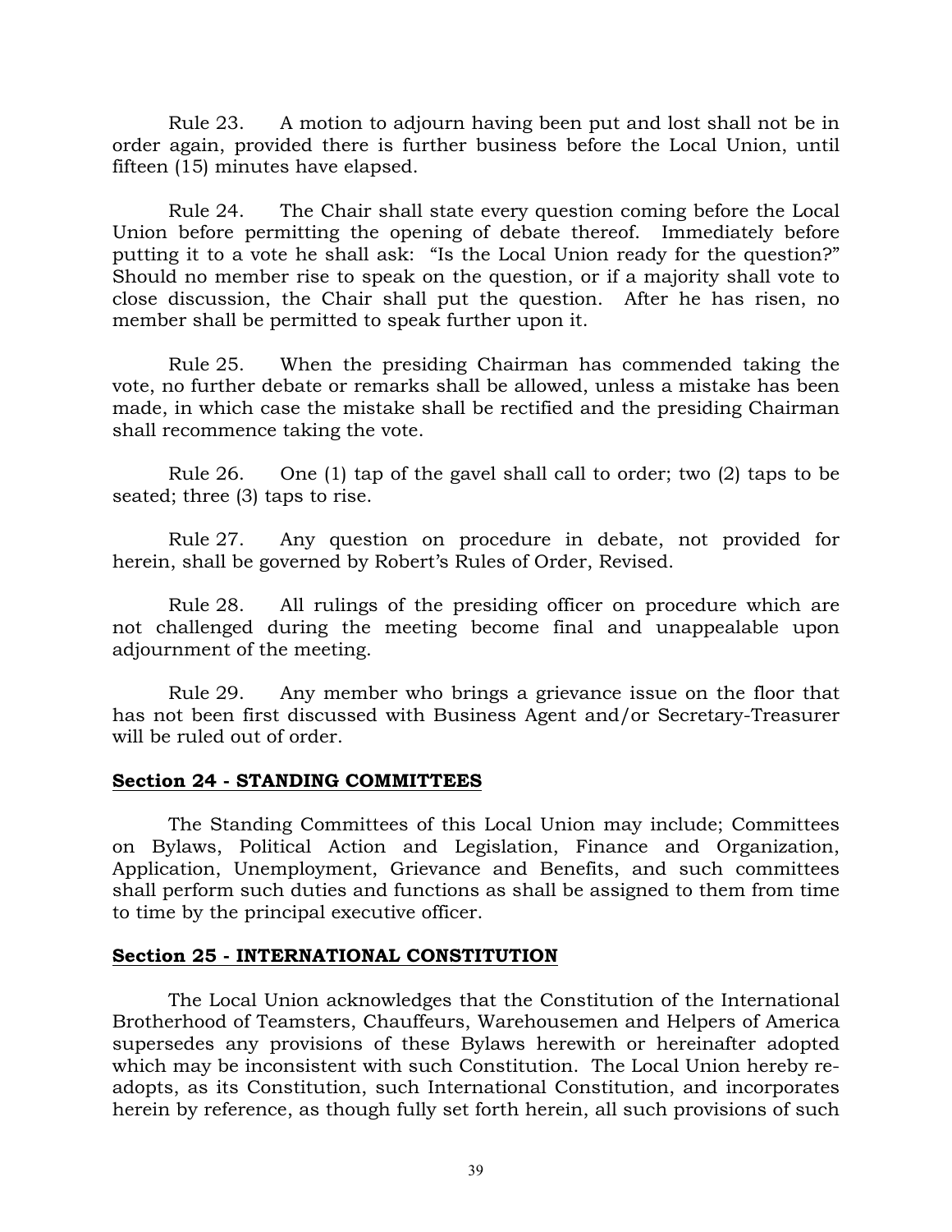Rule 23. A motion to adjourn having been put and lost shall not be in order again, provided there is further business before the Local Union, until fifteen (15) minutes have elapsed.

Rule 24. The Chair shall state every question coming before the Local Union before permitting the opening of debate thereof. Immediately before putting it to a vote he shall ask: "Is the Local Union ready for the question?" Should no member rise to speak on the question, or if a majority shall vote to close discussion, the Chair shall put the question. After he has risen, no member shall be permitted to speak further upon it.

Rule 25. When the presiding Chairman has commended taking the vote, no further debate or remarks shall be allowed, unless a mistake has been made, in which case the mistake shall be rectified and the presiding Chairman shall recommence taking the vote.

Rule 26. One (1) tap of the gavel shall call to order; two (2) taps to be seated; three (3) taps to rise.

Rule 27. Any question on procedure in debate, not provided for herein, shall be governed by Robert's Rules of Order, Revised.

Rule 28. All rulings of the presiding officer on procedure which are not challenged during the meeting become final and unappealable upon adjournment of the meeting.

Rule 29. Any member who brings a grievance issue on the floor that has not been first discussed with Business Agent and/or Secretary-Treasurer will be ruled out of order.

## Section 24 - STANDING COMMITTEES

The Standing Committees of this Local Union may include; Committees on Bylaws, Political Action and Legislation, Finance and Organization, Application, Unemployment, Grievance and Benefits, and such committees shall perform such duties and functions as shall be assigned to them from time to time by the principal executive officer.

## Section 25 - INTERNATIONAL CONSTITUTION

The Local Union acknowledges that the Constitution of the International Brotherhood of Teamsters, Chauffeurs, Warehousemen and Helpers of America supersedes any provisions of these Bylaws herewith or hereinafter adopted which may be inconsistent with such Constitution. The Local Union hereby re-adopts, as its Constitution, such International Constitution, and incorporates herein by reference, as though fully set forth herein, all such provisions of such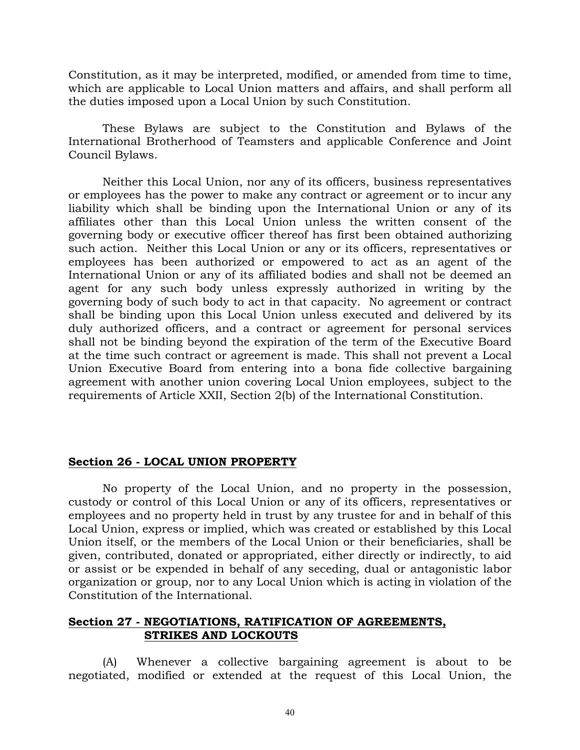Constitution, as it may be interpreted, modified, or amended from time to time, which are applicable to Local Union matters and affairs, and shall perform all the duties imposed upon a Local Union by such Constitution.

These Bylaws are subject to the Constitution and Bylaws of the International Brotherhood of Teamsters and applicable Conference and Joint Council Bylaws.

Neither this Local Union, nor any of its officers, business representatives or employees has the power to make any contract or agreement or to incur any liability which shall be binding upon the International Union or any of its affiliates other than this Local Union unless the written consent of the governing body or executive officer thereof has first been obtained authorizing such action. Neither this Local Union or any or its officers, representatives or employees has been authorized or empowered to act as an agent of the International Union or any of its affiliated bodies and shall not be deemed an agent for any such body unless expressly authorized in writing by the governing body of such body to act in that capacity. No agreement or contract shall be binding upon this Local Union unless executed and delivered by its duly authorized officers, and a contract or agreement for personal services shall not be binding beyond the expiration of the term of the Executive Board at the time such contract or agreement is made. This shall not prevent a Local Union Executive Board from entering into a bona fide collective bargaining agreement with another union covering Local Union employees, subject to the requirements of Article XXII, Section 2(b) of the International Constitution.

## Section 26 - LOCAL UNION PROPERTY

No property of the Local Union, and no property in the possession, custody or control of this Local Union or any of its officers, representatives or employees and no property held in trust by any trustee for and in behalf of this Local Union, express or implied, which was created or established by this Local Union itself, or the members of the Local Union or their beneficiaries, shall be given, contributed, donated or appropriated, either directly or indirectly, to aid or assist or be expended in behalf of any seceding, dual or antagonistic labor organization or group, nor to any Local Union which is acting in violation of the Constitution of the International.

## Section 27 - NEGOTIATIONS, RATIFICATION OF AGREEMENTS, STRIKES AND LOCKOUTS

(A) Whenever a collective bargaining agreement is about to be negotiated, modified or extended at the request of this Local Union, the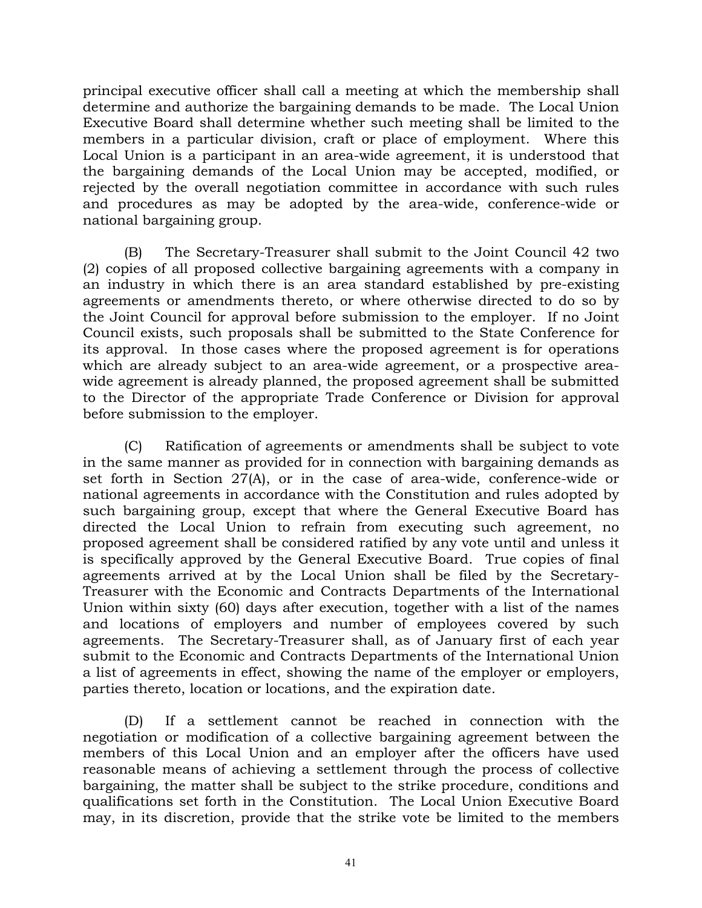principal executive officer shall call a meeting at which the membership shall determine and authorize the bargaining demands to be made. The Local Union Executive Board shall determine whether such meeting shall be limited to the members in a particular division, craft or place of employment. Where this Local Union is a participant in an area-wide agreement, it is understood that the bargaining demands of the Local Union may be accepted, modified, or rejected by the overall negotiation committee in accordance with such rules and procedures as may be adopted by the area-wide, conference-wide or national bargaining group.

(B) The Secretary-Treasurer shall submit to the Joint Council 42 two (2) copies of all proposed collective bargaining agreements with a company in an industry in which there is an area standard established by pre-existing agreements or amendments thereto, or where otherwise directed to do so by the Joint Council for approval before submission to the employer. If no Joint Council exists, such proposals shall be submitted to the State Conference for its approval. In those cases where the proposed agreement is for operations which are already subject to an area-wide agreement, or a prospective area-wide agreement is already planned, the proposed agreement shall be submitted to the Director of the appropriate Trade Conference or Division for approval before submission to the employer.

(C) Ratification of agreements or amendments shall be subject to vote in the same manner as provided for in connection with bargaining demands as set forth in Section 27(A), or in the case of area-wide, conference-wide or national agreements in accordance with the Constitution and rules adopted by such bargaining group, except that where the General Executive Board has directed the Local Union to refrain from executing such agreement, no proposed agreement shall be considered ratified by any vote until and unless it is specifically approved by the General Executive Board. True copies of final agreements arrived at by the Local Union shall be filed by the Secretary-Treasurer with the Economic and Contracts Departments of the International Union within sixty (60) days after execution, together with a list of the names and locations of employers and number of employees covered by such agreements. The Secretary-Treasurer shall, as of January first of each year submit to the Economic and Contracts Departments of the International Union a list of agreements in effect, showing the name of the employer or employers, parties thereto, location or locations, and the expiration date.

(D) If a settlement cannot be reached in connection with the negotiation or modification of a collective bargaining agreement between the members of this Local Union and an employer after the officers have used reasonable means of achieving a settlement through the process of collective bargaining, the matter shall be subject to the strike procedure, conditions and qualifications set forth in the Constitution. The Local Union Executive Board may, in its discretion, provide that the strike vote be limited to the members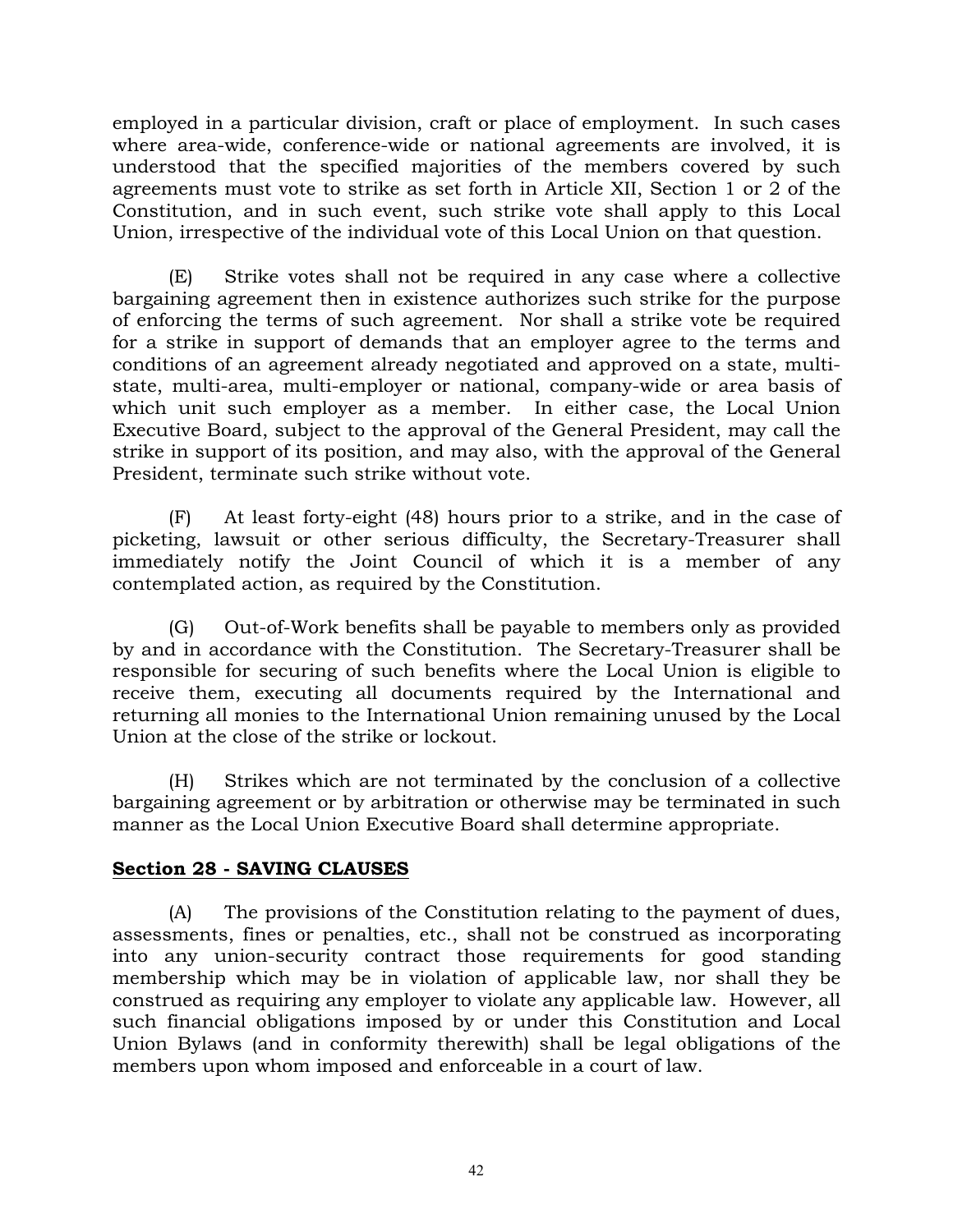employed in a particular division, craft or place of employment. In such cases where area-wide, conference-wide or national agreements are involved, it is understood that the specified majorities of the members covered by such agreements must vote to strike as set forth in Article XII, Section 1 or 2 of the Constitution, and in such event, such strike vote shall apply to this Local Union, irrespective of the individual vote of this Local Union on that question.

(E) Strike votes shall not be required in any case where a collective bargaining agreement then in existence authorizes such strike for the purpose of enforcing the terms of such agreement. Nor shall a strike vote be required for a strike in support of demands that an employer agree to the terms and conditions of an agreement already negotiated and approved on a state, multi-state, multi-area, multi-employer or national, company-wide or area basis of which unit such employer as a member. In either case, the Local Union Executive Board, subject to the approval of the General President, may call the strike in support of its position, and may also, with the approval of the General President, terminate such strike without vote.

(F) At least forty-eight (48) hours prior to a strike, and in the case of picketing, lawsuit or other serious difficulty, the Secretary-Treasurer shall immediately notify the Joint Council of which it is a member of any contemplated action, as required by the Constitution.

(G) Out-of-Work benefits shall be payable to members only as provided by and in accordance with the Constitution. The Secretary-Treasurer shall be responsible for securing of such benefits where the Local Union is eligible to receive them, executing all documents required by the International and returning all monies to the International Union remaining unused by the Local Union at the close of the strike or lockout.

(H) Strikes which are not terminated by the conclusion of a collective bargaining agreement or by arbitration or otherwise may be terminated in such manner as the Local Union Executive Board shall determine appropriate.

## Section 28 - SAVING CLAUSES

(A) The provisions of the Constitution relating to the payment of dues, assessments, fines or penalties, etc., shall not be construed as incorporating into any union-security contract those requirements for good standing membership which may be in violation of applicable law, nor shall they be construed as requiring any employer to violate any applicable law. However, all such financial obligations imposed by or under this Constitution and Local Union Bylaws (and in conformity therewith) shall be legal obligations of the members upon whom imposed and enforceable in a court of law.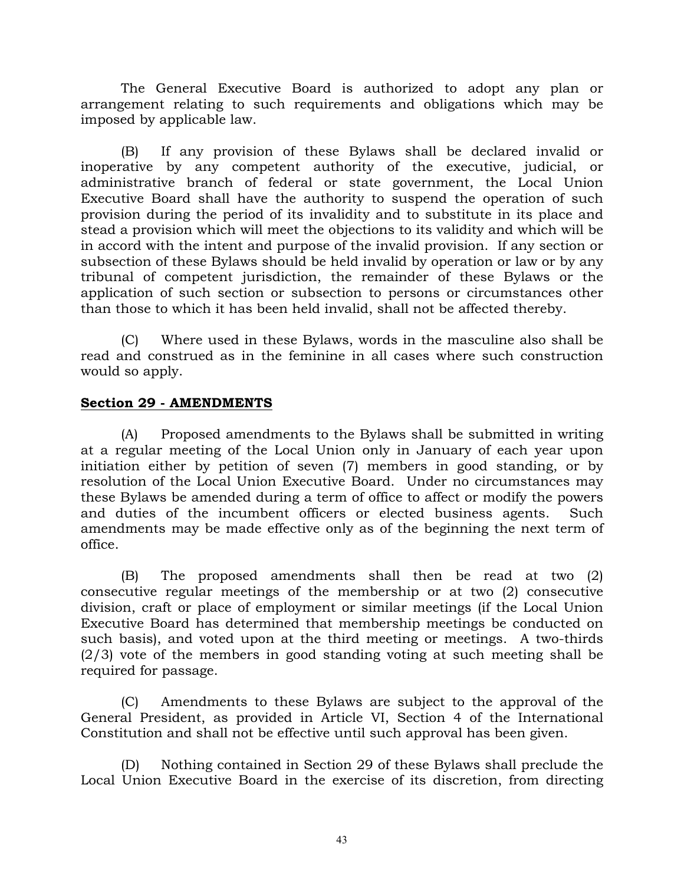The General Executive Board is authorized to adopt any plan or arrangement relating to such requirements and obligations which may be imposed by applicable law.

(B) If any provision of these Bylaws shall be declared invalid or inoperative by any competent authority of the executive, judicial, or administrative branch of federal or state government, the Local Union Executive Board shall have the authority to suspend the operation of such provision during the period of its invalidity and to substitute in its place and stead a provision which will meet the objections to its validity and which will be in accord with the intent and purpose of the invalid provision. If any section or subsection of these Bylaws should be held invalid by operation or law or by any tribunal of competent jurisdiction, the remainder of these Bylaws or the application of such section or subsection to persons or circumstances other than those to which it has been held invalid, shall not be affected thereby.

(C) Where used in these Bylaws, words in the masculine also shall be read and construed as in the feminine in all cases where such construction would so apply.

## Section 29 - AMENDMENTS

(A) Proposed amendments to the Bylaws shall be submitted in writing at a regular meeting of the Local Union only in January of each year upon initiation either by petition of seven (7) members in good standing, or by resolution of the Local Union Executive Board. Under no circumstances may these Bylaws be amended during a term of office to affect or modify the powers and duties of the incumbent officers or elected business agents. Such amendments may be made effective only as of the beginning the next term of office.

(B) The proposed amendments shall then be read at two (2) consecutive regular meetings of the membership or at two (2) consecutive division, craft or place of employment or similar meetings (if the Local Union Executive Board has determined that membership meetings be conducted on such basis), and voted upon at the third meeting or meetings. A two-thirds (2/3) vote of the members in good standing voting at such meeting shall be required for passage.

(C) Amendments to these Bylaws are subject to the approval of the General President, as provided in Article VI, Section 4 of the International Constitution and shall not be effective until such approval has been given.

(D) Nothing contained in Section 29 of these Bylaws shall preclude the Local Union Executive Board in the exercise of its discretion, from directing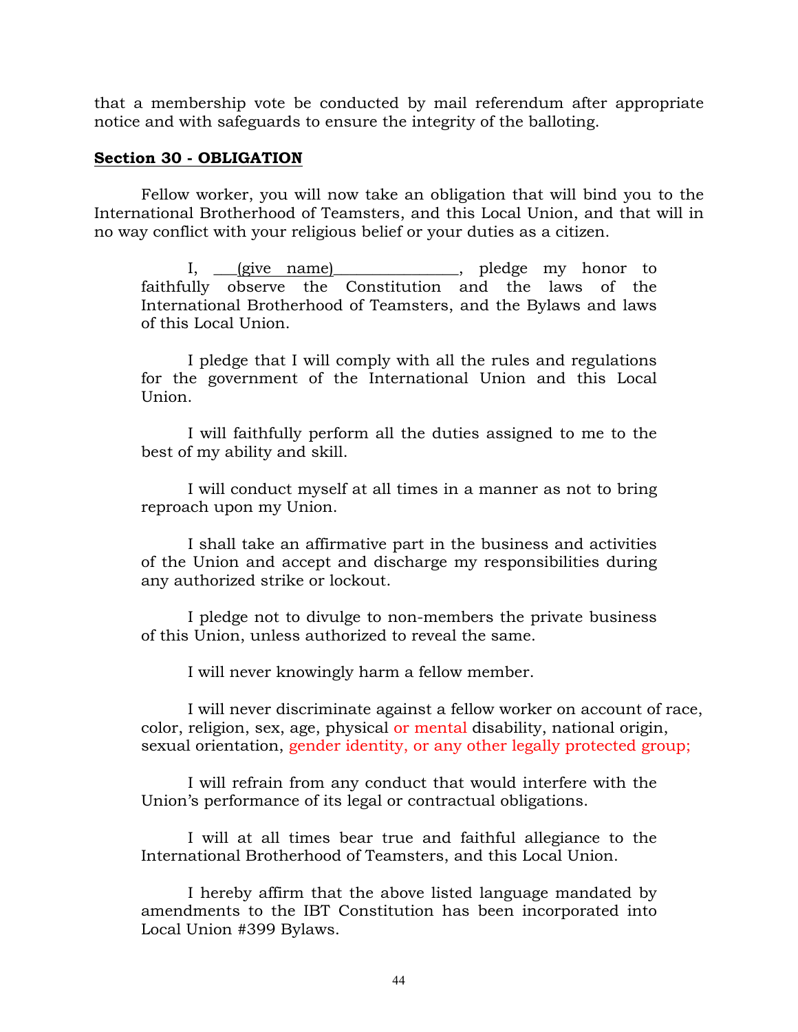that a membership vote be conducted by mail referendum after appropriate notice and with safeguards to ensure the integrity of the balloting.

**Section 30 - OBLIGATION**

Fellow worker, you will now take an obligation that will bind you to the International Brotherhood of Teamsters, and this Local Union, and that will in no way conflict with your religious belief or your duties as a citizen.

> I, ___(give name)_______________, pledge my honor to faithfully observe the Constitution and the laws of the International Brotherhood of Teamsters, and the Bylaws and laws of this Local Union.
>
> I pledge that I will comply with all the rules and regulations for the government of the International Union and this Local Union.
>
> I will faithfully perform all the duties assigned to me to the best of my ability and skill.
>
> I will conduct myself at all times in a manner as not to bring reproach upon my Union.
>
> I shall take an affirmative part in the business and activities of the Union and accept and discharge my responsibilities during any authorized strike or lockout.
>
> I pledge not to divulge to non-members the private business of this Union, unless authorized to reveal the same.
>
> I will never knowingly harm a fellow member.
>
> I will never discriminate against a fellow worker on account of race, color, religion, sex, age, physical or mental disability, national origin, sexual orientation, gender identity, or any other legally protected group;
>
> I will refrain from any conduct that would interfere with the Union's performance of its legal or contractual obligations.
>
> I will at all times bear true and faithful allegiance to the International Brotherhood of Teamsters, and this Local Union.
>
> I hereby affirm that the above listed language mandated by amendments to the IBT Constitution has been incorporated into Local Union #399 Bylaws.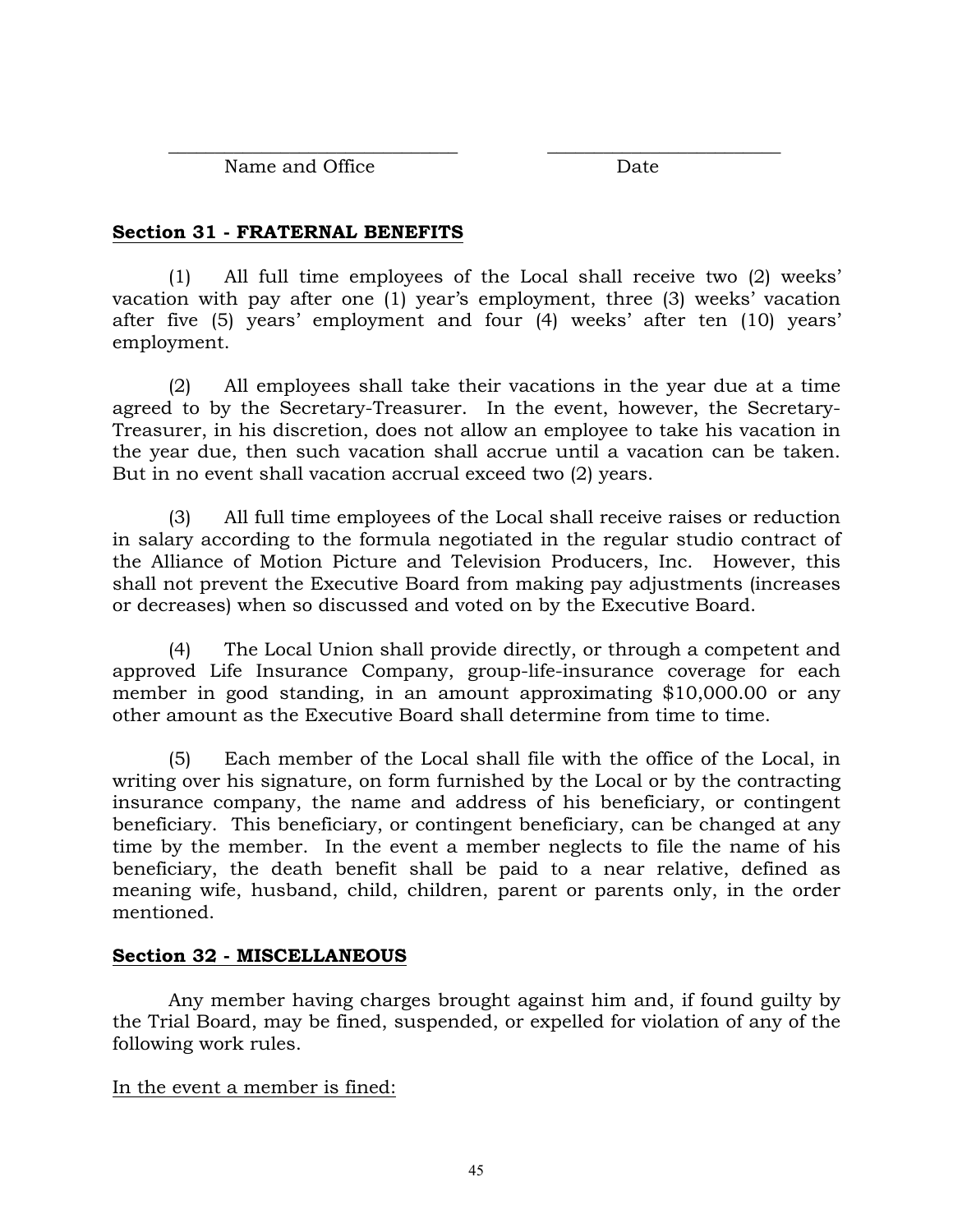\_\_\_\_\_\_\_\_\_\_\_\_\_\_\_\_\_\_\_\_\_\_\_\_\_\_\_\_\_\_ \_\_\_\_\_\_\_\_\_\_\_\_\_\_\_\_\_\_\_\_\_\_\_\_\_\_

Name and Office Date

**Section 31 - FRATERNAL BENEFITS**

(1) All full time employees of the Local shall receive two (2) weeks' vacation with pay after one (1) year's employment, three (3) weeks' vacation after five (5) years' employment and four (4) weeks' after ten (10) years' employment.

(2) All employees shall take their vacations in the year due at a time agreed to by the Secretary-Treasurer. In the event, however, the Secretary-Treasurer, in his discretion, does not allow an employee to take his vacation in the year due, then such vacation shall accrue until a vacation can be taken. But in no event shall vacation accrual exceed two (2) years.

(3) All full time employees of the Local shall receive raises or reduction in salary according to the formula negotiated in the regular studio contract of the Alliance of Motion Picture and Television Producers, Inc. However, this shall not prevent the Executive Board from making pay adjustments (increases or decreases) when so discussed and voted on by the Executive Board.

(4) The Local Union shall provide directly, or through a competent and approved Life Insurance Company, group-life-insurance coverage for each member in good standing, in an amount approximating $10,000.00 or any other amount as the Executive Board shall determine from time to time.

(5) Each member of the Local shall file with the office of the Local, in writing over his signature, on form furnished by the Local or by the contracting insurance company, the name and address of his beneficiary, or contingent beneficiary. This beneficiary, or contingent beneficiary, can be changed at any time by the member. In the event a member neglects to file the name of his beneficiary, the death benefit shall be paid to a near relative, defined as meaning wife, husband, child, children, parent or parents only, in the order mentioned.

**Section 32 - MISCELLANEOUS**

Any member having charges brought against him and, if found guilty by the Trial Board, may be fined, suspended, or expelled for violation of any of the following work rules.

<u>In the event a member is fined:</u>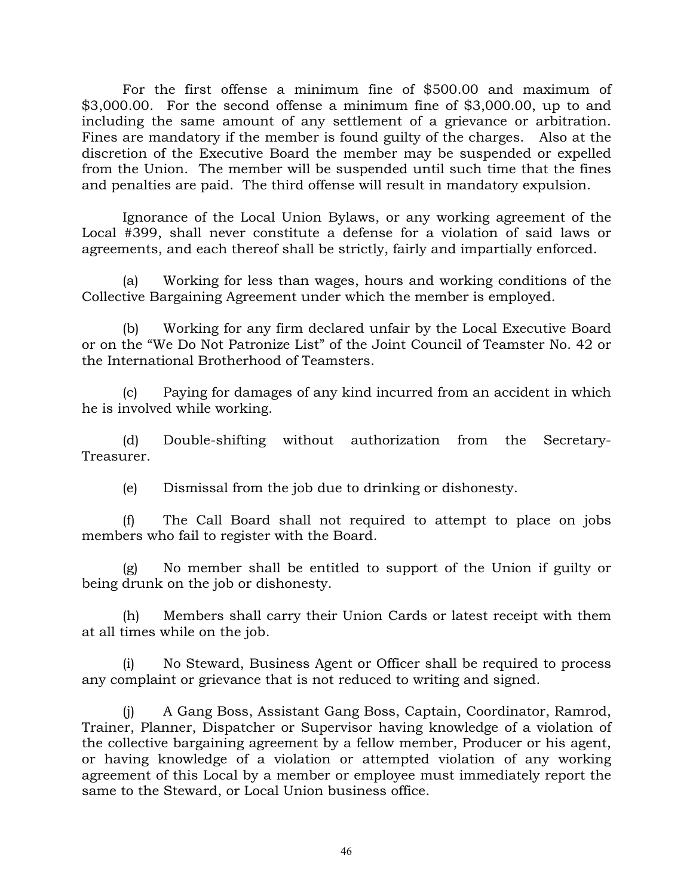For the first offense a minimum fine of $500.00 and maximum of $3,000.00. For the second offense a minimum fine of $3,000.00, up to and including the same amount of any settlement of a grievance or arbitration. Fines are mandatory if the member is found guilty of the charges. Also at the discretion of the Executive Board the member may be suspended or expelled from the Union. The member will be suspended until such time that the fines and penalties are paid. The third offense will result in mandatory expulsion.

Ignorance of the Local Union Bylaws, or any working agreement of the Local #399, shall never constitute a defense for a violation of said laws or agreements, and each thereof shall be strictly, fairly and impartially enforced.

(a) Working for less than wages, hours and working conditions of the Collective Bargaining Agreement under which the member is employed.

(b) Working for any firm declared unfair by the Local Executive Board or on the "We Do Not Patronize List" of the Joint Council of Teamster No. 42 or the International Brotherhood of Teamsters.

(c) Paying for damages of any kind incurred from an accident in which he is involved while working.

(d) Double-shifting without authorization from the Secretary-Treasurer.

(e) Dismissal from the job due to drinking or dishonesty.

(f) The Call Board shall not required to attempt to place on jobs members who fail to register with the Board.

(g) No member shall be entitled to support of the Union if guilty or being drunk on the job or dishonesty.

(h) Members shall carry their Union Cards or latest receipt with them at all times while on the job.

(i) No Steward, Business Agent or Officer shall be required to process any complaint or grievance that is not reduced to writing and signed.

(j) A Gang Boss, Assistant Gang Boss, Captain, Coordinator, Ramrod, Trainer, Planner, Dispatcher or Supervisor having knowledge of a violation of the collective bargaining agreement by a fellow member, Producer or his agent, or having knowledge of a violation or attempted violation of any working agreement of this Local by a member or employee must immediately report the same to the Steward, or Local Union business office.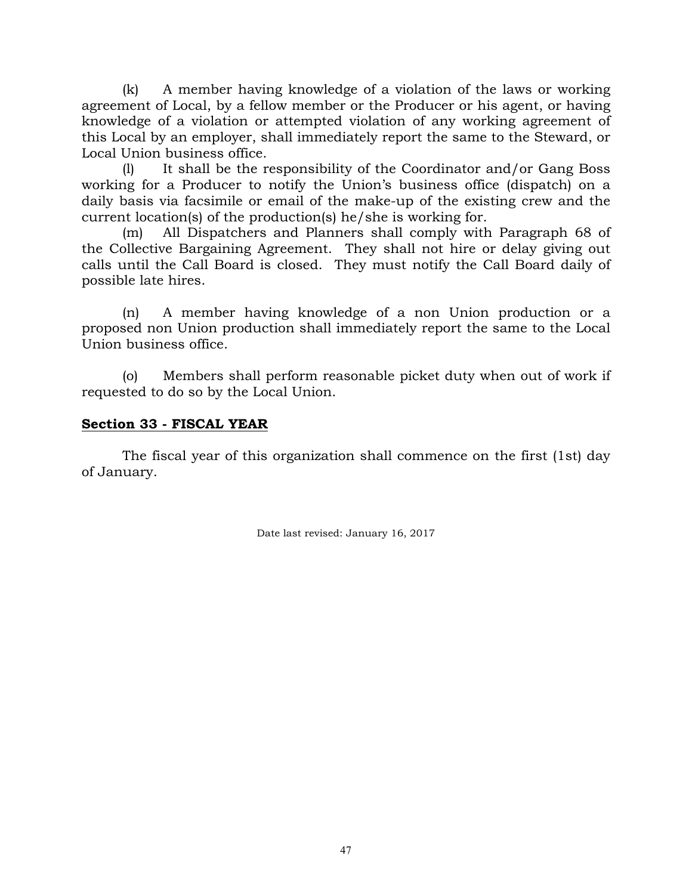(k) A member having knowledge of a violation of the laws or working agreement of Local, by a fellow member or the Producer or his agent, or having knowledge of a violation or attempted violation of any working agreement of this Local by an employer, shall immediately report the same to the Steward, or Local Union business office.

(l) It shall be the responsibility of the Coordinator and/or Gang Boss working for a Producer to notify the Union's business office (dispatch) on a daily basis via facsimile or email of the make-up of the existing crew and the current location(s) of the production(s) he/she is working for.

(m) All Dispatchers and Planners shall comply with Paragraph 68 of the Collective Bargaining Agreement. They shall not hire or delay giving out calls until the Call Board is closed. They must notify the Call Board daily of possible late hires.

(n) A member having knowledge of a non Union production or a proposed non Union production shall immediately report the same to the Local Union business office.

(o) Members shall perform reasonable picket duty when out of work if requested to do so by the Local Union.

## Section 33 - FISCAL YEAR

The fiscal year of this organization shall commence on the first (1st) day of January.

Date last revised: January 16, 2017